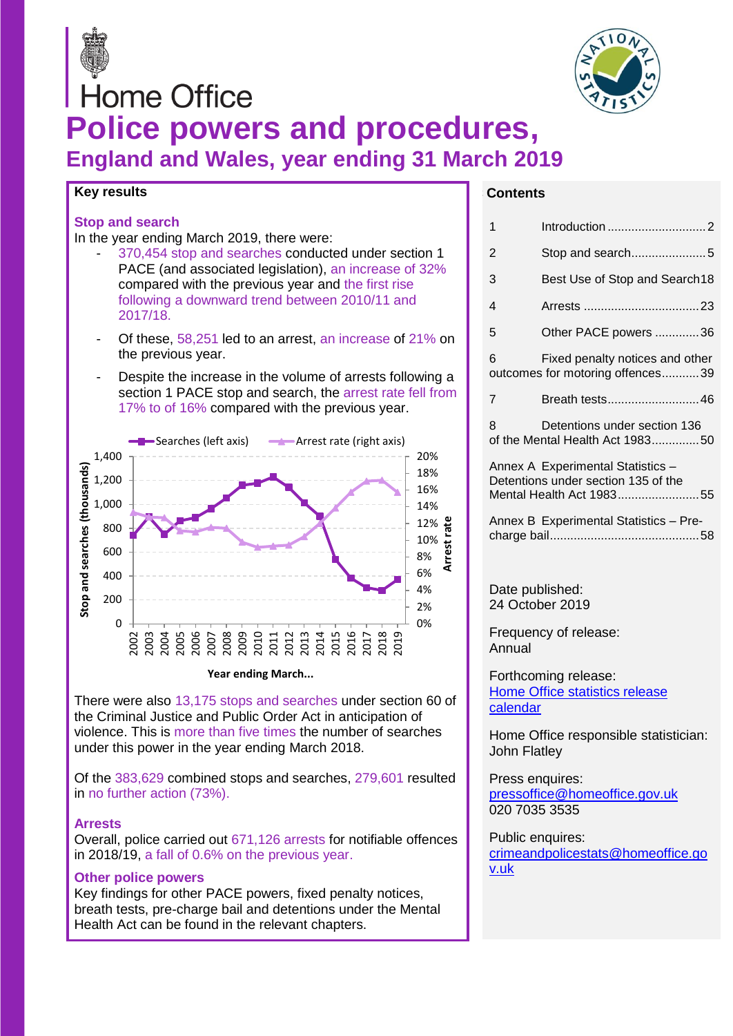Home Office

# Police powers and procedures,

## England and Wales, year ending 31 March 2019

### Key results

**Stop and search**

In the year ending March 2019, there were:

- 370,454 stop and searches conducted under section 1 PACE (and associated legislation), an increase of 32% compared with the previous year and the first rise following a downward trend between 2010/11 and 2017/18.
- Of these, 58,251 led to an arrest, an increase of 21% on the previous year.
- Despite the increase in the volume of arrests following a section 1 PACE stop and search, the arrest rate fell from 17% to of 16% compared with the previous year.

There were also 13,175 stops and searches under section 60 of the Criminal Justice and Public Order Act in anticipation of violence. This is more than five times the number of searches under this power in the year ending March 2018.

Of the 383,629 combined stops and searches, 279,601 resulted in no further action (73%).

**Arrests**

Overall, police carried out 671,126 arrests for notifiable offences in 2018/19, a fall of 0.6% on the previous year.

**Other police powers**

Key findings for other PACE powers, fixed penalty notices, breath tests, pre-charge bail and detentions under the Mental Health Act can be found in the relevant chapters.

### Contents

| | | |
|---|---|---|
| 1 | Introduction | 2 |
| 2 | Stop and search | 5 |
| 3 | Best Use of Stop and Search | 18 |
| 4 | Arrests | 23 |
| 5 | Other PACE powers | 36 |
| 6 | Fixed penalty notices and other outcomes for motoring offences | 39 |
| 7 | Breath tests | 46 |
| 8 | Detentions under section 136 of the Mental Health Act 1983 | 50 |
| Annex A | Experimental Statistics – Detentions under section 135 of the Mental Health Act 1983 | 55 |
| Annex B | Experimental Statistics – Pre-charge bail | 58 |

Date published:
24 October 2019

Frequency of release:
Annual

Forthcoming release:
Home Office statistics release calendar

Home Office responsible statistician:
John Flatley

Press enquires:
pressoffice@homeoffice.gov.uk
020 7035 3535

Public enquires:
crimeandpolicestats@homeoffice.gov.uk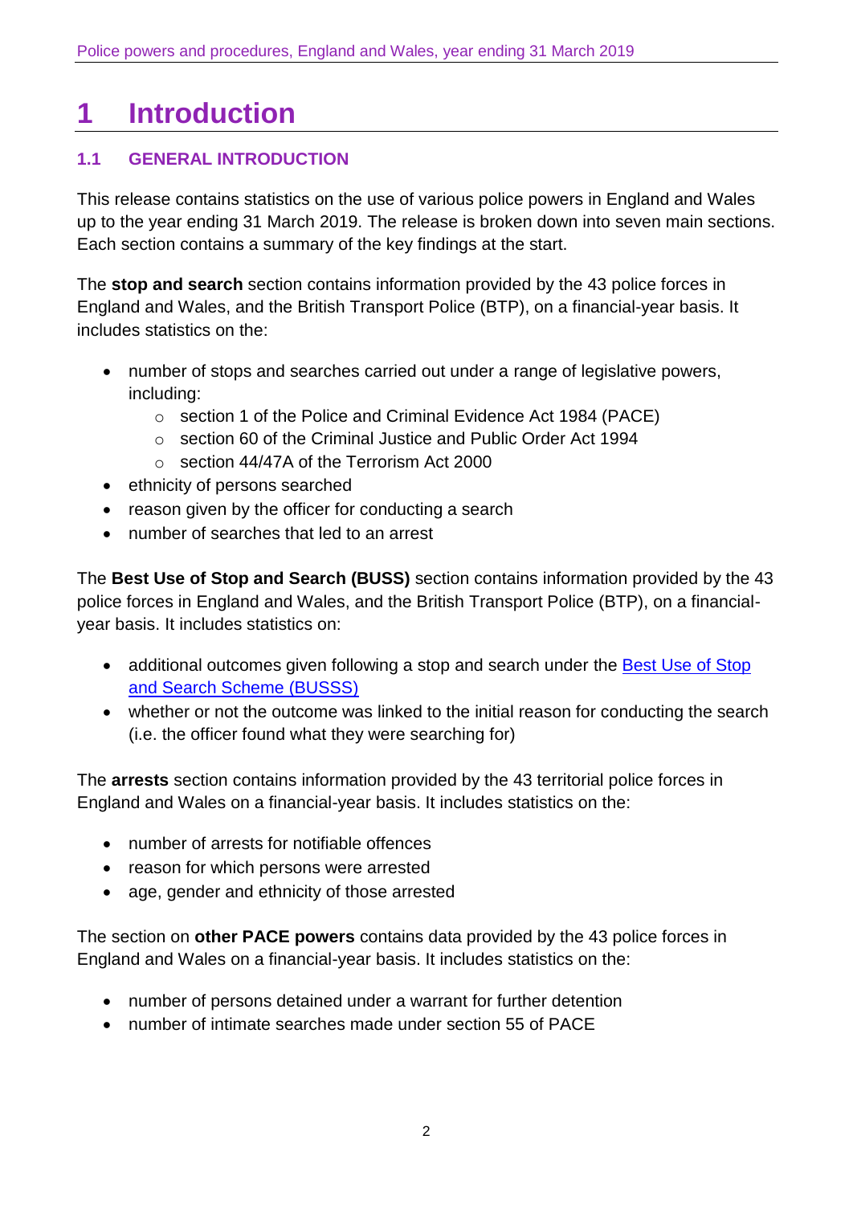# 1 Introduction

## 1.1 GENERAL INTRODUCTION

This release contains statistics on the use of various police powers in England and Wales up to the year ending 31 March 2019. The release is broken down into seven main sections. Each section contains a summary of the key findings at the start.

The **stop and search** section contains information provided by the 43 police forces in England and Wales, and the British Transport Police (BTP), on a financial-year basis. It includes statistics on the:

- number of stops and searches carried out under a range of legislative powers, including:
  - section 1 of the Police and Criminal Evidence Act 1984 (PACE)
  - section 60 of the Criminal Justice and Public Order Act 1994
  - section 44/47A of the Terrorism Act 2000
- ethnicity of persons searched
- reason given by the officer for conducting a search
- number of searches that led to an arrest

The **Best Use of Stop and Search (BUSS)** section contains information provided by the 43 police forces in England and Wales, and the British Transport Police (BTP), on a financial-year basis. It includes statistics on:

- additional outcomes given following a stop and search under the Best Use of Stop and Search Scheme (BUSSS)
- whether or not the outcome was linked to the initial reason for conducting the search (i.e. the officer found what they were searching for)

The **arrests** section contains information provided by the 43 territorial police forces in England and Wales on a financial-year basis. It includes statistics on the:

- number of arrests for notifiable offences
- reason for which persons were arrested
- age, gender and ethnicity of those arrested

The section on **other PACE powers** contains data provided by the 43 police forces in England and Wales on a financial-year basis. It includes statistics on the:

- number of persons detained under a warrant for further detention
- number of intimate searches made under section 55 of PACE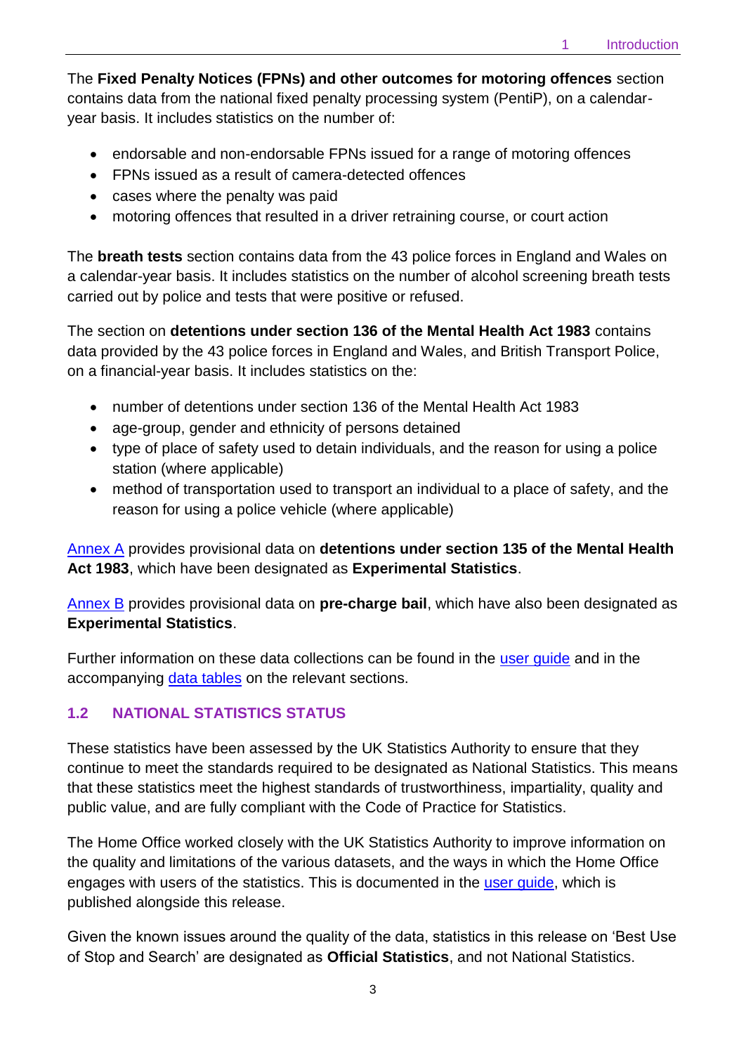The **Fixed Penalty Notices (FPNs) and other outcomes for motoring offences** section contains data from the national fixed penalty processing system (PentiP), on a calendar-year basis. It includes statistics on the number of:

- endorsable and non-endorsable FPNs issued for a range of motoring offences
- FPNs issued as a result of camera-detected offences
- cases where the penalty was paid
- motoring offences that resulted in a driver retraining course, or court action

The **breath tests** section contains data from the 43 police forces in England and Wales on a calendar-year basis. It includes statistics on the number of alcohol screening breath tests carried out by police and tests that were positive or refused.

The section on **detentions under section 136 of the Mental Health Act 1983** contains data provided by the 43 police forces in England and Wales, and British Transport Police, on a financial-year basis. It includes statistics on the:

- number of detentions under section 136 of the Mental Health Act 1983
- age-group, gender and ethnicity of persons detained
- type of place of safety used to detain individuals, and the reason for using a police station (where applicable)
- method of transportation used to transport an individual to a place of safety, and the reason for using a police vehicle (where applicable)

Annex A provides provisional data on **detentions under section 135 of the Mental Health Act 1983**, which have been designated as **Experimental Statistics**.

Annex B provides provisional data on **pre-charge bail**, which have also been designated as **Experimental Statistics**.

Further information on these data collections can be found in the user guide and in the accompanying data tables on the relevant sections.

## 1.2 NATIONAL STATISTICS STATUS

These statistics have been assessed by the UK Statistics Authority to ensure that they continue to meet the standards required to be designated as National Statistics. This means that these statistics meet the highest standards of trustworthiness, impartiality, quality and public value, and are fully compliant with the Code of Practice for Statistics.

The Home Office worked closely with the UK Statistics Authority to improve information on the quality and limitations of the various datasets, and the ways in which the Home Office engages with users of the statistics. This is documented in the user guide, which is published alongside this release.

Given the known issues around the quality of the data, statistics in this release on 'Best Use of Stop and Search' are designated as **Official Statistics**, and not National Statistics.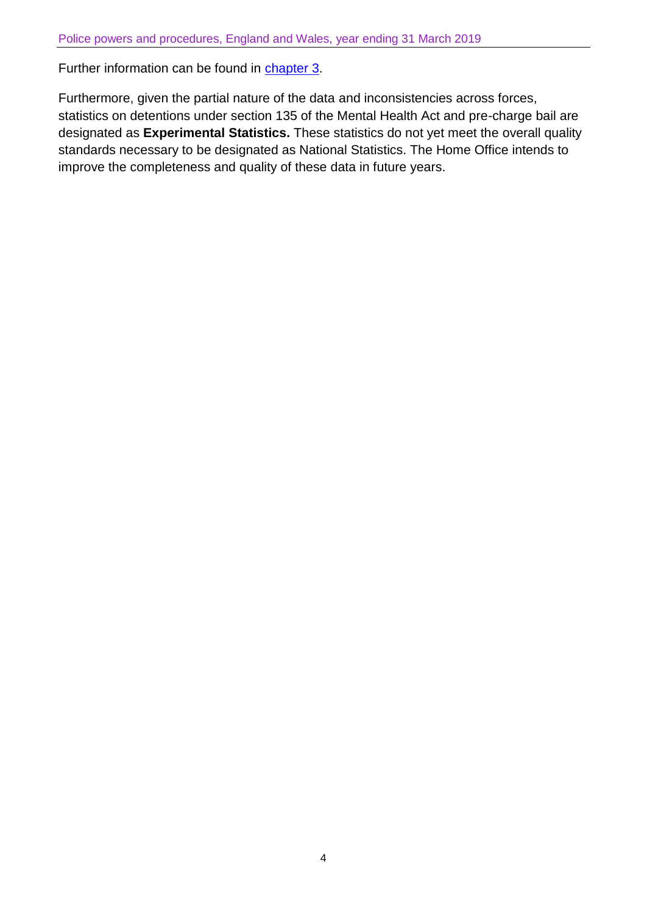Further information can be found in chapter 3.

Furthermore, given the partial nature of the data and inconsistencies across forces, statistics on detentions under section 135 of the Mental Health Act and pre-charge bail are designated as **Experimental Statistics.** These statistics do not yet meet the overall quality standards necessary to be designated as National Statistics. The Home Office intends to improve the completeness and quality of these data in future years.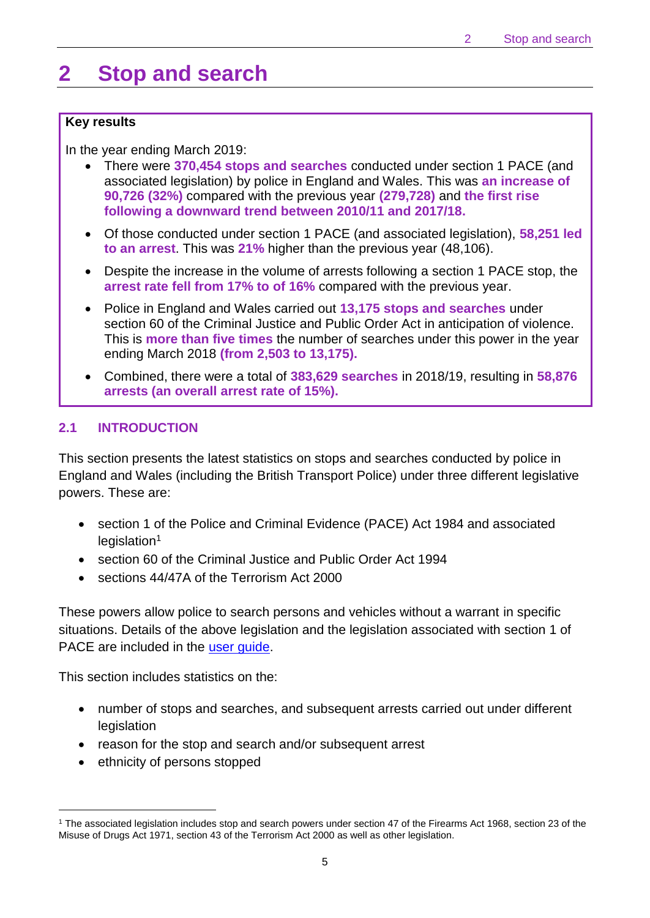# 2 Stop and search

**Key results**

In the year ending March 2019:

- There were **370,454 stops and searches** conducted under section 1 PACE (and associated legislation) by police in England and Wales. This was **an increase of 90,726 (32%)** compared with the previous year **(279,728)** and **the first rise following a downward trend between 2010/11 and 2017/18.**
- Of those conducted under section 1 PACE (and associated legislation), **58,251 led to an arrest**. This was **21%** higher than the previous year (48,106).
- Despite the increase in the volume of arrests following a section 1 PACE stop, the **arrest rate fell from 17% to of 16%** compared with the previous year.
- Police in England and Wales carried out **13,175 stops and searches** under section 60 of the Criminal Justice and Public Order Act in anticipation of violence. This is **more than five times** the number of searches under this power in the year ending March 2018 **(from 2,503 to 13,175).**
- Combined, there were a total of **383,629 searches** in 2018/19, resulting in **58,876 arrests (an overall arrest rate of 15%).**

## 2.1 INTRODUCTION

This section presents the latest statistics on stops and searches conducted by police in England and Wales (including the British Transport Police) under three different legislative powers. These are:

- section 1 of the Police and Criminal Evidence (PACE) Act 1984 and associated legislation[1]
- section 60 of the Criminal Justice and Public Order Act 1994
- sections 44/47A of the Terrorism Act 2000

These powers allow police to search persons and vehicles without a warrant in specific situations. Details of the above legislation and the legislation associated with section 1 of PACE are included in the user guide.

This section includes statistics on the:

- number of stops and searches, and subsequent arrests carried out under different legislation
- reason for the stop and search and/or subsequent arrest
- ethnicity of persons stopped

[1] The associated legislation includes stop and search powers under section 47 of the Firearms Act 1968, section 23 of the Misuse of Drugs Act 1971, section 43 of the Terrorism Act 2000 as well as other legislation.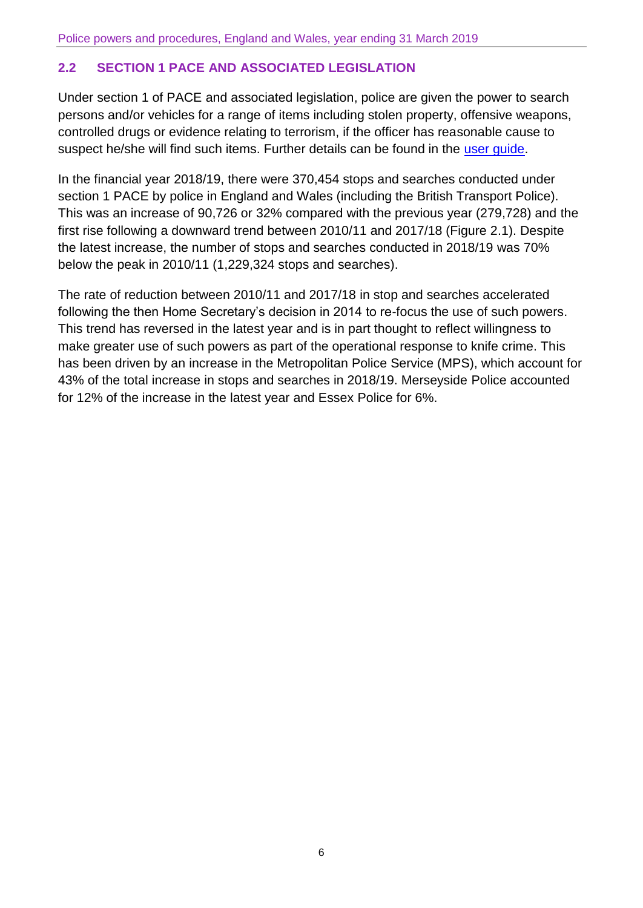## 2.2 SECTION 1 PACE AND ASSOCIATED LEGISLATION

Under section 1 of PACE and associated legislation, police are given the power to search persons and/or vehicles for a range of items including stolen property, offensive weapons, controlled drugs or evidence relating to terrorism, if the officer has reasonable cause to suspect he/she will find such items. Further details can be found in the user guide.

In the financial year 2018/19, there were 370,454 stops and searches conducted under section 1 PACE by police in England and Wales (including the British Transport Police). This was an increase of 90,726 or 32% compared with the previous year (279,728) and the first rise following a downward trend between 2010/11 and 2017/18 (Figure 2.1). Despite the latest increase, the number of stops and searches conducted in 2018/19 was 70% below the peak in 2010/11 (1,229,324 stops and searches).

The rate of reduction between 2010/11 and 2017/18 in stop and searches accelerated following the then Home Secretary's decision in 2014 to re-focus the use of such powers. This trend has reversed in the latest year and is in part thought to reflect willingness to make greater use of such powers as part of the operational response to knife crime. This has been driven by an increase in the Metropolitan Police Service (MPS), which account for 43% of the total increase in stops and searches in 2018/19. Merseyside Police accounted for 12% of the increase in the latest year and Essex Police for 6%.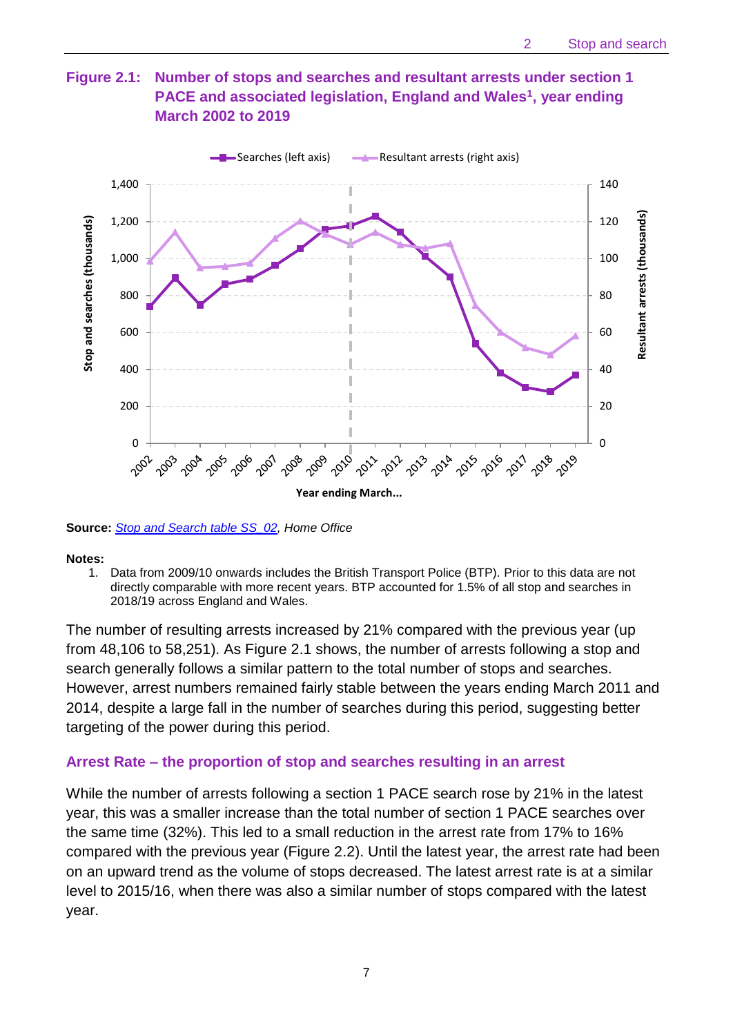### Figure 2.1: Number of stops and searches and resultant arrests under section 1 PACE and associated legislation, England and Wales[1], year ending March 2002 to 2019

**Source:** *Stop and Search table SS_02, Home Office*

**Notes:**

1. Data from 2009/10 onwards includes the British Transport Police (BTP). Prior to this data are not directly comparable with more recent years. BTP accounted for 1.5% of all stop and searches in 2018/19 across England and Wales.

The number of resulting arrests increased by 21% compared with the previous year (up from 48,106 to 58,251). As Figure 2.1 shows, the number of arrests following a stop and search generally follows a similar pattern to the total number of stops and searches. However, arrest numbers remained fairly stable between the years ending March 2011 and 2014, despite a large fall in the number of searches during this period, suggesting better targeting of the power during this period.

### Arrest Rate – the proportion of stop and searches resulting in an arrest

While the number of arrests following a section 1 PACE search rose by 21% in the latest year, this was a smaller increase than the total number of section 1 PACE searches over the same time (32%). This led to a small reduction in the arrest rate from 17% to 16% compared with the previous year (Figure 2.2). Until the latest year, the arrest rate had been on an upward trend as the volume of stops decreased. The latest arrest rate is at a similar level to 2015/16, when there was also a similar number of stops compared with the latest year.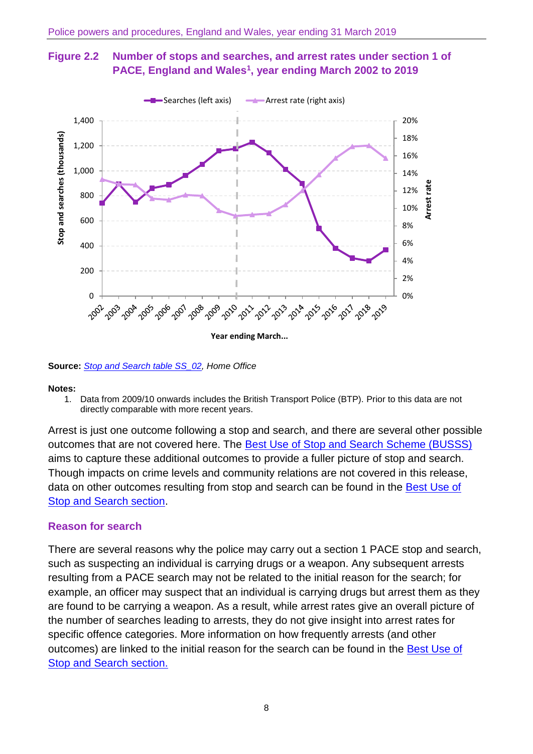### Figure 2.2 Number of stops and searches, and arrest rates under section 1 of PACE, England and Wales[1], year ending March 2002 to 2019

**Source:** *Stop and Search table SS_02, Home Office*

**Notes:**

1. Data from 2009/10 onwards includes the British Transport Police (BTP). Prior to this data are not directly comparable with more recent years.

Arrest is just one outcome following a stop and search, and there are several other possible outcomes that are not covered here. The Best Use of Stop and Search Scheme (BUSSS) aims to capture these additional outcomes to provide a fuller picture of stop and search. Though impacts on crime levels and community relations are not covered in this release, data on other outcomes resulting from stop and search can be found in the Best Use of Stop and Search section.

### Reason for search

There are several reasons why the police may carry out a section 1 PACE stop and search, such as suspecting an individual is carrying drugs or a weapon. Any subsequent arrests resulting from a PACE search may not be related to the initial reason for the search; for example, an officer may suspect that an individual is carrying drugs but arrest them as they are found to be carrying a weapon. As a result, while arrest rates give an overall picture of the number of searches leading to arrests, they do not give insight into arrest rates for specific offence categories. More information on how frequently arrests (and other outcomes) are linked to the initial reason for the search can be found in the Best Use of Stop and Search section.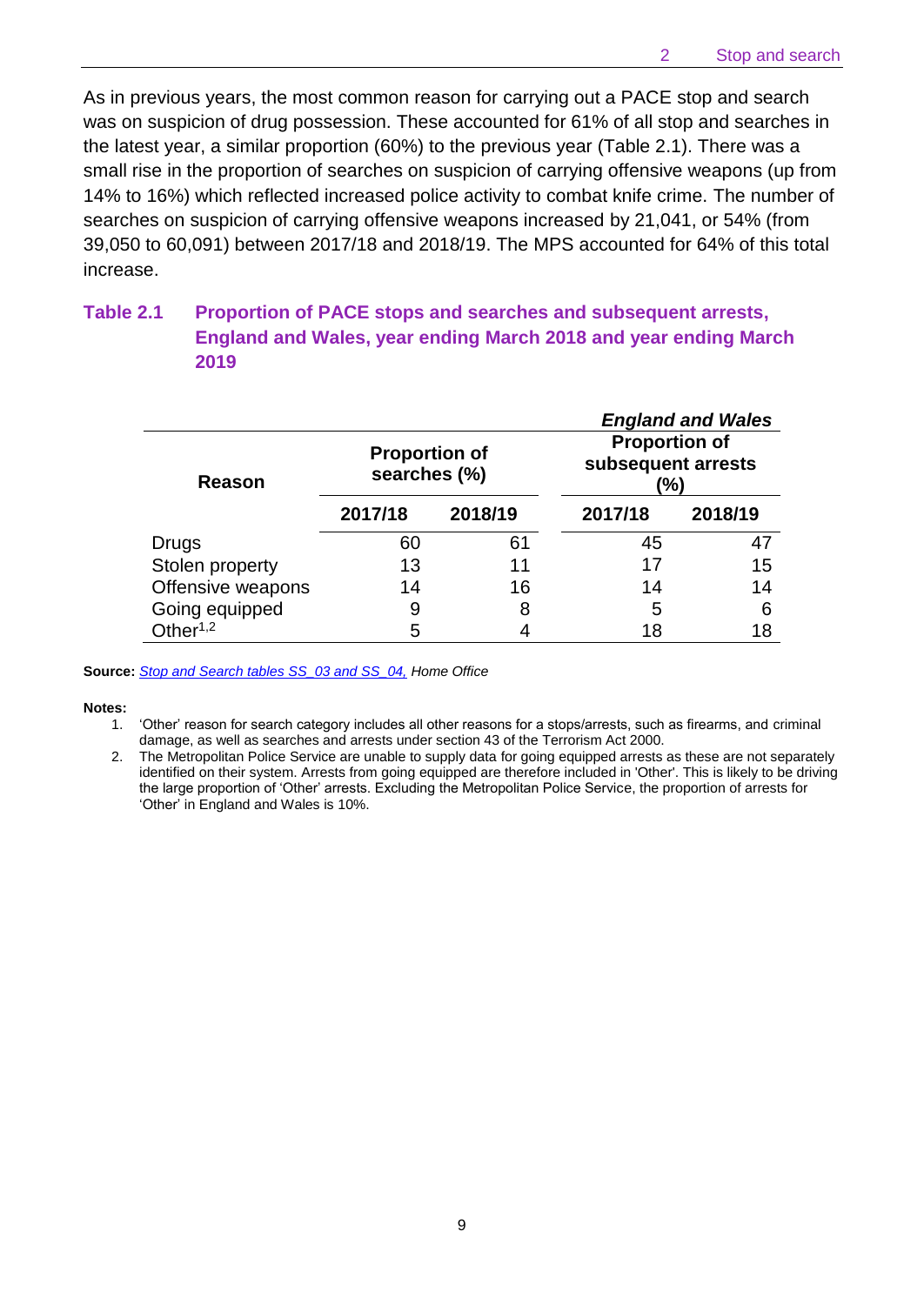As in previous years, the most common reason for carrying out a PACE stop and search was on suspicion of drug possession. These accounted for 61% of all stop and searches in the latest year, a similar proportion (60%) to the previous year (Table 2.1). There was a small rise in the proportion of searches on suspicion of carrying offensive weapons (up from 14% to 16%) which reflected increased police activity to combat knife crime. The number of searches on suspicion of carrying offensive weapons increased by 21,041, or 54% (from 39,050 to 60,091) between 2017/18 and 2018/19. The MPS accounted for 64% of this total increase.

### Table 2.1 Proportion of PACE stops and searches and subsequent arrests, England and Wales, year ending March 2018 and year ending March 2019

*England and Wales*

| Reason | Proportion of searches (%) | | Proportion of subsequent arrests (%) | |
|---|---|---|---|---|
| | 2017/18 | 2018/19 | 2017/18 | 2018/19 |
| Drugs | 60 | 61 | 45 | 47 |
| Stolen property | 13 | 11 | 17 | 15 |
| Offensive weapons | 14 | 16 | 14 | 14 |
| Going equipped | 9 | 8 | 5 | 6 |
| Other[1,2] | 5 | 4 | 18 | 18 |

**Source:** *Stop and Search tables SS_03 and SS_04, Home Office*

**Notes:**

1. 'Other' reason for search category includes all other reasons for a stops/arrests, such as firearms, and criminal damage, as well as searches and arrests under section 43 of the Terrorism Act 2000.
2. The Metropolitan Police Service are unable to supply data for going equipped arrests as these are not separately identified on their system. Arrests from going equipped are therefore included in 'Other'. This is likely to be driving the large proportion of 'Other' arrests. Excluding the Metropolitan Police Service, the proportion of arrests for 'Other' in England and Wales is 10%.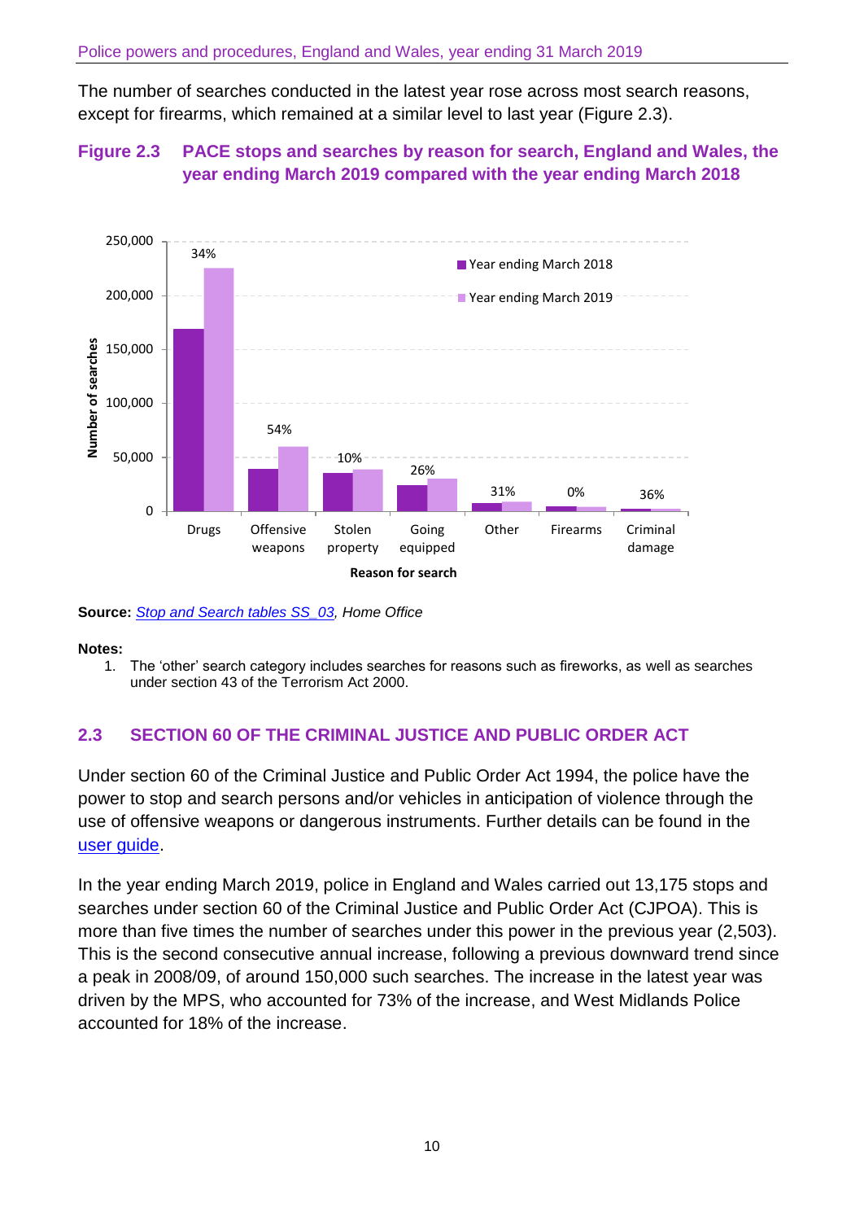The number of searches conducted in the latest year rose across most search reasons, except for firearms, which remained at a similar level to last year (Figure 2.3).

**Figure 2.3 PACE stops and searches by reason for search, England and Wales, the year ending March 2019 compared with the year ending March 2018**

**Source:** *Stop and Search tables SS_03, Home Office*

**Notes:**

1. The 'other' search category includes searches for reasons such as fireworks, as well as searches under section 43 of the Terrorism Act 2000.

## 2.3 SECTION 60 OF THE CRIMINAL JUSTICE AND PUBLIC ORDER ACT

Under section 60 of the Criminal Justice and Public Order Act 1994, the police have the power to stop and search persons and/or vehicles in anticipation of violence through the use of offensive weapons or dangerous instruments. Further details can be found in the user guide.

In the year ending March 2019, police in England and Wales carried out 13,175 stops and searches under section 60 of the Criminal Justice and Public Order Act (CJPOA). This is more than five times the number of searches under this power in the previous year (2,503). This is the second consecutive annual increase, following a previous downward trend since a peak in 2008/09, of around 150,000 such searches. The increase in the latest year was driven by the MPS, who accounted for 73% of the increase, and West Midlands Police accounted for 18% of the increase.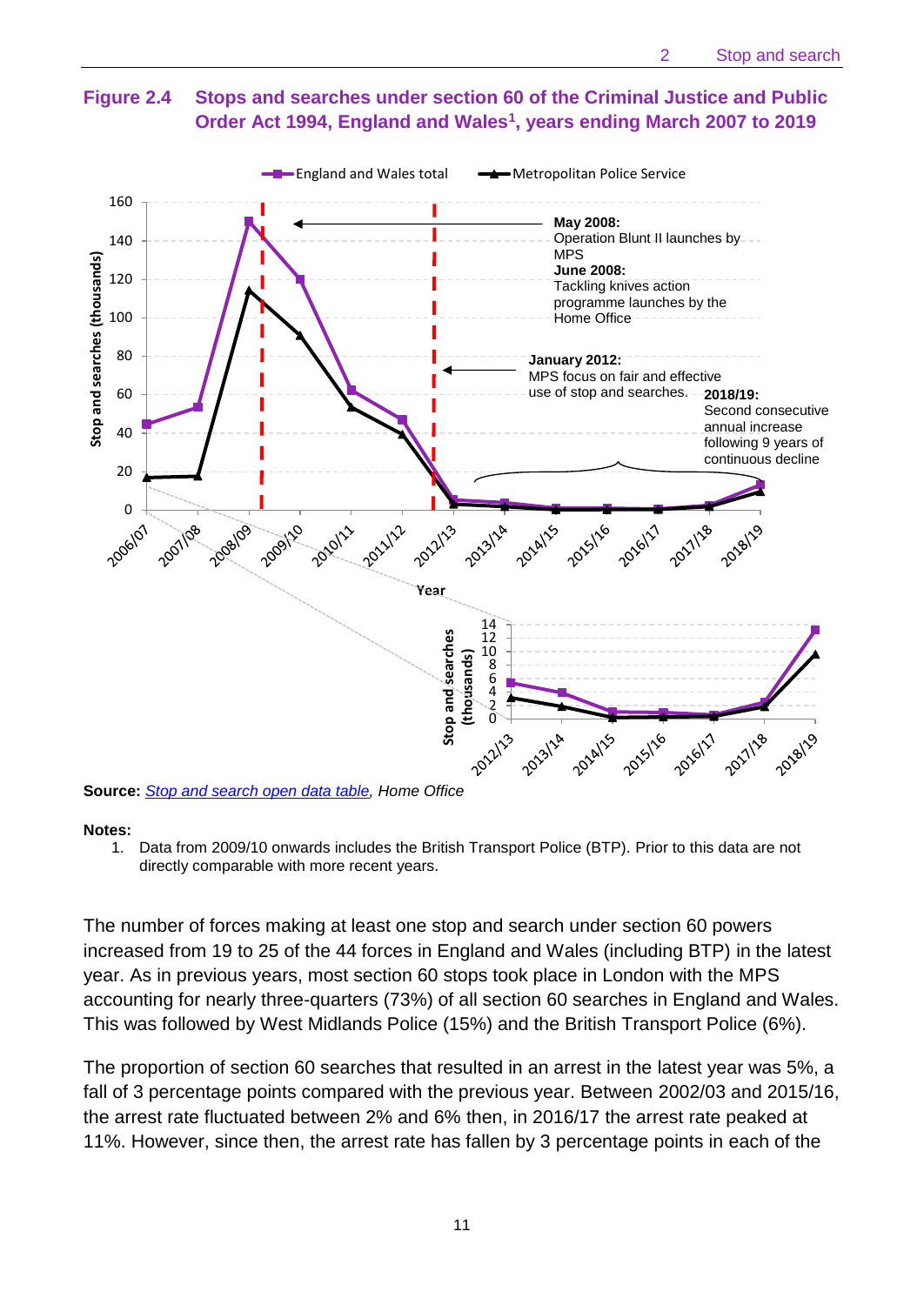**Figure 2.4 Stops and searches under section 60 of the Criminal Justice and Public Order Act 1994, England and Wales[1], years ending March 2007 to 2019**

**Source:** *[Stop and search open data table](#), Home Office*

**Notes:**

1. Data from 2009/10 onwards includes the British Transport Police (BTP). Prior to this data are not directly comparable with more recent years.

The number of forces making at least one stop and search under section 60 powers increased from 19 to 25 of the 44 forces in England and Wales (including BTP) in the latest year. As in previous years, most section 60 stops took place in London with the MPS accounting for nearly three-quarters (73%) of all section 60 searches in England and Wales. This was followed by West Midlands Police (15%) and the British Transport Police (6%).

The proportion of section 60 searches that resulted in an arrest in the latest year was 5%, a fall of 3 percentage points compared with the previous year. Between 2002/03 and 2015/16, the arrest rate fluctuated between 2% and 6% then, in 2016/17 the arrest rate peaked at 11%. However, since then, the arrest rate has fallen by 3 percentage points in each of the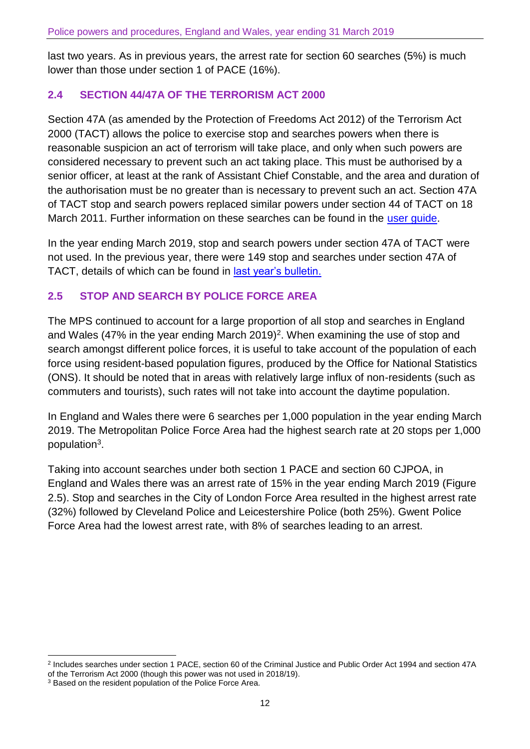last two years. As in previous years, the arrest rate for section 60 searches (5%) is much lower than those under section 1 of PACE (16%).

## 2.4 SECTION 44/47A OF THE TERRORISM ACT 2000

Section 47A (as amended by the Protection of Freedoms Act 2012) of the Terrorism Act 2000 (TACT) allows the police to exercise stop and searches powers when there is reasonable suspicion an act of terrorism will take place, and only when such powers are considered necessary to prevent such an act taking place. This must be authorised by a senior officer, at least at the rank of Assistant Chief Constable, and the area and duration of the authorisation must be no greater than is necessary to prevent such an act. Section 47A of TACT stop and search powers replaced similar powers under section 44 of TACT on 18 March 2011. Further information on these searches can be found in the user guide.

In the year ending March 2019, stop and search powers under section 47A of TACT were not used. In the previous year, there were 149 stop and searches under section 47A of TACT, details of which can be found in last year's bulletin.

## 2.5 STOP AND SEARCH BY POLICE FORCE AREA

The MPS continued to account for a large proportion of all stop and searches in England and Wales (47% in the year ending March 2019)[2]. When examining the use of stop and search amongst different police forces, it is useful to take account of the population of each force using resident-based population figures, produced by the Office for National Statistics (ONS). It should be noted that in areas with relatively large influx of non-residents (such as commuters and tourists), such rates will not take into account the daytime population.

In England and Wales there were 6 searches per 1,000 population in the year ending March 2019. The Metropolitan Police Force Area had the highest search rate at 20 stops per 1,000 population[3].

Taking into account searches under both section 1 PACE and section 60 CJPOA, in England and Wales there was an arrest rate of 15% in the year ending March 2019 (Figure 2.5). Stop and searches in the City of London Force Area resulted in the highest arrest rate (32%) followed by Cleveland Police and Leicestershire Police (both 25%). Gwent Police Force Area had the lowest arrest rate, with 8% of searches leading to an arrest.

---

[2] Includes searches under section 1 PACE, section 60 of the Criminal Justice and Public Order Act 1994 and section 47A of the Terrorism Act 2000 (though this power was not used in 2018/19).

[3] Based on the resident population of the Police Force Area.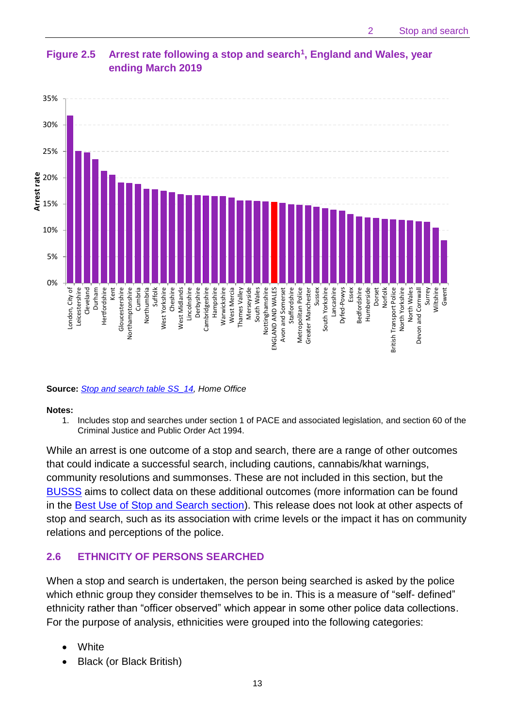### Figure 2.5 Arrest rate following a stop and search[1], England and Wales, year ending March 2019

**Source:** *Stop and search table SS_14, Home Office*

**Notes:**

1. Includes stop and searches under section 1 of PACE and associated legislation, and section 60 of the Criminal Justice and Public Order Act 1994.

While an arrest is one outcome of a stop and search, there are a range of other outcomes that could indicate a successful search, including cautions, cannabis/khat warnings, community resolutions and summonses. These are not included in this section, but the BUSSS aims to collect data on these additional outcomes (more information can be found in the Best Use of Stop and Search section). This release does not look at other aspects of stop and search, such as its association with crime levels or the impact it has on community relations and perceptions of the police.

## 2.6 ETHNICITY OF PERSONS SEARCHED

When a stop and search is undertaken, the person being searched is asked by the police which ethnic group they consider themselves to be in. This is a measure of "self- defined" ethnicity rather than "officer observed" which appear in some other police data collections. For the purpose of analysis, ethnicities were grouped into the following categories:

- White
- Black (or Black British)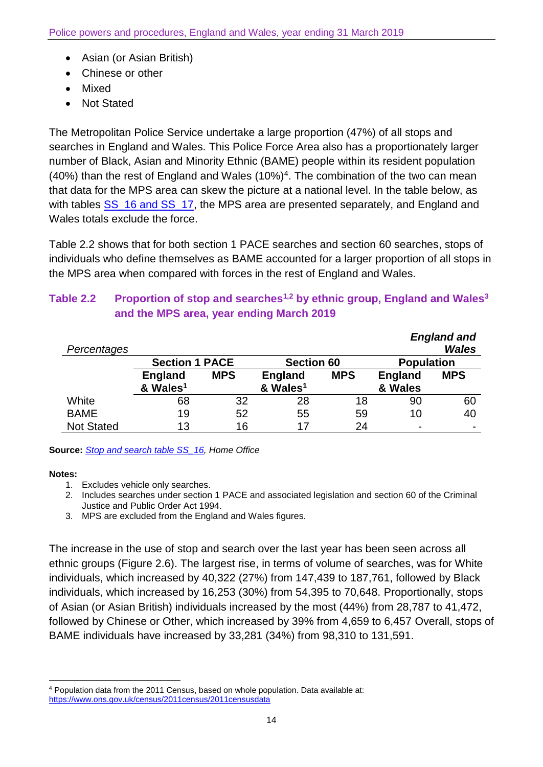- Asian (or Asian British)
- Chinese or other
- Mixed
- Not Stated

The Metropolitan Police Service undertake a large proportion (47%) of all stops and searches in England and Wales. This Police Force Area also has a proportionately larger number of Black, Asian and Minority Ethnic (BAME) people within its resident population (40%) than the rest of England and Wales (10%)[4]. The combination of the two can mean that data for the MPS area can skew the picture at a national level. In the table below, as with tables SS_16 and SS_17, the MPS area are presented separately, and England and Wales totals exclude the force.

Table 2.2 shows that for both section 1 PACE searches and section 60 searches, stops of individuals who define themselves as BAME accounted for a larger proportion of all stops in the MPS area when compared with forces in the rest of England and Wales.

### Table 2.2 Proportion of stop and searches[1,2] by ethnic group, England and Wales[3] and the MPS area, year ending March 2019

*Percentages* — *England and Wales*

| | Section 1 PACE | | Section 60 | | Population | |
|---|---|---|---|---|---|---|
| | England & Wales[1] | MPS | England & Wales[1] | MPS | England & Wales | MPS |
| White | 68 | 32 | 28 | 18 | 90 | 60 |
| BAME | 19 | 52 | 55 | 59 | 10 | 40 |
| Not Stated | 13 | 16 | 17 | 24 | - | - |

**Source:** *Stop and search table SS_16, Home Office*

**Notes:**

1. Excludes vehicle only searches.
2. Includes searches under section 1 PACE and associated legislation and section 60 of the Criminal Justice and Public Order Act 1994.
3. MPS are excluded from the England and Wales figures.

The increase in the use of stop and search over the last year has been seen across all ethnic groups (Figure 2.6). The largest rise, in terms of volume of searches, was for White individuals, which increased by 40,322 (27%) from 147,439 to 187,761, followed by Black individuals, which increased by 16,253 (30%) from 54,395 to 70,648. Proportionally, stops of Asian (or Asian British) individuals increased by the most (44%) from 28,787 to 41,472, followed by Chinese or Other, which increased by 39% from 4,659 to 6,457 Overall, stops of BAME individuals have increased by 33,281 (34%) from 98,310 to 131,591.

[4] Population data from the 2011 Census, based on whole population. Data available at: https://www.ons.gov.uk/census/2011census/2011censusdata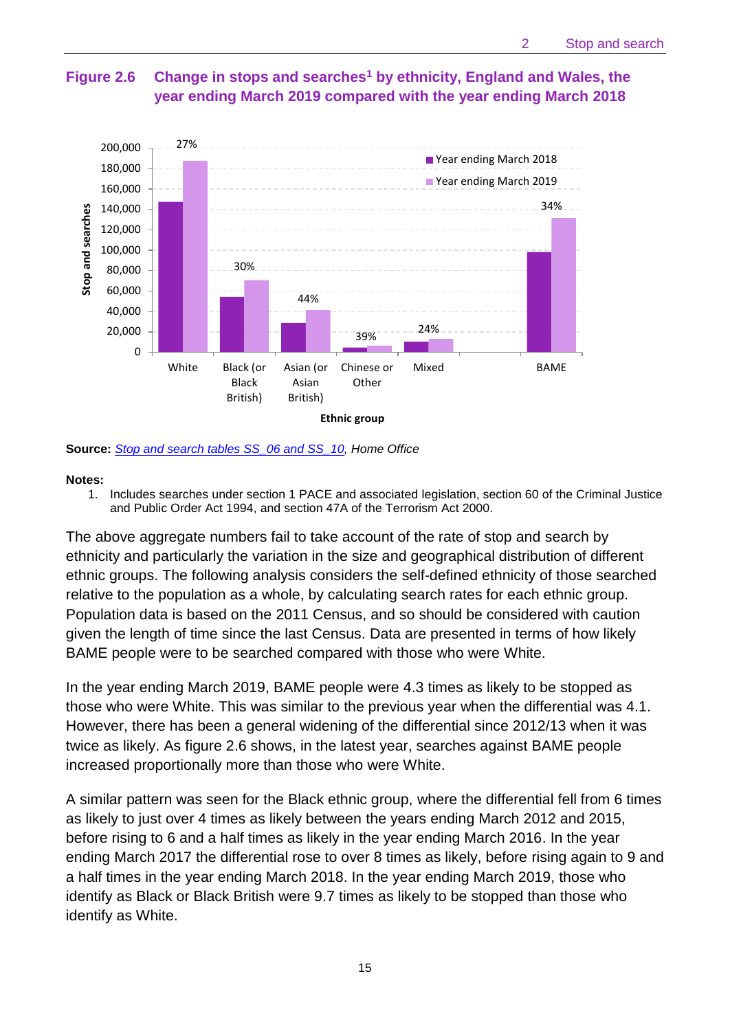**Figure 2.6 Change in stops and searches[1] by ethnicity, England and Wales, the year ending March 2019 compared with the year ending March 2018**

**Source:** *[Stop and search tables SS_06 and SS_10](), Home Office*

**Notes:**

1. Includes searches under section 1 PACE and associated legislation, section 60 of the Criminal Justice and Public Order Act 1994, and section 47A of the Terrorism Act 2000.

The above aggregate numbers fail to take account of the rate of stop and search by ethnicity and particularly the variation in the size and geographical distribution of different ethnic groups. The following analysis considers the self-defined ethnicity of those searched relative to the population as a whole, by calculating search rates for each ethnic group. Population data is based on the 2011 Census, and so should be considered with caution given the length of time since the last Census. Data are presented in terms of how likely BAME people were to be searched compared with those who were White.

In the year ending March 2019, BAME people were 4.3 times as likely to be stopped as those who were White. This was similar to the previous year when the differential was 4.1. However, there has been a general widening of the differential since 2012/13 when it was twice as likely. As figure 2.6 shows, in the latest year, searches against BAME people increased proportionally more than those who were White.

A similar pattern was seen for the Black ethnic group, where the differential fell from 6 times as likely to just over 4 times as likely between the years ending March 2012 and 2015, before rising to 6 and a half times as likely in the year ending March 2016. In the year ending March 2017 the differential rose to over 8 times as likely, before rising again to 9 and a half times in the year ending March 2018. In the year ending March 2019, those who identify as Black or Black British were 9.7 times as likely to be stopped than those who identify as White.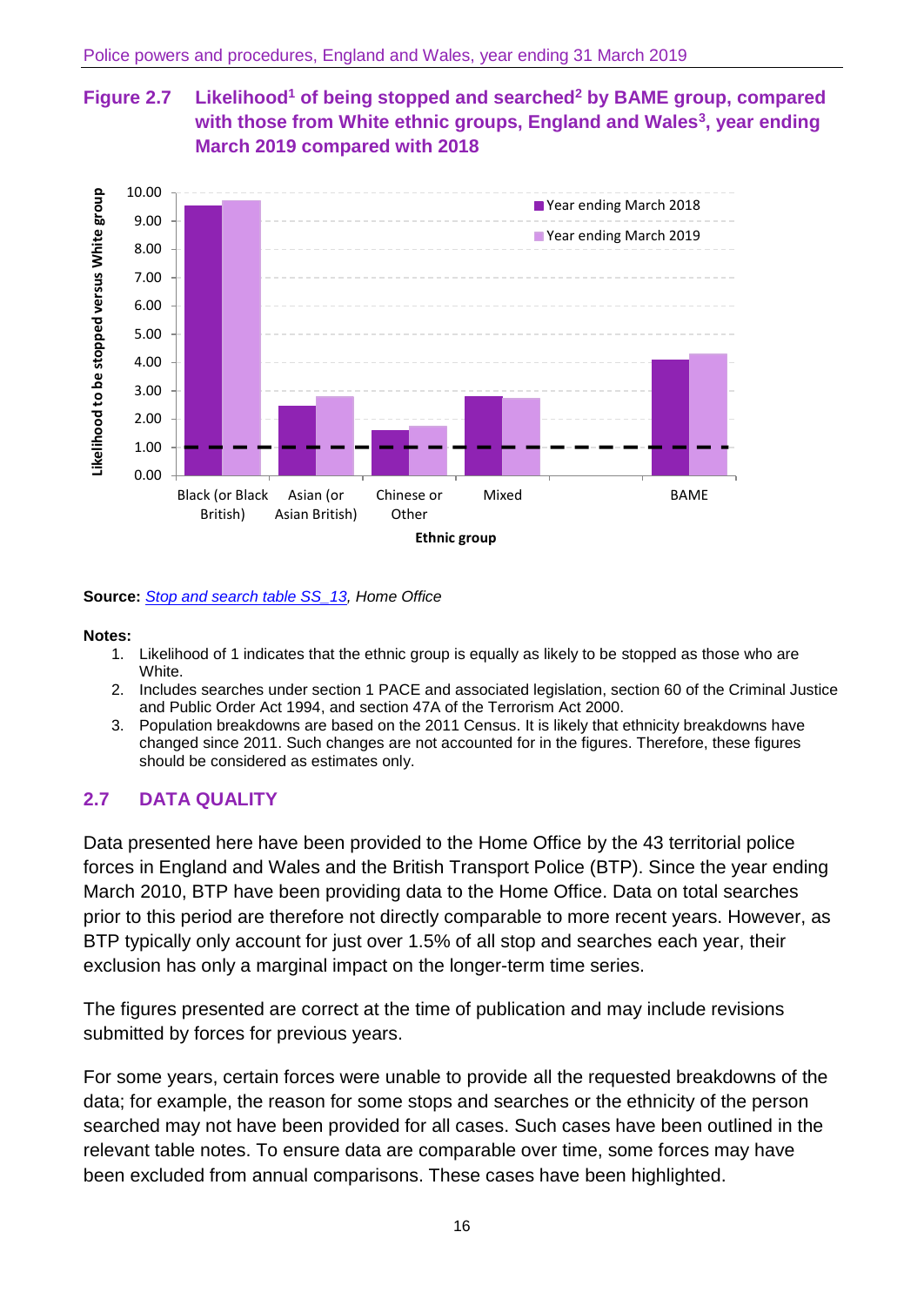**Figure 2.7 Likelihood[1] of being stopped and searched[2] by BAME group, compared with those from White ethnic groups, England and Wales[3], year ending March 2019 compared with 2018**

**Source:** *[Stop and search table SS_13](), Home Office*

**Notes:**

1. Likelihood of 1 indicates that the ethnic group is equally as likely to be stopped as those who are White.
2. Includes searches under section 1 PACE and associated legislation, section 60 of the Criminal Justice and Public Order Act 1994, and section 47A of the Terrorism Act 2000.
3. Population breakdowns are based on the 2011 Census. It is likely that ethnicity breakdowns have changed since 2011. Such changes are not accounted for in the figures. Therefore, these figures should be considered as estimates only.

## 2.7 DATA QUALITY

Data presented here have been provided to the Home Office by the 43 territorial police forces in England and Wales and the British Transport Police (BTP). Since the year ending March 2010, BTP have been providing data to the Home Office. Data on total searches prior to this period are therefore not directly comparable to more recent years. However, as BTP typically only account for just over 1.5% of all stop and searches each year, their exclusion has only a marginal impact on the longer-term time series.

The figures presented are correct at the time of publication and may include revisions submitted by forces for previous years.

For some years, certain forces were unable to provide all the requested breakdowns of the data; for example, the reason for some stops and searches or the ethnicity of the person searched may not have been provided for all cases. Such cases have been outlined in the relevant table notes. To ensure data are comparable over time, some forces may have been excluded from annual comparisons. These cases have been highlighted.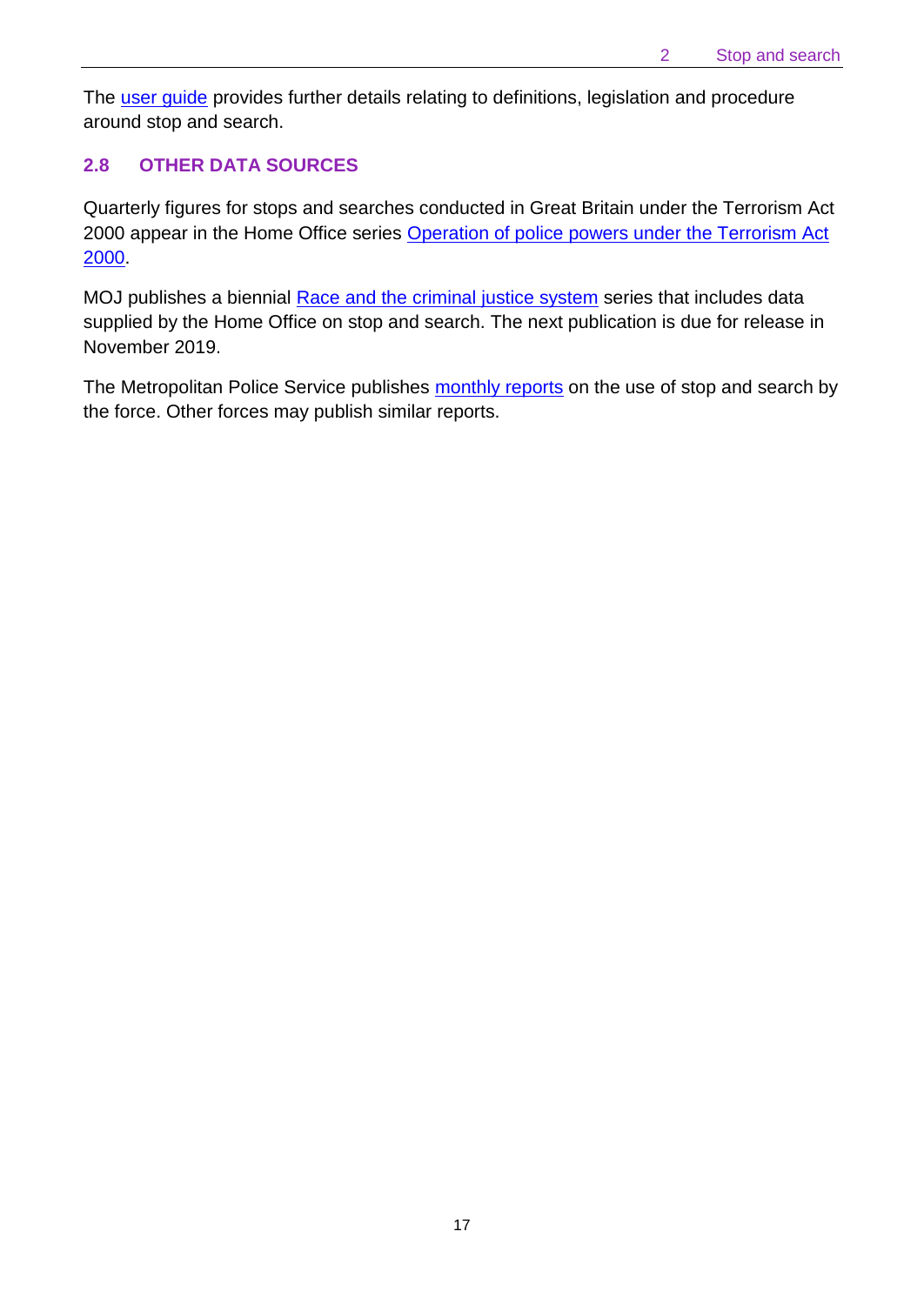The user guide provides further details relating to definitions, legislation and procedure around stop and search.

## 2.8 OTHER DATA SOURCES

Quarterly figures for stops and searches conducted in Great Britain under the Terrorism Act 2000 appear in the Home Office series Operation of police powers under the Terrorism Act 2000.

MOJ publishes a biennial Race and the criminal justice system series that includes data supplied by the Home Office on stop and search. The next publication is due for release in November 2019.

The Metropolitan Police Service publishes monthly reports on the use of stop and search by the force. Other forces may publish similar reports.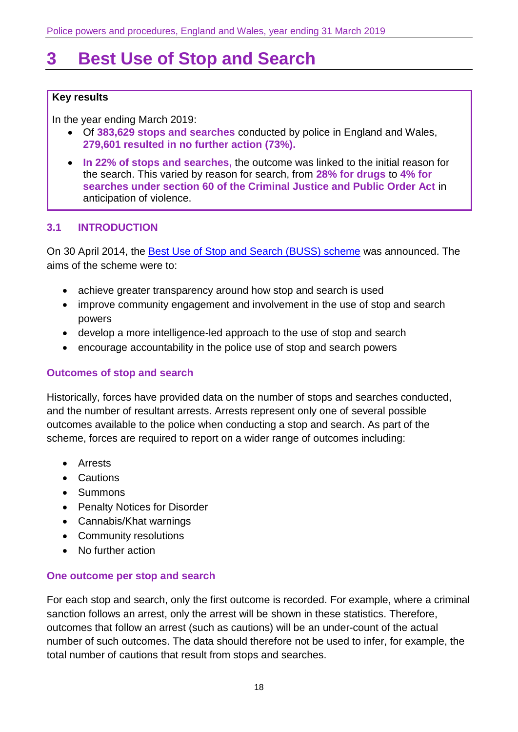# 3 Best Use of Stop and Search

**Key results**

In the year ending March 2019:

- Of **383,629 stops and searches** conducted by police in England and Wales, **279,601 resulted in no further action (73%).**
- **In 22% of stops and searches,** the outcome was linked to the initial reason for the search. This varied by reason for search, from **28% for drugs** to **4% for searches under section 60 of the Criminal Justice and Public Order Act** in anticipation of violence.

## 3.1 INTRODUCTION

On 30 April 2014, the Best Use of Stop and Search (BUSS) scheme was announced. The aims of the scheme were to:

- achieve greater transparency around how stop and search is used
- improve community engagement and involvement in the use of stop and search powers
- develop a more intelligence-led approach to the use of stop and search
- encourage accountability in the police use of stop and search powers

### Outcomes of stop and search

Historically, forces have provided data on the number of stops and searches conducted, and the number of resultant arrests. Arrests represent only one of several possible outcomes available to the police when conducting a stop and search. As part of the scheme, forces are required to report on a wider range of outcomes including:

- Arrests
- Cautions
- Summons
- Penalty Notices for Disorder
- Cannabis/Khat warnings
- Community resolutions
- No further action

### One outcome per stop and search

For each stop and search, only the first outcome is recorded. For example, where a criminal sanction follows an arrest, only the arrest will be shown in these statistics. Therefore, outcomes that follow an arrest (such as cautions) will be an under-count of the actual number of such outcomes. The data should therefore not be used to infer, for example, the total number of cautions that result from stops and searches.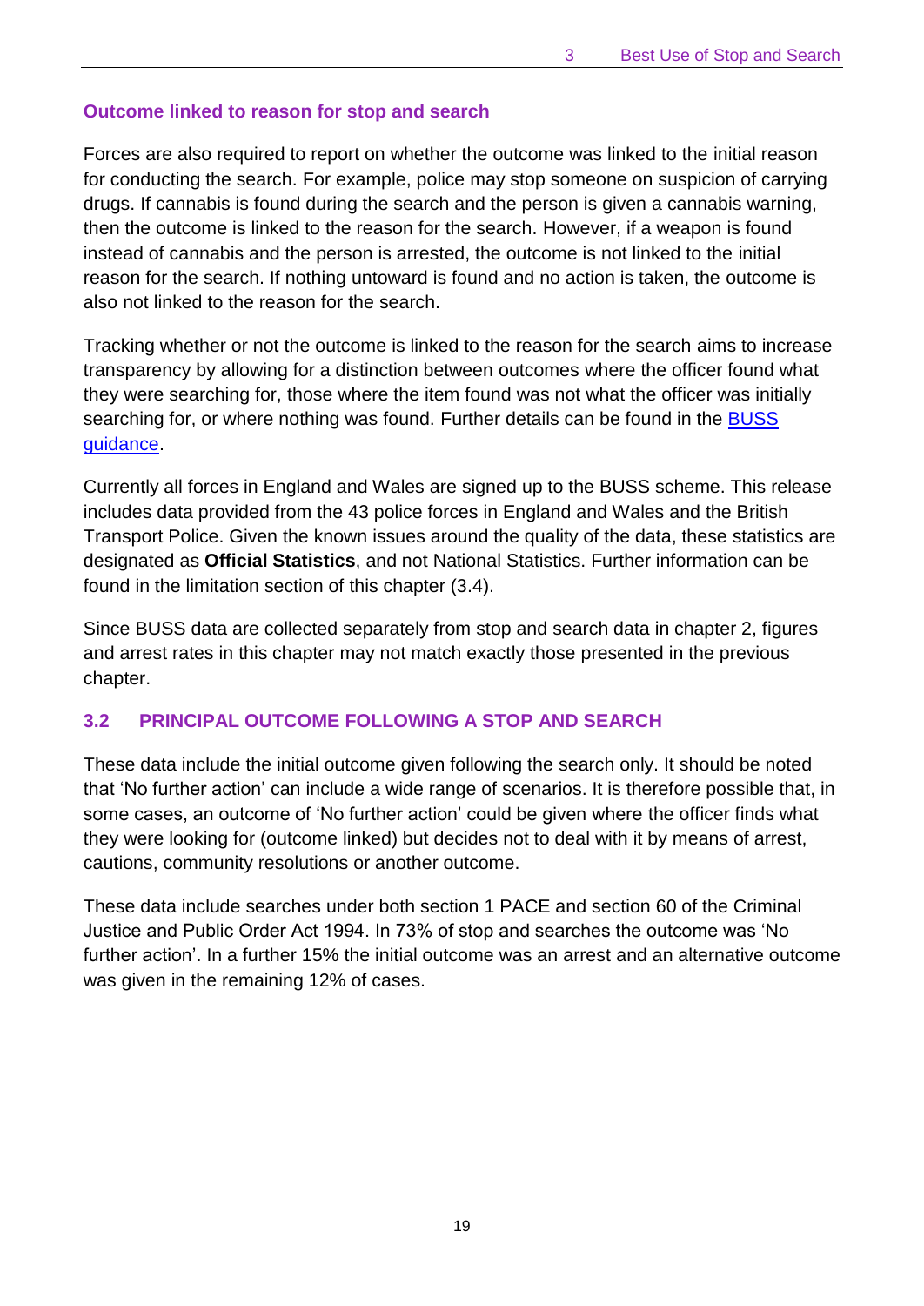### Outcome linked to reason for stop and search

Forces are also required to report on whether the outcome was linked to the initial reason for conducting the search. For example, police may stop someone on suspicion of carrying drugs. If cannabis is found during the search and the person is given a cannabis warning, then the outcome is linked to the reason for the search. However, if a weapon is found instead of cannabis and the person is arrested, the outcome is not linked to the initial reason for the search. If nothing untoward is found and no action is taken, the outcome is also not linked to the reason for the search.

Tracking whether or not the outcome is linked to the reason for the search aims to increase transparency by allowing for a distinction between outcomes where the officer found what they were searching for, those where the item found was not what the officer was initially searching for, or where nothing was found. Further details can be found in the BUSS guidance.

Currently all forces in England and Wales are signed up to the BUSS scheme. This release includes data provided from the 43 police forces in England and Wales and the British Transport Police. Given the known issues around the quality of the data, these statistics are designated as **Official Statistics**, and not National Statistics. Further information can be found in the limitation section of this chapter (3.4).

Since BUSS data are collected separately from stop and search data in chapter 2, figures and arrest rates in this chapter may not match exactly those presented in the previous chapter.

## 3.2 PRINCIPAL OUTCOME FOLLOWING A STOP AND SEARCH

These data include the initial outcome given following the search only. It should be noted that 'No further action' can include a wide range of scenarios. It is therefore possible that, in some cases, an outcome of 'No further action' could be given where the officer finds what they were looking for (outcome linked) but decides not to deal with it by means of arrest, cautions, community resolutions or another outcome.

These data include searches under both section 1 PACE and section 60 of the Criminal Justice and Public Order Act 1994. In 73% of stop and searches the outcome was 'No further action'. In a further 15% the initial outcome was an arrest and an alternative outcome was given in the remaining 12% of cases.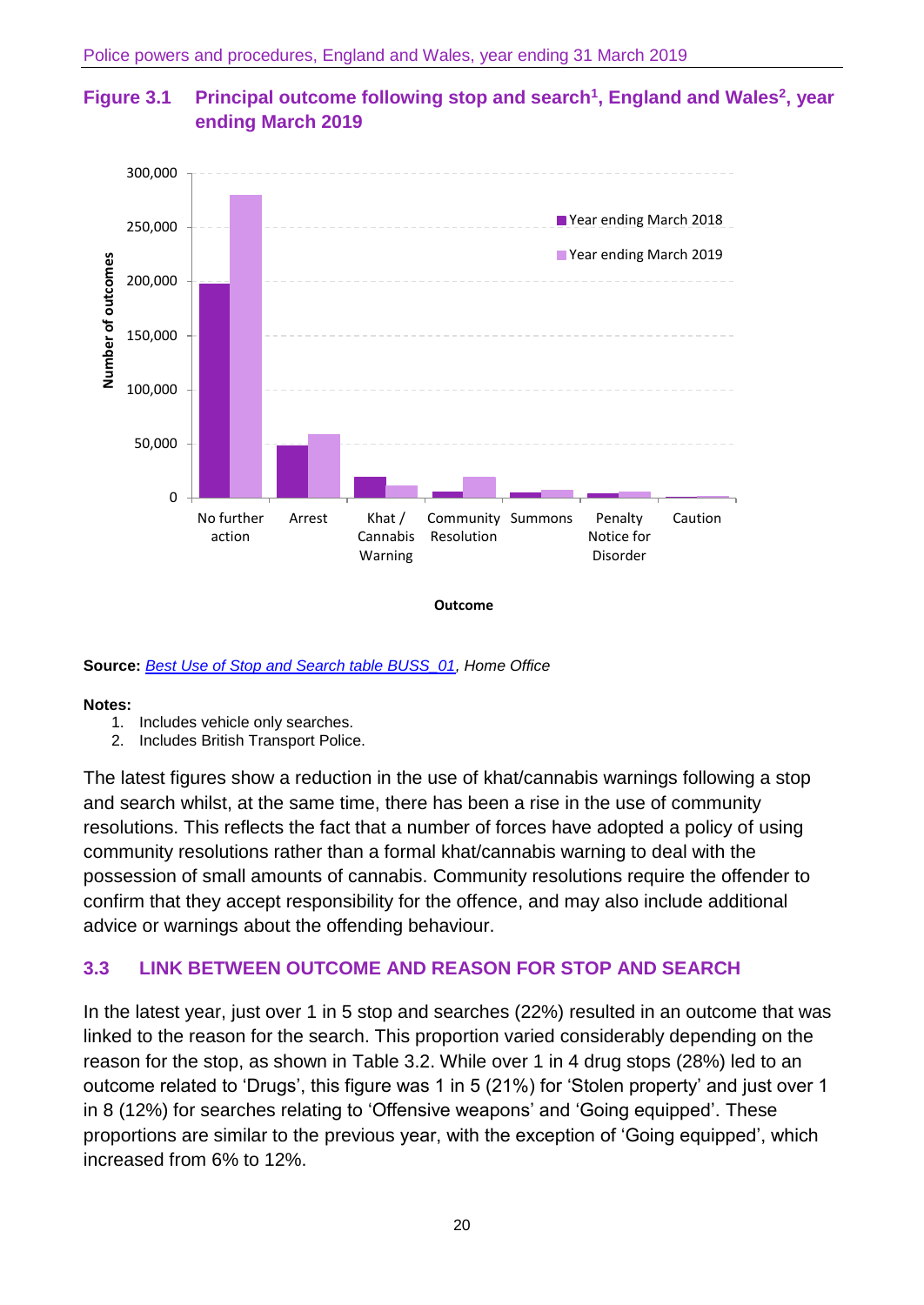### Figure 3.1 Principal outcome following stop and search[1], England and Wales[2], year ending March 2019

**Source:** *Best Use of Stop and Search table BUSS_01, Home Office*

**Notes:**

1. Includes vehicle only searches.
2. Includes British Transport Police.

The latest figures show a reduction in the use of khat/cannabis warnings following a stop and search whilst, at the same time, there has been a rise in the use of community resolutions. This reflects the fact that a number of forces have adopted a policy of using community resolutions rather than a formal khat/cannabis warning to deal with the possession of small amounts of cannabis. Community resolutions require the offender to confirm that they accept responsibility for the offence, and may also include additional advice or warnings about the offending behaviour.

## 3.3 LINK BETWEEN OUTCOME AND REASON FOR STOP AND SEARCH

In the latest year, just over 1 in 5 stop and searches (22%) resulted in an outcome that was linked to the reason for the search. This proportion varied considerably depending on the reason for the stop, as shown in Table 3.2. While over 1 in 4 drug stops (28%) led to an outcome related to 'Drugs', this figure was 1 in 5 (21%) for 'Stolen property' and just over 1 in 8 (12%) for searches relating to 'Offensive weapons' and 'Going equipped'. These proportions are similar to the previous year, with the exception of 'Going equipped', which increased from 6% to 12%.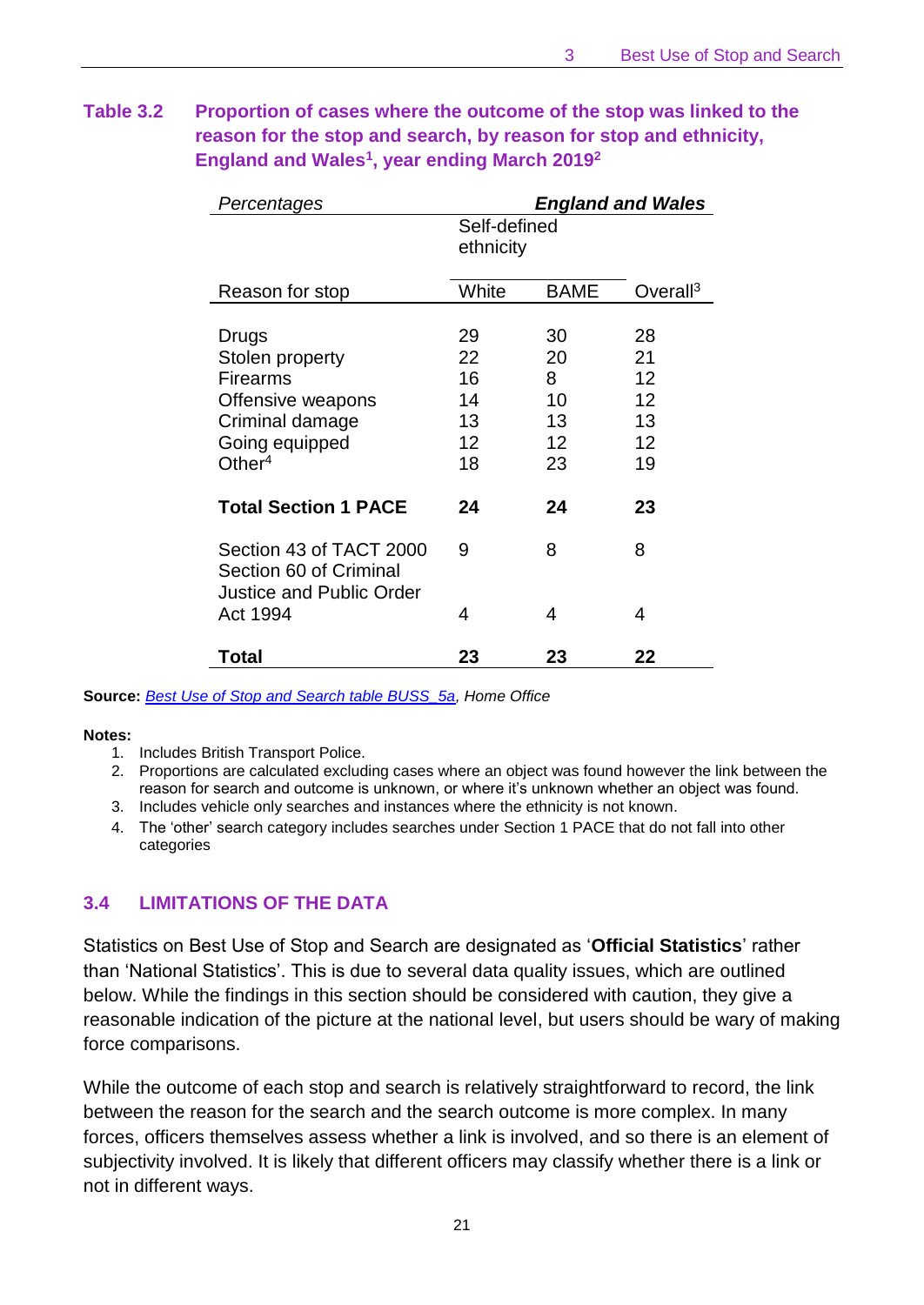**Table 3.2 Proportion of cases where the outcome of the stop was linked to the reason for the stop and search, by reason for stop and ethnicity, England and Wales[1], year ending March 2019[2]**

| *Percentages* | | | ***England and Wales*** |
|---|---|---|---|
| | Self-defined ethnicity | | |
| Reason for stop | White | BAME | Overall[3] |
| Drugs | 29 | 30 | 28 |
| Stolen property | 22 | 20 | 21 |
| Firearms | 16 | 8 | 12 |
| Offensive weapons | 14 | 10 | 12 |
| Criminal damage | 13 | 13 | 13 |
| Going equipped | 12 | 12 | 12 |
| Other[4] | 18 | 23 | 19 |
| **Total Section 1 PACE** | **24** | **24** | **23** |
| Section 43 of TACT 2000 | 9 | 8 | 8 |
| Section 60 of Criminal Justice and Public Order Act 1994 | 4 | 4 | 4 |
| **Total** | **23** | **23** | **22** |

**Source:** *Best Use of Stop and Search table BUSS_5a, Home Office*

**Notes:**

1. Includes British Transport Police.
2. Proportions are calculated excluding cases where an object was found however the link between the reason for search and outcome is unknown, or where it's unknown whether an object was found.
3. Includes vehicle only searches and instances where the ethnicity is not known.
4. The 'other' search category includes searches under Section 1 PACE that do not fall into other categories

## 3.4 LIMITATIONS OF THE DATA

Statistics on Best Use of Stop and Search are designated as '**Official Statistics**' rather than 'National Statistics'. This is due to several data quality issues, which are outlined below. While the findings in this section should be considered with caution, they give a reasonable indication of the picture at the national level, but users should be wary of making force comparisons.

While the outcome of each stop and search is relatively straightforward to record, the link between the reason for the search and the search outcome is more complex. In many forces, officers themselves assess whether a link is involved, and so there is an element of subjectivity involved. It is likely that different officers may classify whether there is a link or not in different ways.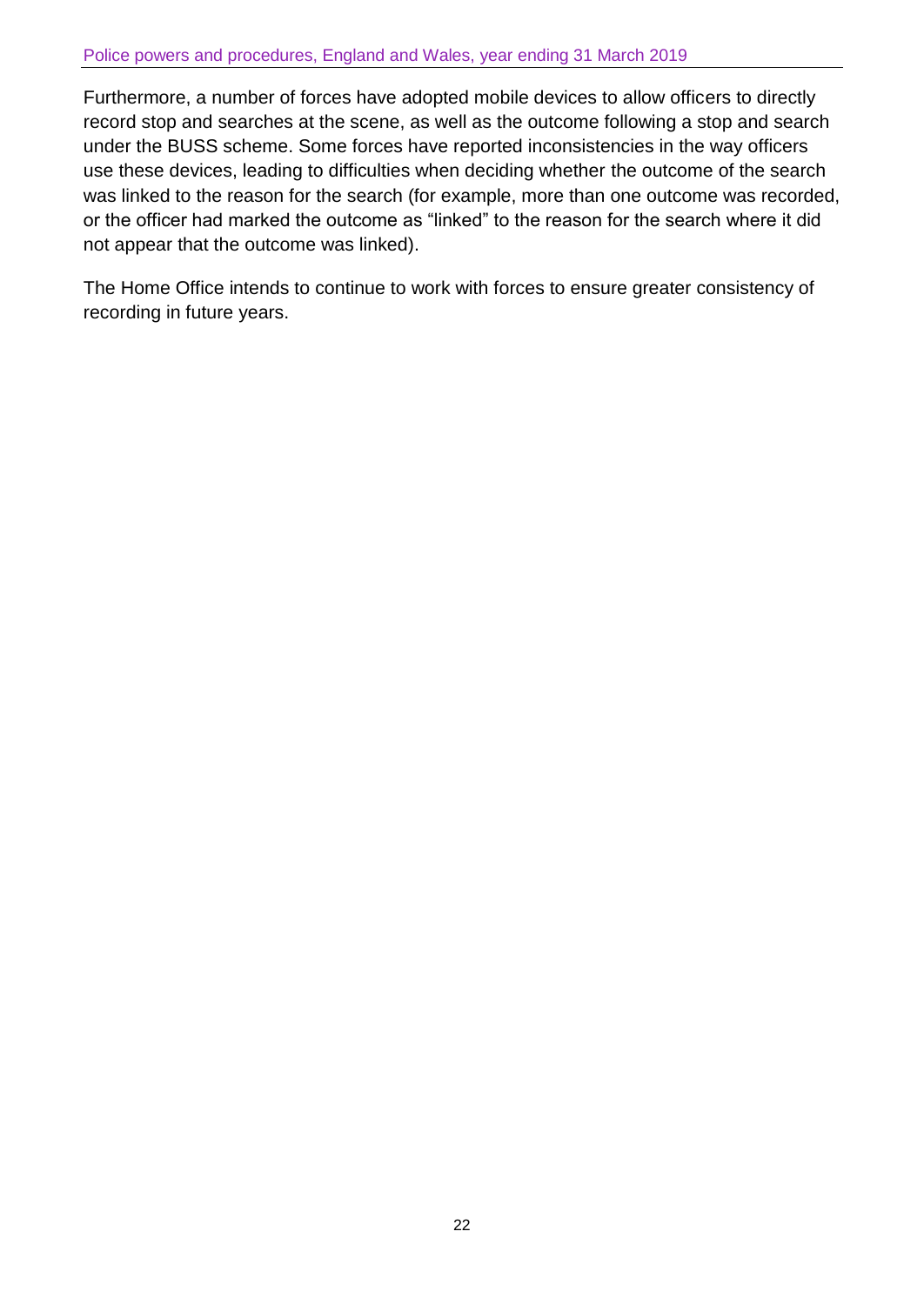Furthermore, a number of forces have adopted mobile devices to allow officers to directly record stop and searches at the scene, as well as the outcome following a stop and search under the BUSS scheme. Some forces have reported inconsistencies in the way officers use these devices, leading to difficulties when deciding whether the outcome of the search was linked to the reason for the search (for example, more than one outcome was recorded, or the officer had marked the outcome as "linked" to the reason for the search where it did not appear that the outcome was linked).

The Home Office intends to continue to work with forces to ensure greater consistency of recording in future years.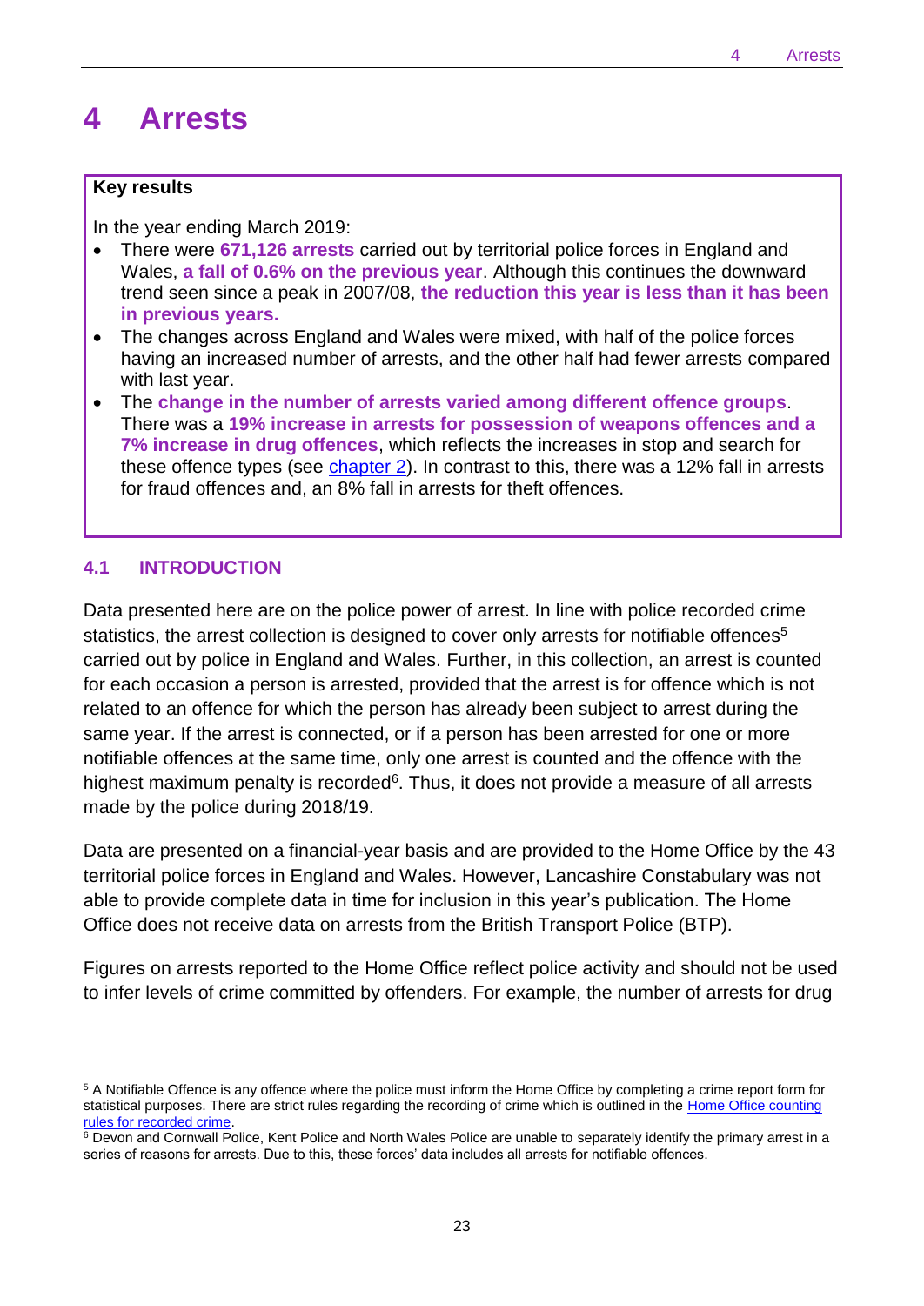# 4 Arrests

**Key results**

In the year ending March 2019:

- There were **671,126 arrests** carried out by territorial police forces in England and Wales, **a fall of 0.6% on the previous year**. Although this continues the downward trend seen since a peak in 2007/08, **the reduction this year is less than it has been in previous years.**
- The changes across England and Wales were mixed, with half of the police forces having an increased number of arrests, and the other half had fewer arrests compared with last year.
- The **change in the number of arrests varied among different offence groups**. There was a **19% increase in arrests for possession of weapons offences and a 7% increase in drug offences**, which reflects the increases in stop and search for these offence types (see chapter 2). In contrast to this, there was a 12% fall in arrests for fraud offences and, an 8% fall in arrests for theft offences.

## 4.1 INTRODUCTION

Data presented here are on the police power of arrest. In line with police recorded crime statistics, the arrest collection is designed to cover only arrests for notifiable offences[5] carried out by police in England and Wales. Further, in this collection, an arrest is counted for each occasion a person is arrested, provided that the arrest is for offence which is not related to an offence for which the person has already been subject to arrest during the same year. If the arrest is connected, or if a person has been arrested for one or more notifiable offences at the same time, only one arrest is counted and the offence with the highest maximum penalty is recorded[6]. Thus, it does not provide a measure of all arrests made by the police during 2018/19.

Data are presented on a financial-year basis and are provided to the Home Office by the 43 territorial police forces in England and Wales. However, Lancashire Constabulary was not able to provide complete data in time for inclusion in this year's publication. The Home Office does not receive data on arrests from the British Transport Police (BTP).

Figures on arrests reported to the Home Office reflect police activity and should not be used to infer levels of crime committed by offenders. For example, the number of arrests for drug

[5] A Notifiable Offence is any offence where the police must inform the Home Office by completing a crime report form for statistical purposes. There are strict rules regarding the recording of crime which is outlined in the Home Office counting rules for recorded crime.

[6] Devon and Cornwall Police, Kent Police and North Wales Police are unable to separately identify the primary arrest in a series of reasons for arrests. Due to this, these forces' data includes all arrests for notifiable offences.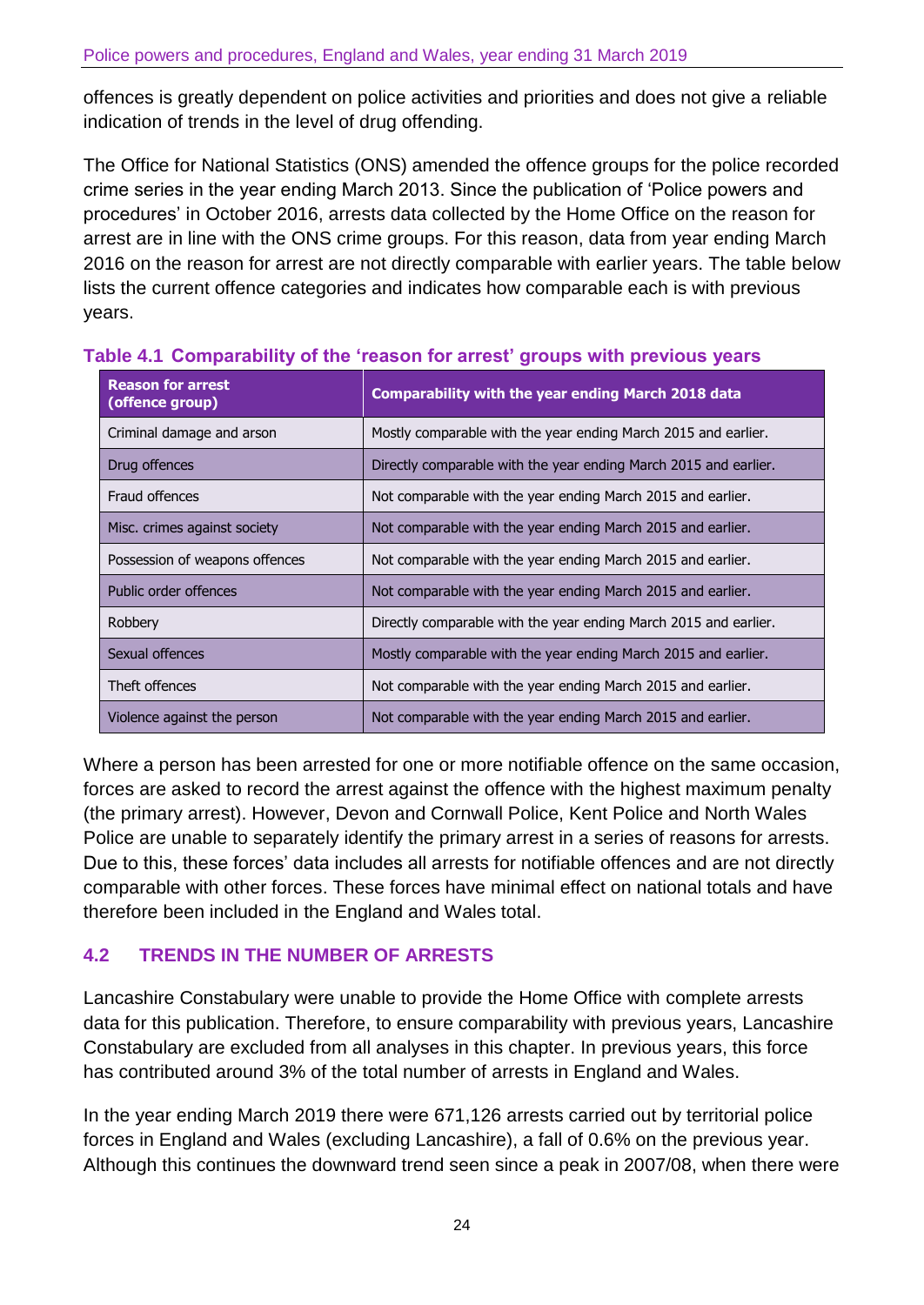offences is greatly dependent on police activities and priorities and does not give a reliable indication of trends in the level of drug offending.

The Office for National Statistics (ONS) amended the offence groups for the police recorded crime series in the year ending March 2013. Since the publication of 'Police powers and procedures' in October 2016, arrests data collected by the Home Office on the reason for arrest are in line with the ONS crime groups. For this reason, data from year ending March 2016 on the reason for arrest are not directly comparable with earlier years. The table below lists the current offence categories and indicates how comparable each is with previous years.

**Table 4.1 Comparability of the 'reason for arrest' groups with previous years**

| Reason for arrest (offence group) | Comparability with the year ending March 2018 data |
|---|---|
| Criminal damage and arson | Mostly comparable with the year ending March 2015 and earlier. |
| Drug offences | Directly comparable with the year ending March 2015 and earlier. |
| Fraud offences | Not comparable with the year ending March 2015 and earlier. |
| Misc. crimes against society | Not comparable with the year ending March 2015 and earlier. |
| Possession of weapons offences | Not comparable with the year ending March 2015 and earlier. |
| Public order offences | Not comparable with the year ending March 2015 and earlier. |
| Robbery | Directly comparable with the year ending March 2015 and earlier. |
| Sexual offences | Mostly comparable with the year ending March 2015 and earlier. |
| Theft offences | Not comparable with the year ending March 2015 and earlier. |
| Violence against the person | Not comparable with the year ending March 2015 and earlier. |

Where a person has been arrested for one or more notifiable offence on the same occasion, forces are asked to record the arrest against the offence with the highest maximum penalty (the primary arrest). However, Devon and Cornwall Police, Kent Police and North Wales Police are unable to separately identify the primary arrest in a series of reasons for arrests. Due to this, these forces' data includes all arrests for notifiable offences and are not directly comparable with other forces. These forces have minimal effect on national totals and have therefore been included in the England and Wales total.

## 4.2 TRENDS IN THE NUMBER OF ARRESTS

Lancashire Constabulary were unable to provide the Home Office with complete arrests data for this publication. Therefore, to ensure comparability with previous years, Lancashire Constabulary are excluded from all analyses in this chapter. In previous years, this force has contributed around 3% of the total number of arrests in England and Wales.

In the year ending March 2019 there were 671,126 arrests carried out by territorial police forces in England and Wales (excluding Lancashire), a fall of 0.6% on the previous year. Although this continues the downward trend seen since a peak in 2007/08, when there were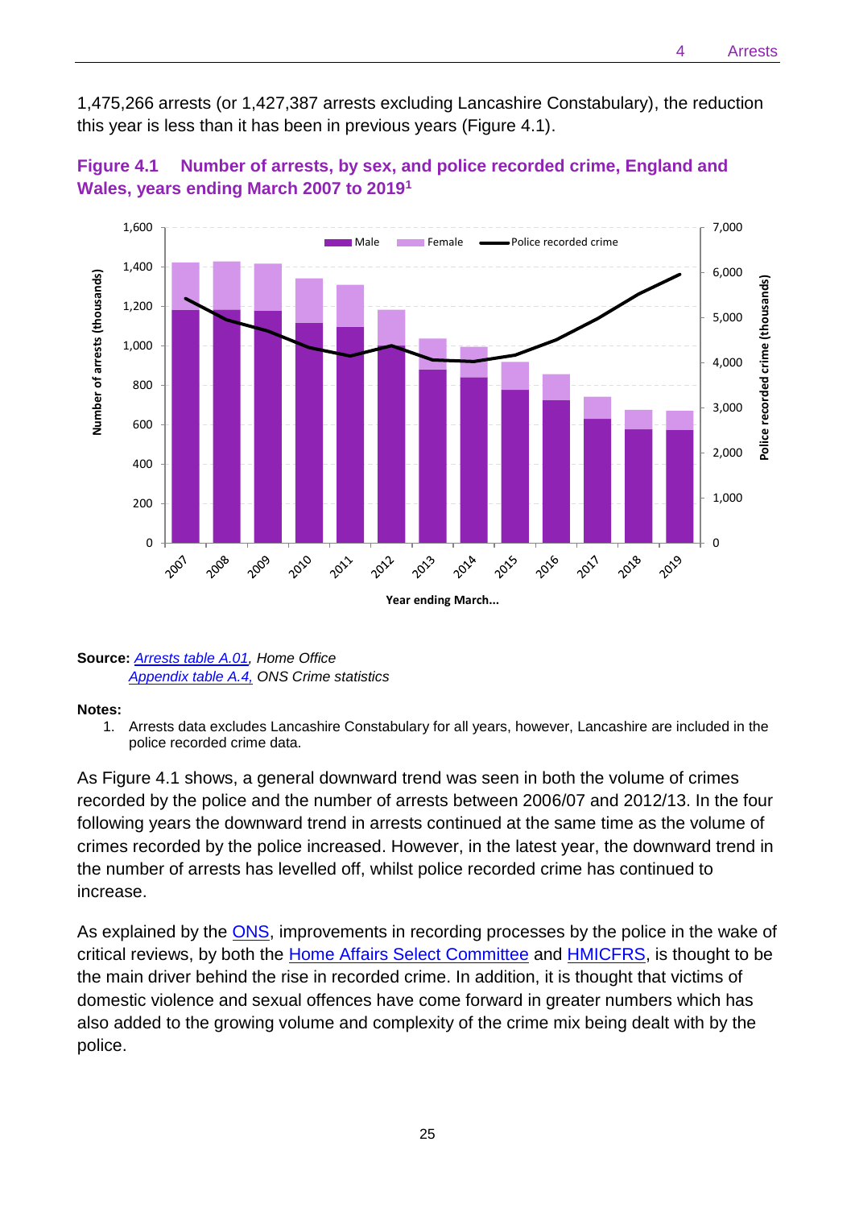1,475,266 arrests (or 1,427,387 arrests excluding Lancashire Constabulary), the reduction this year is less than it has been in previous years (Figure 4.1).

**Figure 4.1 Number of arrests, by sex, and police recorded crime, England and Wales, years ending March 2007 to 2019[1]**

**Source:** *Arrests table A.01, Home Office*
*Appendix table A.4, ONS Crime statistics*

**Notes:**

1. Arrests data excludes Lancashire Constabulary for all years, however, Lancashire are included in the police recorded crime data.

As Figure 4.1 shows, a general downward trend was seen in both the volume of crimes recorded by the police and the number of arrests between 2006/07 and 2012/13. In the four following years the downward trend in arrests continued at the same time as the volume of crimes recorded by the police increased. However, in the latest year, the downward trend in the number of arrests has levelled off, whilst police recorded crime has continued to increase.

As explained by the ONS, improvements in recording processes by the police in the wake of critical reviews, by both the Home Affairs Select Committee and HMICFRS, is thought to be the main driver behind the rise in recorded crime. In addition, it is thought that victims of domestic violence and sexual offences have come forward in greater numbers which has also added to the growing volume and complexity of the crime mix being dealt with by the police.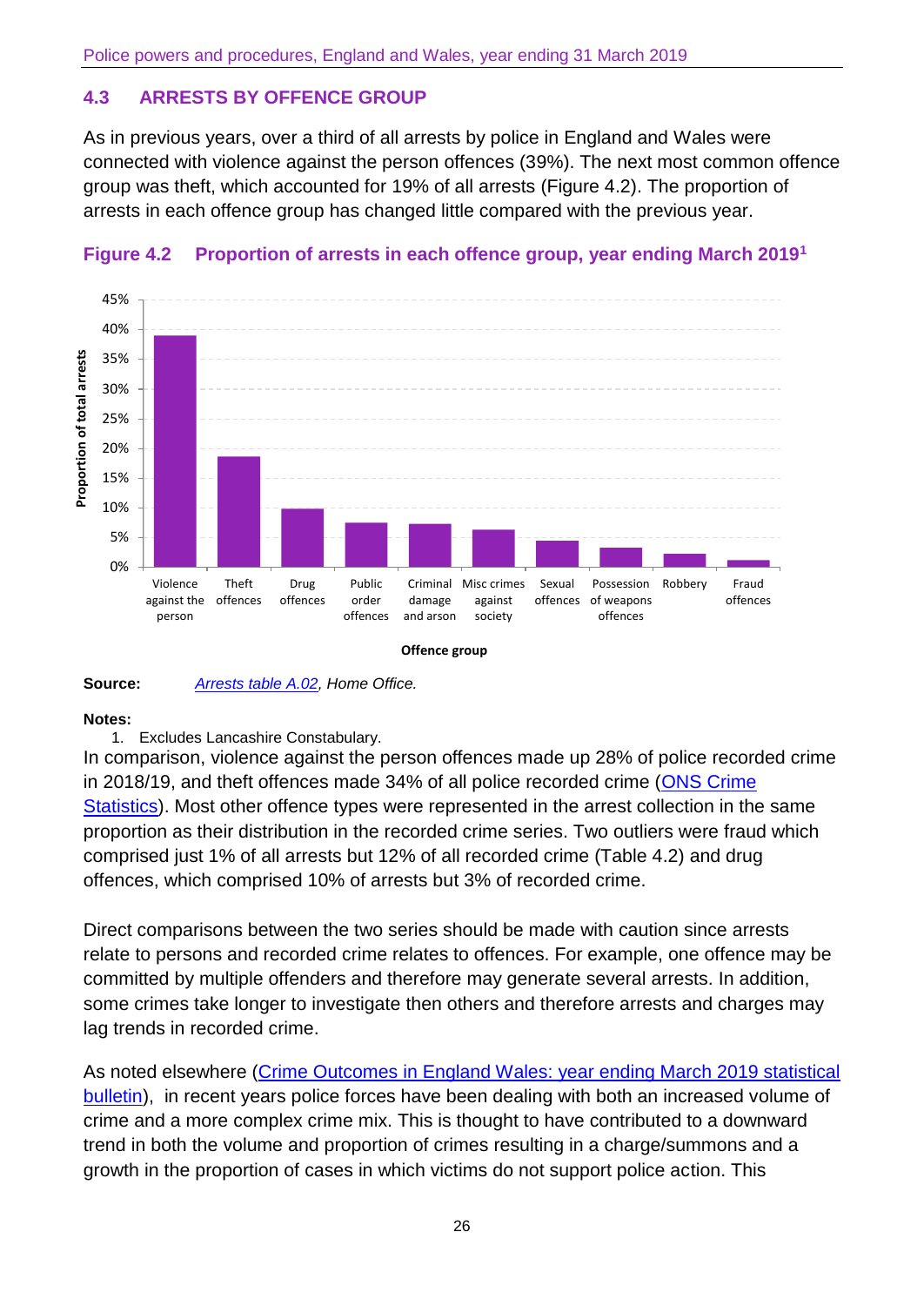## 4.3 ARRESTS BY OFFENCE GROUP

As in previous years, over a third of all arrests by police in England and Wales were connected with violence against the person offences (39%). The next most common offence group was theft, which accounted for 19% of all arrests (Figure 4.2). The proportion of arrests in each offence group has changed little compared with the previous year.

**Figure 4.2 Proportion of arrests in each offence group, year ending March 2019[1]**

| Offence group | Proportion of total arrests |
|---|---|
| Violence against the person | 39% |
| Theft offences | 19% |
| Drug offences | 10% |
| Public order offences | 8% |
| Criminal damage and arson | 7% |
| Misc crimes against society | 6% |
| Sexual offences | 4% |
| Possession of weapons offences | 3% |
| Robbery | 2% |
| Fraud offences | 1% |

**Source:** *Arrests table A.02, Home Office.*

**Notes:**

1. Excludes Lancashire Constabulary.

In comparison, violence against the person offences made up 28% of police recorded crime in 2018/19, and theft offences made 34% of all police recorded crime (ONS Crime Statistics). Most other offence types were represented in the arrest collection in the same proportion as their distribution in the recorded crime series. Two outliers were fraud which comprised just 1% of all arrests but 12% of all recorded crime (Table 4.2) and drug offences, which comprised 10% of arrests but 3% of recorded crime.

Direct comparisons between the two series should be made with caution since arrests relate to persons and recorded crime relates to offences. For example, one offence may be committed by multiple offenders and therefore may generate several arrests. In addition, some crimes take longer to investigate then others and therefore arrests and charges may lag trends in recorded crime.

As noted elsewhere (Crime Outcomes in England Wales: year ending March 2019 statistical bulletin), in recent years police forces have been dealing with both an increased volume of crime and a more complex crime mix. This is thought to have contributed to a downward trend in both the volume and proportion of crimes resulting in a charge/summons and a growth in the proportion of cases in which victims do not support police action. This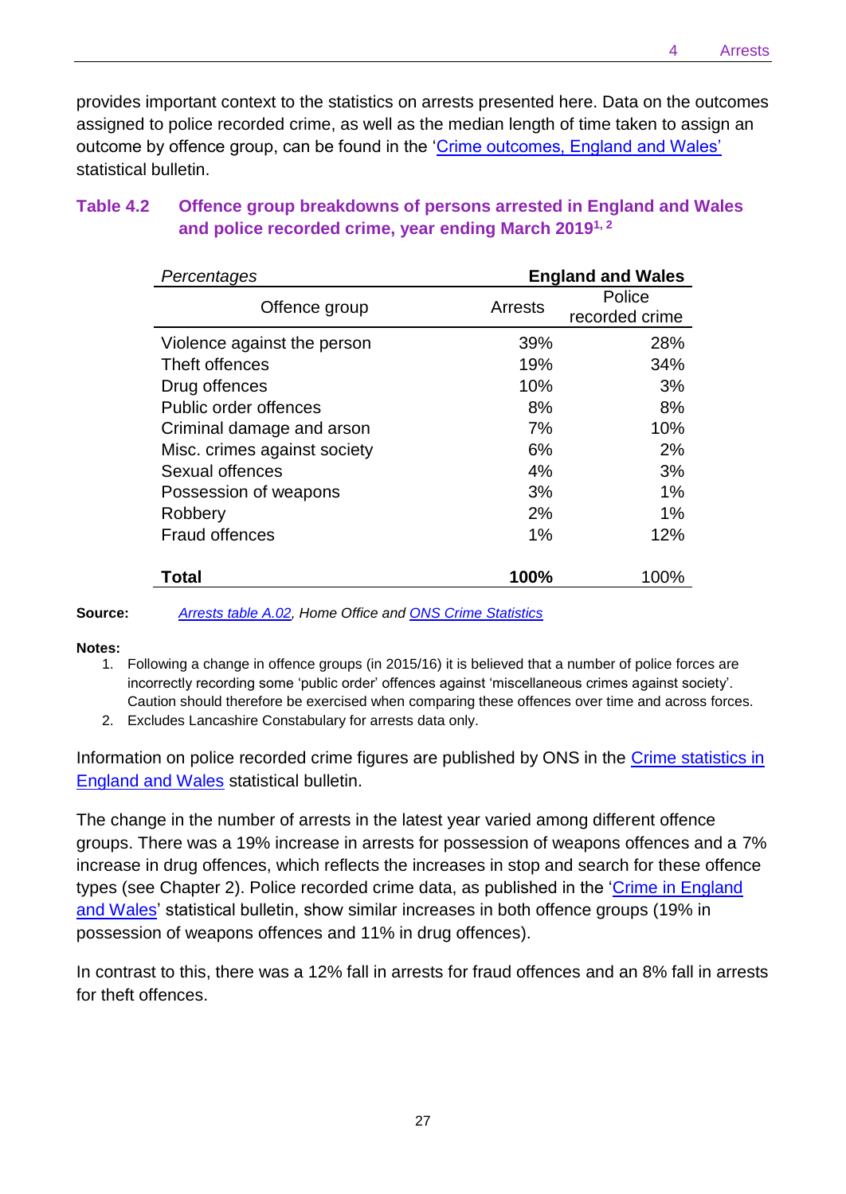provides important context to the statistics on arrests presented here. Data on the outcomes assigned to police recorded crime, as well as the median length of time taken to assign an outcome by offence group, can be found in the '[Crime outcomes, England and Wales](#)' statistical bulletin.

### Table 4.2 Offence group breakdowns of persons arrested in England and Wales and police recorded crime, year ending March 2019[1, 2]

| *Percentages* | England and Wales | |
|---|---|---|
| Offence group | Arrests | Police recorded crime |
| Violence against the person | 39% | 28% |
| Theft offences | 19% | 34% |
| Drug offences | 10% | 3% |
| Public order offences | 8% | 8% |
| Criminal damage and arson | 7% | 10% |
| Misc. crimes against society | 6% | 2% |
| Sexual offences | 4% | 3% |
| Possession of weapons | 3% | 1% |
| Robbery | 2% | 1% |
| Fraud offences | 1% | 12% |
| **Total** | **100%** | 100% |

**Source:** *Arrests table A.02, Home Office and ONS Crime Statistics*

**Notes:**

1. Following a change in offence groups (in 2015/16) it is believed that a number of police forces are incorrectly recording some 'public order' offences against 'miscellaneous crimes against society'. Caution should therefore be exercised when comparing these offences over time and across forces.
2. Excludes Lancashire Constabulary for arrests data only.

Information on police recorded crime figures are published by ONS in the Crime statistics in England and Wales statistical bulletin.

The change in the number of arrests in the latest year varied among different offence groups. There was a 19% increase in arrests for possession of weapons offences and a 7% increase in drug offences, which reflects the increases in stop and search for these offence types (see Chapter 2). Police recorded crime data, as published in the 'Crime in England and Wales' statistical bulletin, show similar increases in both offence groups (19% in possession of weapons offences and 11% in drug offences).

In contrast to this, there was a 12% fall in arrests for fraud offences and an 8% fall in arrests for theft offences.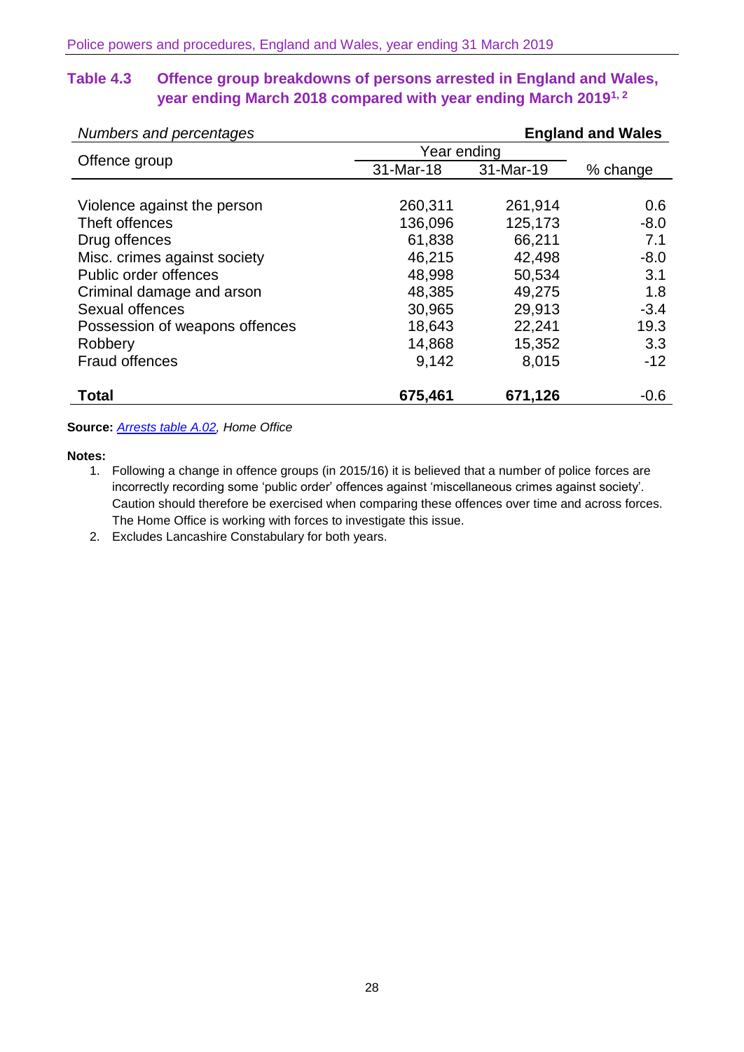### Table 4.3 Offence group breakdowns of persons arrested in England and Wales, year ending March 2018 compared with year ending March 2019[1, 2]

*Numbers and percentages* **England and Wales**

| Offence group | Year ending | | % change |
|---|---|---|---|
| | 31-Mar-18 | 31-Mar-19 | |
| Violence against the person | 260,311 | 261,914 | 0.6 |
| Theft offences | 136,096 | 125,173 | -8.0 |
| Drug offences | 61,838 | 66,211 | 7.1 |
| Misc. crimes against society | 46,215 | 42,498 | -8.0 |
| Public order offences | 48,998 | 50,534 | 3.1 |
| Criminal damage and arson | 48,385 | 49,275 | 1.8 |
| Sexual offences | 30,965 | 29,913 | -3.4 |
| Possession of weapons offences | 18,643 | 22,241 | 19.3 |
| Robbery | 14,868 | 15,352 | 3.3 |
| Fraud offences | 9,142 | 8,015 | -12 |
| **Total** | **675,461** | **671,126** | -0.6 |

**Source:** *Arrests table A.02, Home Office*

**Notes:**

1. Following a change in offence groups (in 2015/16) it is believed that a number of police forces are incorrectly recording some 'public order' offences against 'miscellaneous crimes against society'. Caution should therefore be exercised when comparing these offences over time and across forces. The Home Office is working with forces to investigate this issue.
2. Excludes Lancashire Constabulary for both years.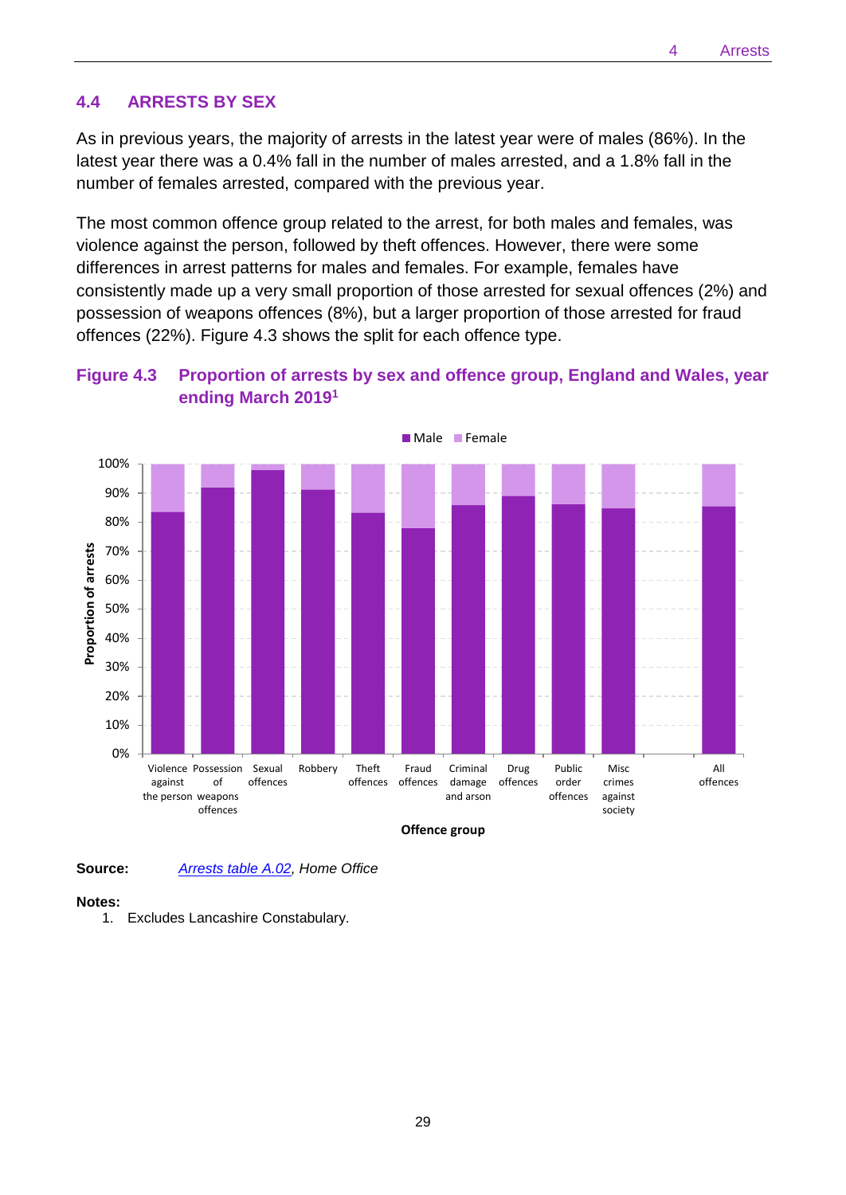## 4.4 ARRESTS BY SEX

As in previous years, the majority of arrests in the latest year were of males (86%). In the latest year there was a 0.4% fall in the number of males arrested, and a 1.8% fall in the number of females arrested, compared with the previous year.

The most common offence group related to the arrest, for both males and females, was violence against the person, followed by theft offences. However, there were some differences in arrest patterns for males and females. For example, females have consistently made up a very small proportion of those arrested for sexual offences (2%) and possession of weapons offences (8%), but a larger proportion of those arrested for fraud offences (22%). Figure 4.3 shows the split for each offence type.

**Figure 4.3 Proportion of arrests by sex and offence group, England and Wales, year ending March 2019[1]**

Male Female

100%
90%
80%
70%
60%
50%
40%
30%
20%
10%
0%

Proportion of arrests

Violence against the person | Possession of weapons offences | Sexual offences | Robbery | Theft offences | Fraud offences | Criminal damage and arson | Drug offences | Public order offences | Misc crimes against society | All offences

Offence group

**Source:** *Arrests table A.02, Home Office*

**Notes:**

1. Excludes Lancashire Constabulary.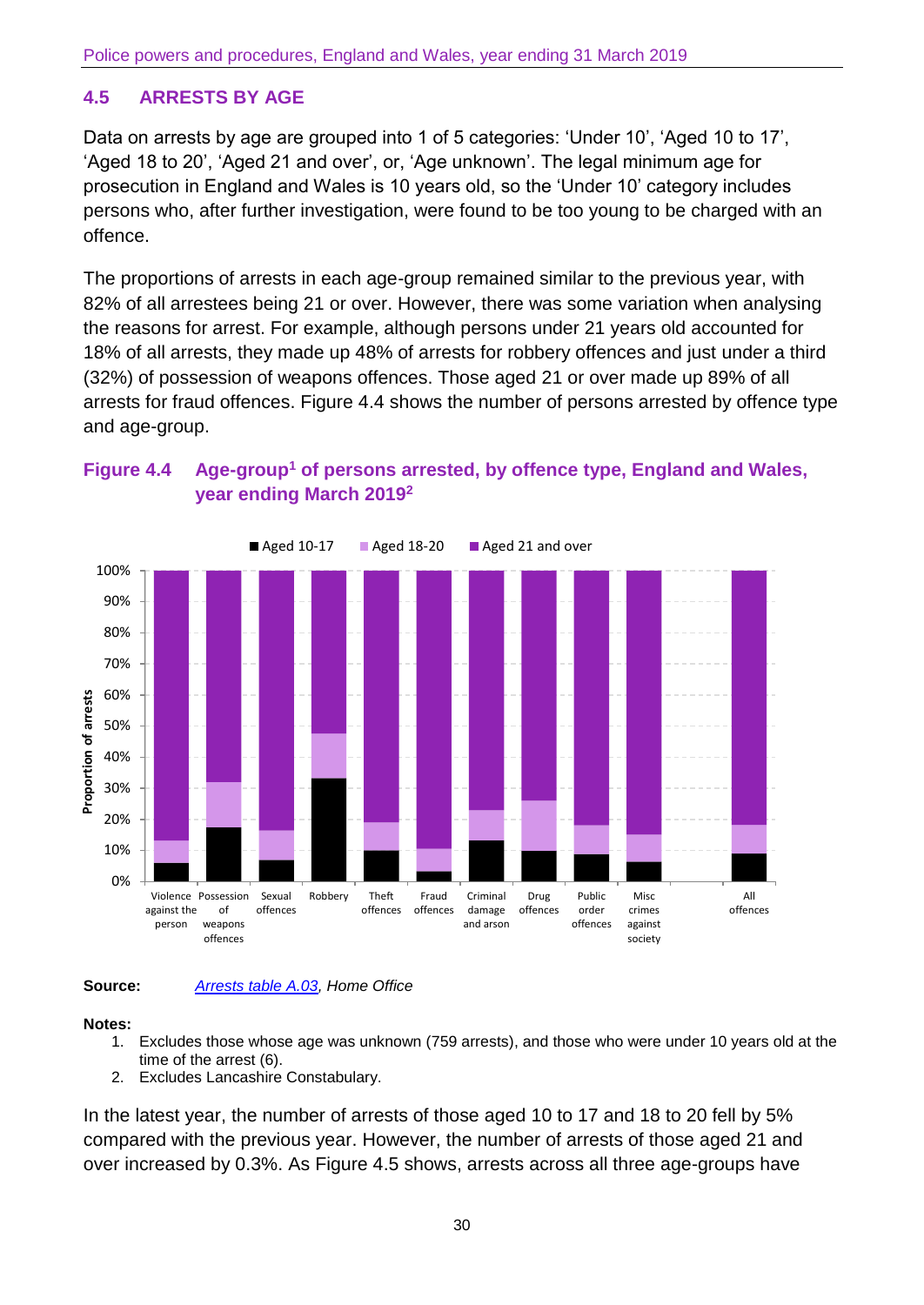## 4.5 ARRESTS BY AGE

Data on arrests by age are grouped into 1 of 5 categories: 'Under 10', 'Aged 10 to 17', 'Aged 18 to 20', 'Aged 21 and over', or, 'Age unknown'. The legal minimum age for prosecution in England and Wales is 10 years old, so the 'Under 10' category includes persons who, after further investigation, were found to be too young to be charged with an offence.

The proportions of arrests in each age-group remained similar to the previous year, with 82% of all arrestees being 21 or over. However, there was some variation when analysing the reasons for arrest. For example, although persons under 21 years old accounted for 18% of all arrests, they made up 48% of arrests for robbery offences and just under a third (32%) of possession of weapons offences. Those aged 21 or over made up 89% of all arrests for fraud offences. Figure 4.4 shows the number of persons arrested by offence type and age-group.

**Figure 4.4 Age-group[1] of persons arrested, by offence type, England and Wales, year ending March 2019[2]**

**Source:** *Arrests table A.03, Home Office*

**Notes:**

1. Excludes those whose age was unknown (759 arrests), and those who were under 10 years old at the time of the arrest (6).
2. Excludes Lancashire Constabulary.

In the latest year, the number of arrests of those aged 10 to 17 and 18 to 20 fell by 5% compared with the previous year. However, the number of arrests of those aged 21 and over increased by 0.3%. As Figure 4.5 shows, arrests across all three age-groups have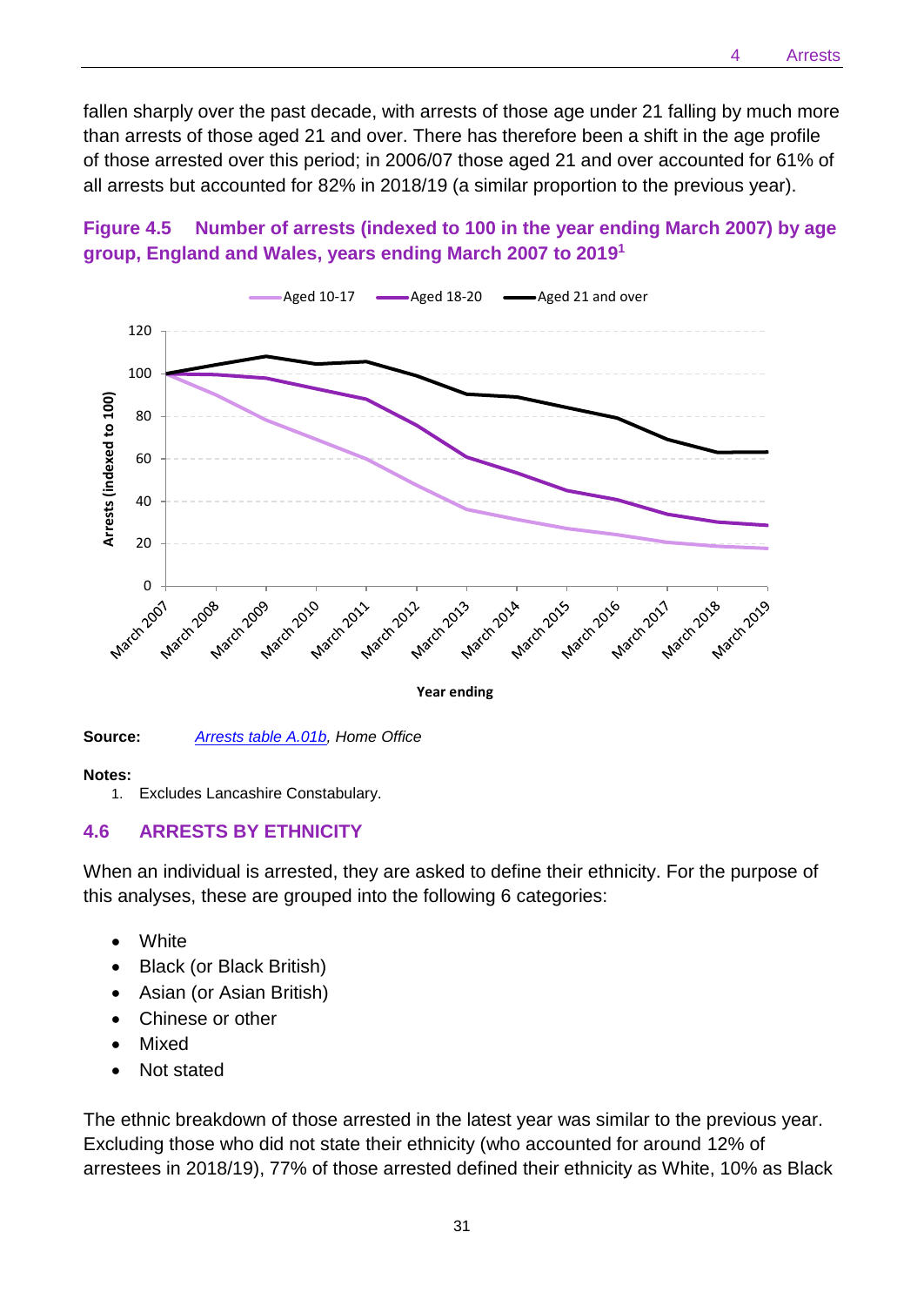fallen sharply over the past decade, with arrests of those age under 21 falling by much more than arrests of those aged 21 and over. There has therefore been a shift in the age profile of those arrested over this period; in 2006/07 those aged 21 and over accounted for 61% of all arrests but accounted for 82% in 2018/19 (a similar proportion to the previous year).

**Figure 4.5 Number of arrests (indexed to 100 in the year ending March 2007) by age group, England and Wales, years ending March 2007 to 2019[1]**

**Source:** *Arrests table A.01b, Home Office*

**Notes:**

1. Excludes Lancashire Constabulary.

## 4.6 ARRESTS BY ETHNICITY

When an individual is arrested, they are asked to define their ethnicity. For the purpose of this analyses, these are grouped into the following 6 categories:

- White
- Black (or Black British)
- Asian (or Asian British)
- Chinese or other
- Mixed
- Not stated

The ethnic breakdown of those arrested in the latest year was similar to the previous year. Excluding those who did not state their ethnicity (who accounted for around 12% of arrestees in 2018/19), 77% of those arrested defined their ethnicity as White, 10% as Black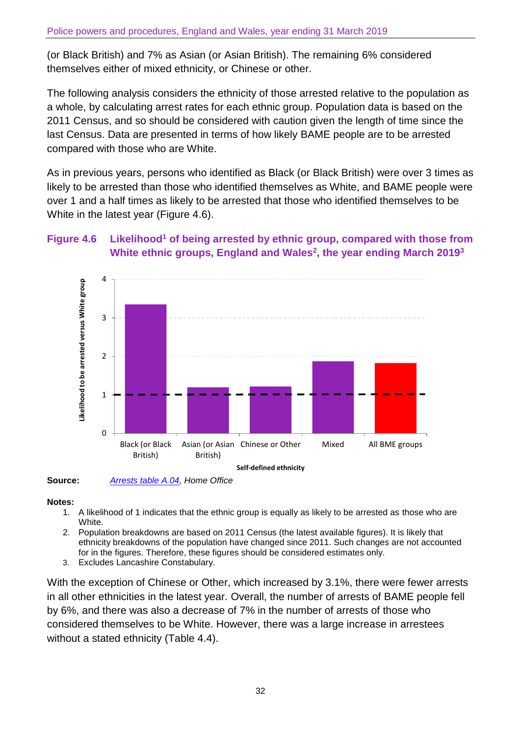(or Black British) and 7% as Asian (or Asian British). The remaining 6% considered themselves either of mixed ethnicity, or Chinese or other.

The following analysis considers the ethnicity of those arrested relative to the population as a whole, by calculating arrest rates for each ethnic group. Population data is based on the 2011 Census, and so should be considered with caution given the length of time since the last Census. Data are presented in terms of how likely BAME people are to be arrested compared with those who are White.

As in previous years, persons who identified as Black (or Black British) were over 3 times as likely to be arrested than those who identified themselves as White, and BAME people were over 1 and a half times as likely to be arrested that those who identified themselves to be White in the latest year (Figure 4.6).

### Figure 4.6 Likelihood[1] of being arrested by ethnic group, compared with those from White ethnic groups, England and Wales[2], the year ending March 2019[3]

**Source:** *Arrests table A.04, Home Office*

**Notes:**

1. A likelihood of 1 indicates that the ethnic group is equally as likely to be arrested as those who are White.
2. Population breakdowns are based on 2011 Census (the latest available figures). It is likely that ethnicity breakdowns of the population have changed since 2011. Such changes are not accounted for in the figures. Therefore, these figures should be considered estimates only.
3. Excludes Lancashire Constabulary.

With the exception of Chinese or Other, which increased by 3.1%, there were fewer arrests in all other ethnicities in the latest year. Overall, the number of arrests of BAME people fell by 6%, and there was also a decrease of 7% in the number of arrests of those who considered themselves to be White. However, there was a large increase in arrestees without a stated ethnicity (Table 4.4).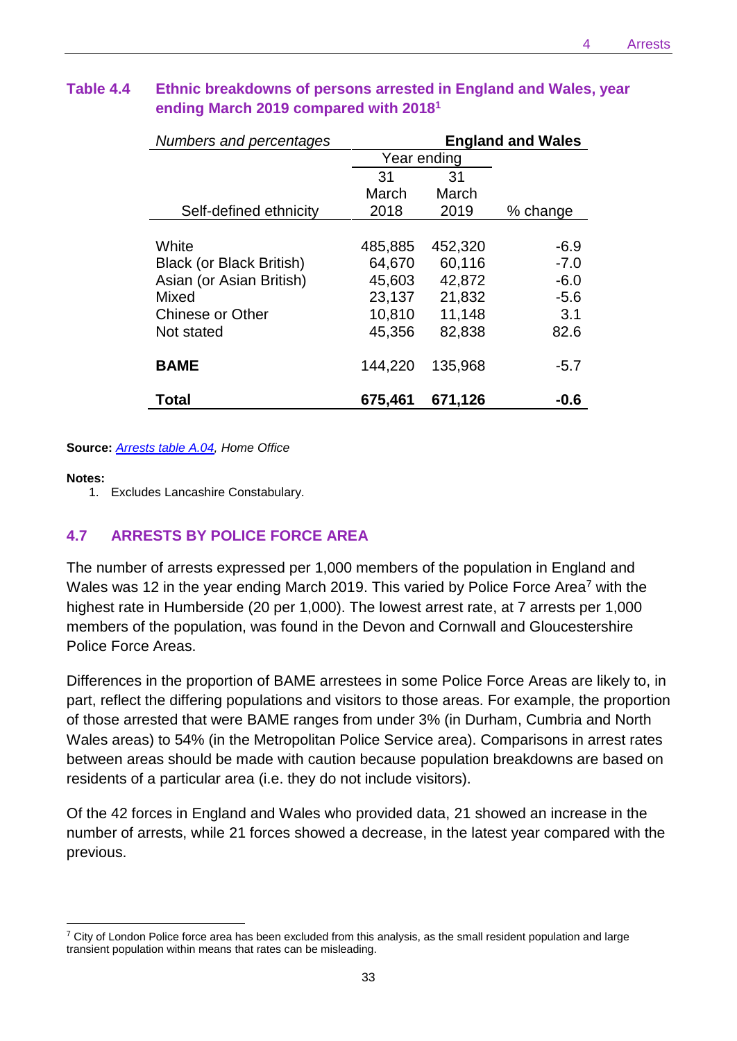**Table 4.4 Ethnic breakdowns of persons arrested in England and Wales, year ending March 2019 compared with 2018[1]**

| *Numbers and percentages* | England and Wales | | |
|---|---|---|---|
| | Year ending | | |
| Self-defined ethnicity | 31 March 2018 | 31 March 2019 | % change |
| White | 485,885 | 452,320 | -6.9 |
| Black (or Black British) | 64,670 | 60,116 | -7.0 |
| Asian (or Asian British) | 45,603 | 42,872 | -6.0 |
| Mixed | 23,137 | 21,832 | -5.6 |
| Chinese or Other | 10,810 | 11,148 | 3.1 |
| Not stated | 45,356 | 82,838 | 82.6 |
| **BAME** | 144,220 | 135,968 | -5.7 |
| **Total** | **675,461** | **671,126** | **-0.6** |

**Source:** *Arrests table A.04, Home Office*

**Notes:**
1. Excludes Lancashire Constabulary.

## 4.7 ARRESTS BY POLICE FORCE AREA

The number of arrests expressed per 1,000 members of the population in England and Wales was 12 in the year ending March 2019. This varied by Police Force Area[7] with the highest rate in Humberside (20 per 1,000). The lowest arrest rate, at 7 arrests per 1,000 members of the population, was found in the Devon and Cornwall and Gloucestershire Police Force Areas.

Differences in the proportion of BAME arrestees in some Police Force Areas are likely to, in part, reflect the differing populations and visitors to those areas. For example, the proportion of those arrested that were BAME ranges from under 3% (in Durham, Cumbria and North Wales areas) to 54% (in the Metropolitan Police Service area). Comparisons in arrest rates between areas should be made with caution because population breakdowns are based on residents of a particular area (i.e. they do not include visitors).

Of the 42 forces in England and Wales who provided data, 21 showed an increase in the number of arrests, while 21 forces showed a decrease, in the latest year compared with the previous.

[7] City of London Police force area has been excluded from this analysis, as the small resident population and large transient population within means that rates can be misleading.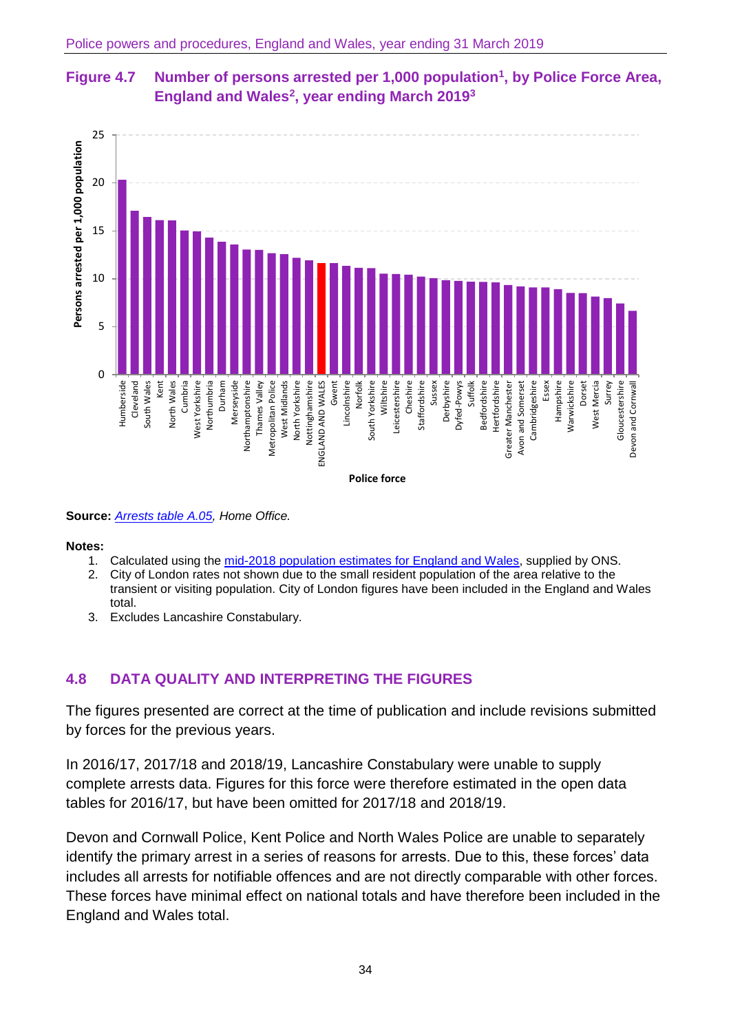**Figure 4.7 Number of persons arrested per 1,000 population[1], by Police Force Area, England and Wales[2], year ending March 2019[3]**

**Source:** *Arrests table A.05, Home Office.*

**Notes:**

1. Calculated using the mid-2018 population estimates for England and Wales, supplied by ONS.
2. City of London rates not shown due to the small resident population of the area relative to the transient or visiting population. City of London figures have been included in the England and Wales total.
3. Excludes Lancashire Constabulary.

## 4.8 DATA QUALITY AND INTERPRETING THE FIGURES

The figures presented are correct at the time of publication and include revisions submitted by forces for the previous years.

In 2016/17, 2017/18 and 2018/19, Lancashire Constabulary were unable to supply complete arrests data. Figures for this force were therefore estimated in the open data tables for 2016/17, but have been omitted for 2017/18 and 2018/19.

Devon and Cornwall Police, Kent Police and North Wales Police are unable to separately identify the primary arrest in a series of reasons for arrests. Due to this, these forces' data includes all arrests for notifiable offences and are not directly comparable with other forces. These forces have minimal effect on national totals and have therefore been included in the England and Wales total.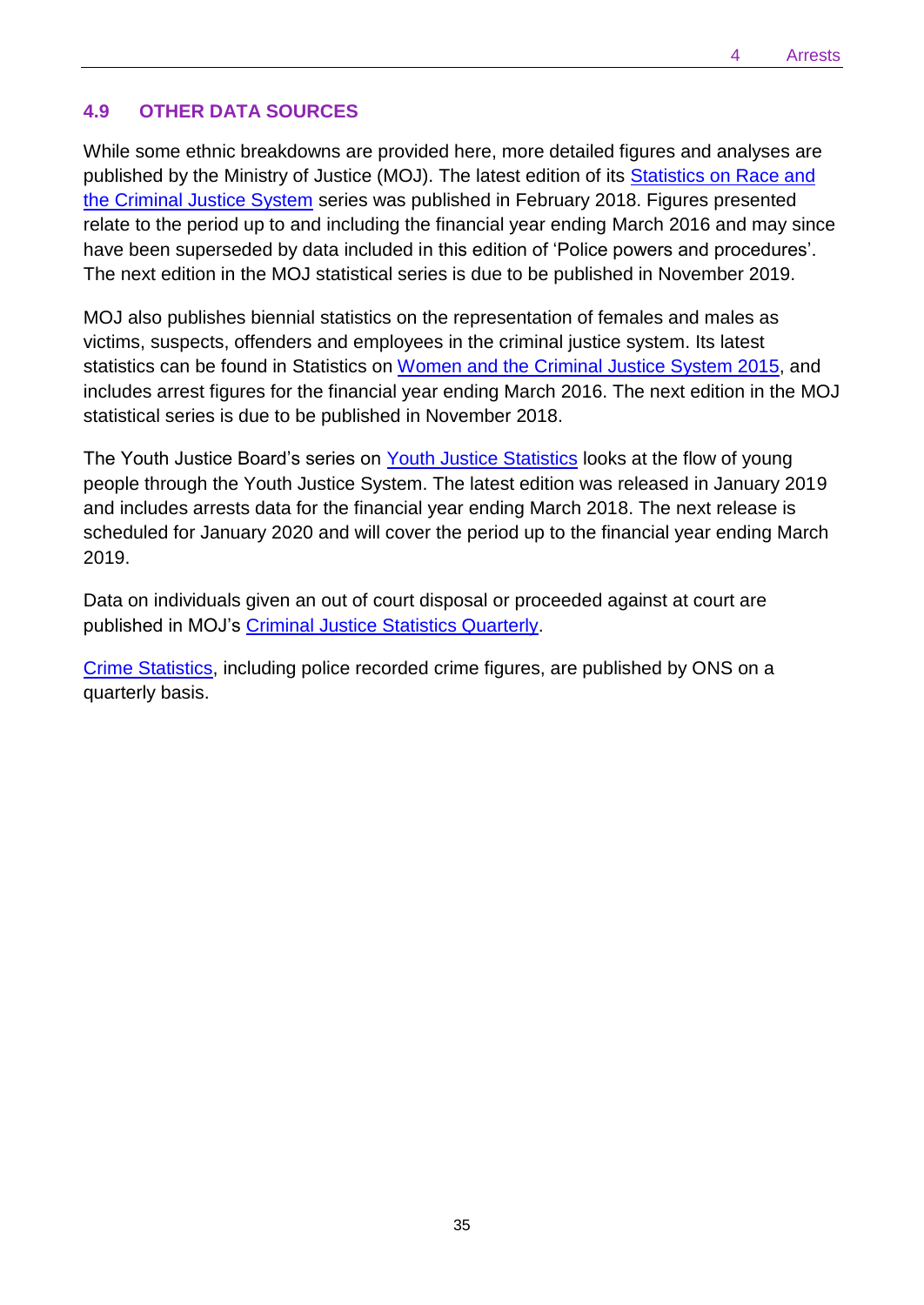## 4.9 OTHER DATA SOURCES

While some ethnic breakdowns are provided here, more detailed figures and analyses are published by the Ministry of Justice (MOJ). The latest edition of its Statistics on Race and the Criminal Justice System series was published in February 2018. Figures presented relate to the period up to and including the financial year ending March 2016 and may since have been superseded by data included in this edition of 'Police powers and procedures'. The next edition in the MOJ statistical series is due to be published in November 2019.

MOJ also publishes biennial statistics on the representation of females and males as victims, suspects, offenders and employees in the criminal justice system. Its latest statistics can be found in Statistics on Women and the Criminal Justice System 2015, and includes arrest figures for the financial year ending March 2016. The next edition in the MOJ statistical series is due to be published in November 2018.

The Youth Justice Board's series on Youth Justice Statistics looks at the flow of young people through the Youth Justice System. The latest edition was released in January 2019 and includes arrests data for the financial year ending March 2018. The next release is scheduled for January 2020 and will cover the period up to the financial year ending March 2019.

Data on individuals given an out of court disposal or proceeded against at court are published in MOJ's Criminal Justice Statistics Quarterly.

Crime Statistics, including police recorded crime figures, are published by ONS on a quarterly basis.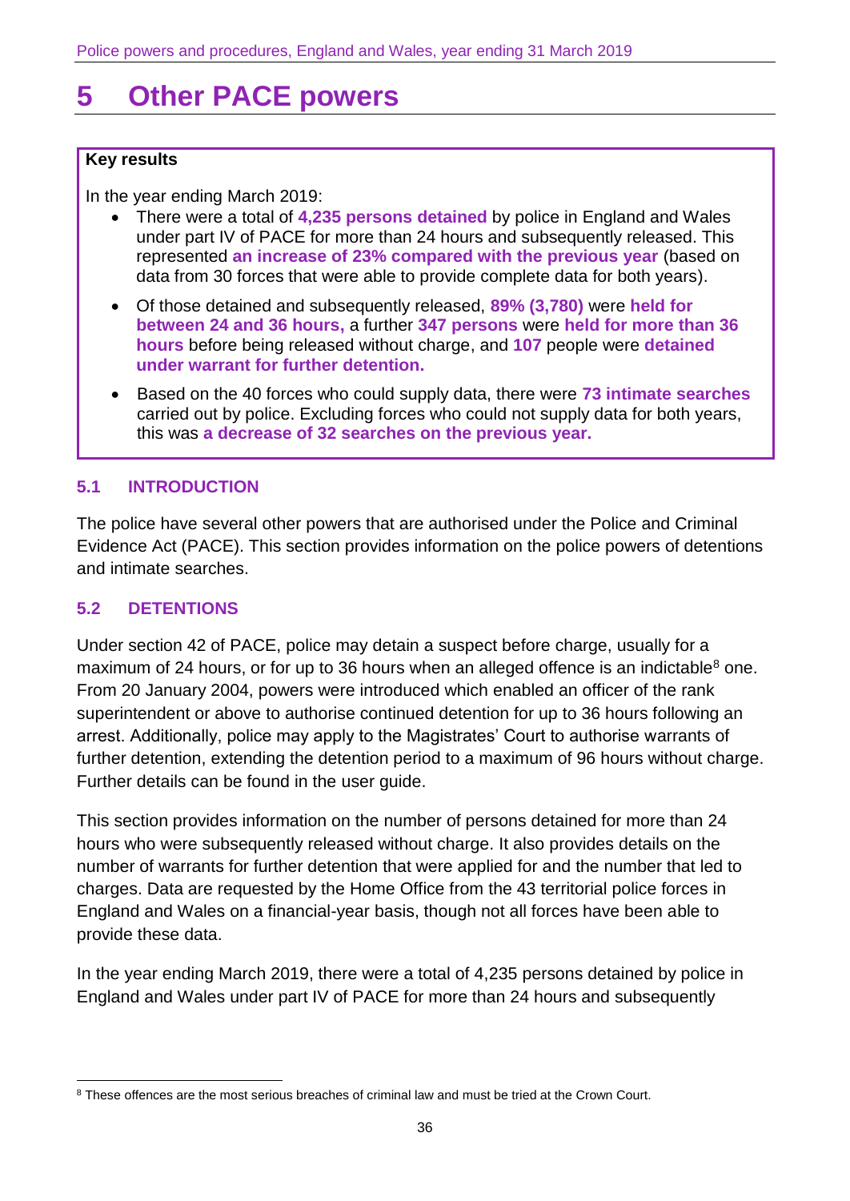# 5 Other PACE powers

**Key results**

In the year ending March 2019:

- There were a total of **4,235 persons detained** by police in England and Wales under part IV of PACE for more than 24 hours and subsequently released. This represented **an increase of 23% compared with the previous year** (based on data from 30 forces that were able to provide complete data for both years).
- Of those detained and subsequently released, **89% (3,780)** were **held for between 24 and 36 hours,** a further **347 persons** were **held for more than 36 hours** before being released without charge, and **107** people were **detained under warrant for further detention.**
- Based on the 40 forces who could supply data, there were **73 intimate searches** carried out by police. Excluding forces who could not supply data for both years, this was **a decrease of 32 searches on the previous year.**

## 5.1 INTRODUCTION

The police have several other powers that are authorised under the Police and Criminal Evidence Act (PACE). This section provides information on the police powers of detentions and intimate searches.

## 5.2 DETENTIONS

Under section 42 of PACE, police may detain a suspect before charge, usually for a maximum of 24 hours, or for up to 36 hours when an alleged offence is an indictable[8] one. From 20 January 2004, powers were introduced which enabled an officer of the rank superintendent or above to authorise continued detention for up to 36 hours following an arrest. Additionally, police may apply to the Magistrates' Court to authorise warrants of further detention, extending the detention period to a maximum of 96 hours without charge. Further details can be found in the user guide.

This section provides information on the number of persons detained for more than 24 hours who were subsequently released without charge. It also provides details on the number of warrants for further detention that were applied for and the number that led to charges. Data are requested by the Home Office from the 43 territorial police forces in England and Wales on a financial-year basis, though not all forces have been able to provide these data.

In the year ending March 2019, there were a total of 4,235 persons detained by police in England and Wales under part IV of PACE for more than 24 hours and subsequently

[8] These offences are the most serious breaches of criminal law and must be tried at the Crown Court.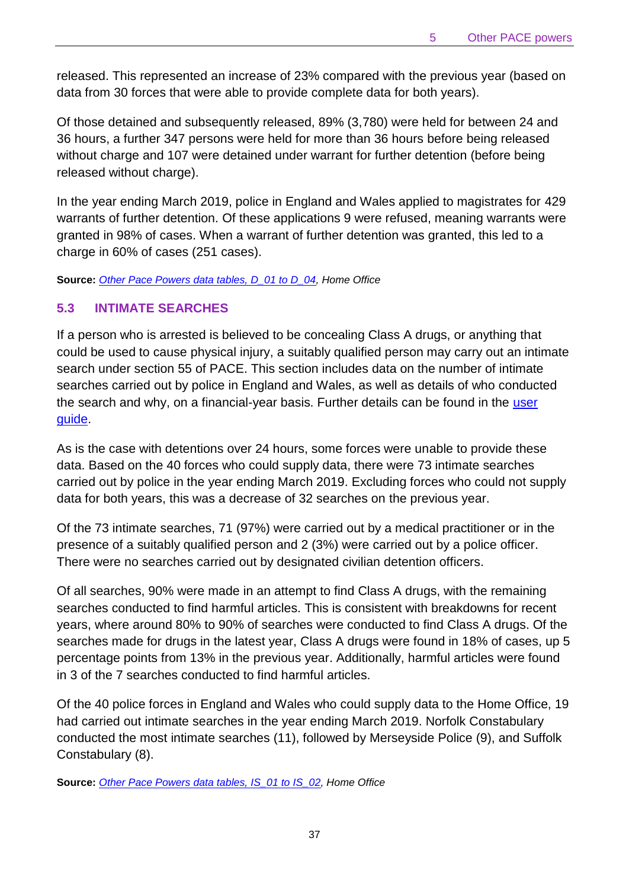released. This represented an increase of 23% compared with the previous year (based on data from 30 forces that were able to provide complete data for both years).

Of those detained and subsequently released, 89% (3,780) were held for between 24 and 36 hours, a further 347 persons were held for more than 36 hours before being released without charge and 107 were detained under warrant for further detention (before being released without charge).

In the year ending March 2019, police in England and Wales applied to magistrates for 429 warrants of further detention. Of these applications 9 were refused, meaning warrants were granted in 98% of cases. When a warrant of further detention was granted, this led to a charge in 60% of cases (251 cases).

**Source:** *Other Pace Powers data tables, D_01 to D_04, Home Office*

## 5.3 INTIMATE SEARCHES

If a person who is arrested is believed to be concealing Class A drugs, or anything that could be used to cause physical injury, a suitably qualified person may carry out an intimate search under section 55 of PACE. This section includes data on the number of intimate searches carried out by police in England and Wales, as well as details of who conducted the search and why, on a financial-year basis. Further details can be found in the user guide.

As is the case with detentions over 24 hours, some forces were unable to provide these data. Based on the 40 forces who could supply data, there were 73 intimate searches carried out by police in the year ending March 2019. Excluding forces who could not supply data for both years, this was a decrease of 32 searches on the previous year.

Of the 73 intimate searches, 71 (97%) were carried out by a medical practitioner or in the presence of a suitably qualified person and 2 (3%) were carried out by a police officer. There were no searches carried out by designated civilian detention officers.

Of all searches, 90% were made in an attempt to find Class A drugs, with the remaining searches conducted to find harmful articles. This is consistent with breakdowns for recent years, where around 80% to 90% of searches were conducted to find Class A drugs. Of the searches made for drugs in the latest year, Class A drugs were found in 18% of cases, up 5 percentage points from 13% in the previous year. Additionally, harmful articles were found in 3 of the 7 searches conducted to find harmful articles.

Of the 40 police forces in England and Wales who could supply data to the Home Office, 19 had carried out intimate searches in the year ending March 2019. Norfolk Constabulary conducted the most intimate searches (11), followed by Merseyside Police (9), and Suffolk Constabulary (8).

**Source:** *Other Pace Powers data tables, IS_01 to IS_02, Home Office*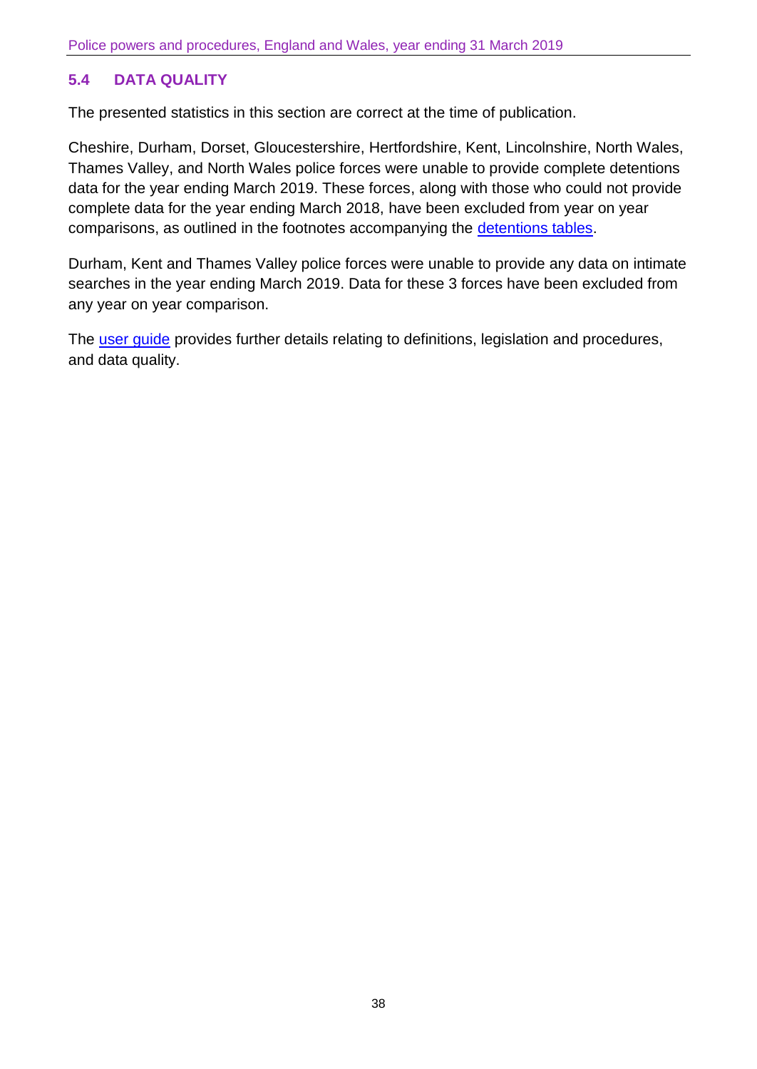## 5.4 DATA QUALITY

The presented statistics in this section are correct at the time of publication.

Cheshire, Durham, Dorset, Gloucestershire, Hertfordshire, Kent, Lincolnshire, North Wales, Thames Valley, and North Wales police forces were unable to provide complete detentions data for the year ending March 2019. These forces, along with those who could not provide complete data for the year ending March 2018, have been excluded from year on year comparisons, as outlined in the footnotes accompanying the detentions tables.

Durham, Kent and Thames Valley police forces were unable to provide any data on intimate searches in the year ending March 2019. Data for these 3 forces have been excluded from any year on year comparison.

The user guide provides further details relating to definitions, legislation and procedures, and data quality.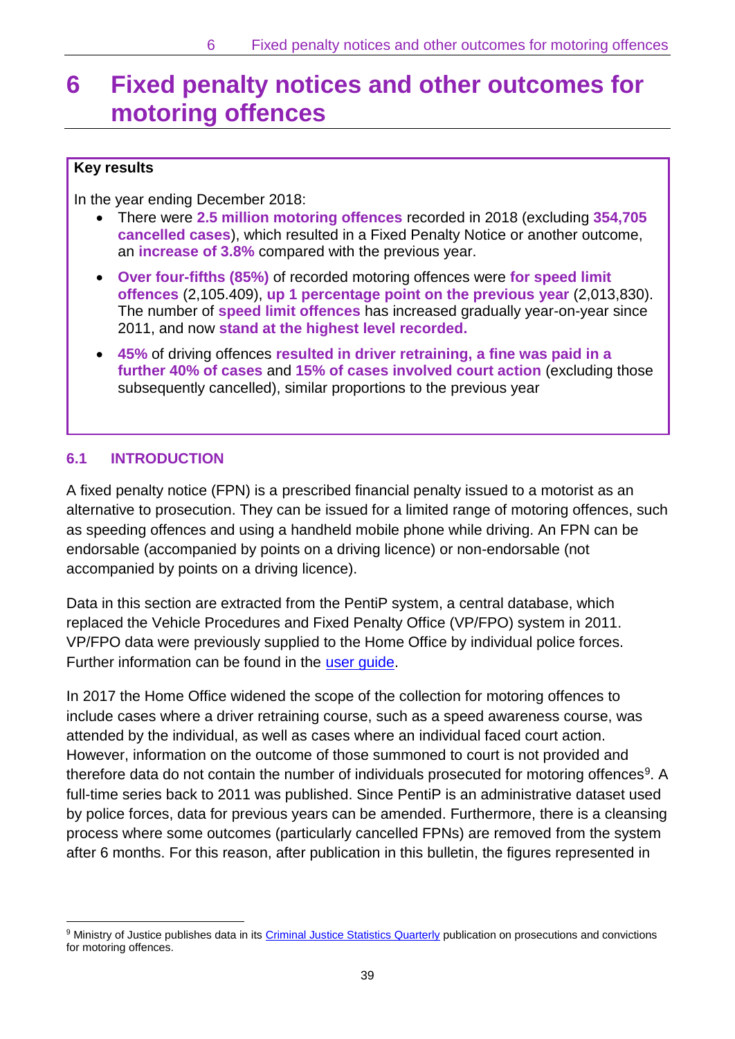# 6 Fixed penalty notices and other outcomes for motoring offences

**Key results**

In the year ending December 2018:

- There were **2.5 million motoring offences** recorded in 2018 (excluding **354,705 cancelled cases**), which resulted in a Fixed Penalty Notice or another outcome, an **increase of 3.8%** compared with the previous year.
- **Over four-fifths (85%)** of recorded motoring offences were **for speed limit offences** (2,105.409), **up 1 percentage point on the previous year** (2,013,830). The number of **speed limit offences** has increased gradually year-on-year since 2011, and now **stand at the highest level recorded.**
- **45%** of driving offences **resulted in driver retraining, a fine was paid in a further 40% of cases** and **15% of cases involved court action** (excluding those subsequently cancelled), similar proportions to the previous year

## 6.1 INTRODUCTION

A fixed penalty notice (FPN) is a prescribed financial penalty issued to a motorist as an alternative to prosecution. They can be issued for a limited range of motoring offences, such as speeding offences and using a handheld mobile phone while driving. An FPN can be endorsable (accompanied by points on a driving licence) or non-endorsable (not accompanied by points on a driving licence).

Data in this section are extracted from the PentiP system, a central database, which replaced the Vehicle Procedures and Fixed Penalty Office (VP/FPO) system in 2011. VP/FPO data were previously supplied to the Home Office by individual police forces. Further information can be found in the user guide.

In 2017 the Home Office widened the scope of the collection for motoring offences to include cases where a driver retraining course, such as a speed awareness course, was attended by the individual, as well as cases where an individual faced court action. However, information on the outcome of those summoned to court is not provided and therefore data do not contain the number of individuals prosecuted for motoring offences[9]. A full-time series back to 2011 was published. Since PentiP is an administrative dataset used by police forces, data for previous years can be amended. Furthermore, there is a cleansing process where some outcomes (particularly cancelled FPNs) are removed from the system after 6 months. For this reason, after publication in this bulletin, the figures represented in

[9] Ministry of Justice publishes data in its Criminal Justice Statistics Quarterly publication on prosecutions and convictions for motoring offences.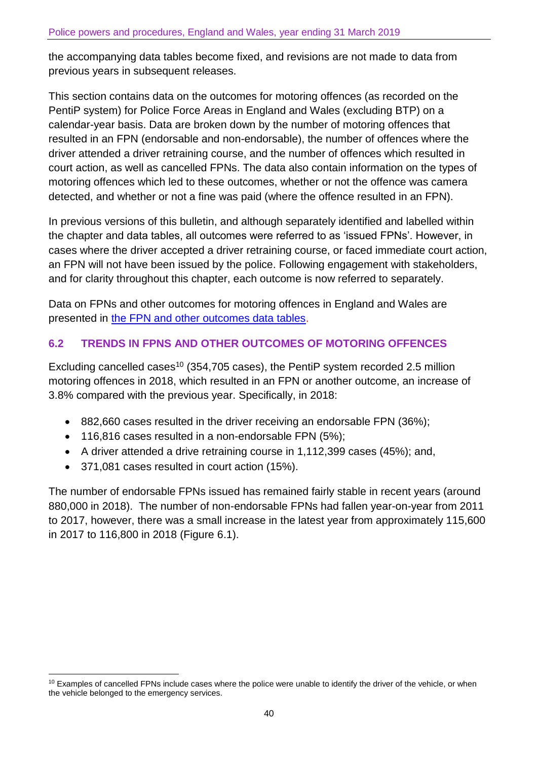the accompanying data tables become fixed, and revisions are not made to data from previous years in subsequent releases.

This section contains data on the outcomes for motoring offences (as recorded on the PentiP system) for Police Force Areas in England and Wales (excluding BTP) on a calendar-year basis. Data are broken down by the number of motoring offences that resulted in an FPN (endorsable and non-endorsable), the number of offences where the driver attended a driver retraining course, and the number of offences which resulted in court action, as well as cancelled FPNs. The data also contain information on the types of motoring offences which led to these outcomes, whether or not the offence was camera detected, and whether or not a fine was paid (where the offence resulted in an FPN).

In previous versions of this bulletin, and although separately identified and labelled within the chapter and data tables, all outcomes were referred to as 'issued FPNs'. However, in cases where the driver accepted a driver retraining course, or faced immediate court action, an FPN will not have been issued by the police. Following engagement with stakeholders, and for clarity throughout this chapter, each outcome is now referred to separately.

Data on FPNs and other outcomes for motoring offences in England and Wales are presented in the FPN and other outcomes data tables.

## 6.2 TRENDS IN FPNS AND OTHER OUTCOMES OF MOTORING OFFENCES

Excluding cancelled cases[10] (354,705 cases), the PentiP system recorded 2.5 million motoring offences in 2018, which resulted in an FPN or another outcome, an increase of 3.8% compared with the previous year. Specifically, in 2018:

- 882,660 cases resulted in the driver receiving an endorsable FPN (36%);
- 116,816 cases resulted in a non-endorsable FPN (5%);
- A driver attended a drive retraining course in 1,112,399 cases (45%); and,
- 371,081 cases resulted in court action (15%).

The number of endorsable FPNs issued has remained fairly stable in recent years (around 880,000 in 2018). The number of non-endorsable FPNs had fallen year-on-year from 2011 to 2017, however, there was a small increase in the latest year from approximately 115,600 in 2017 to 116,800 in 2018 (Figure 6.1).

[10] Examples of cancelled FPNs include cases where the police were unable to identify the driver of the vehicle, or when the vehicle belonged to the emergency services.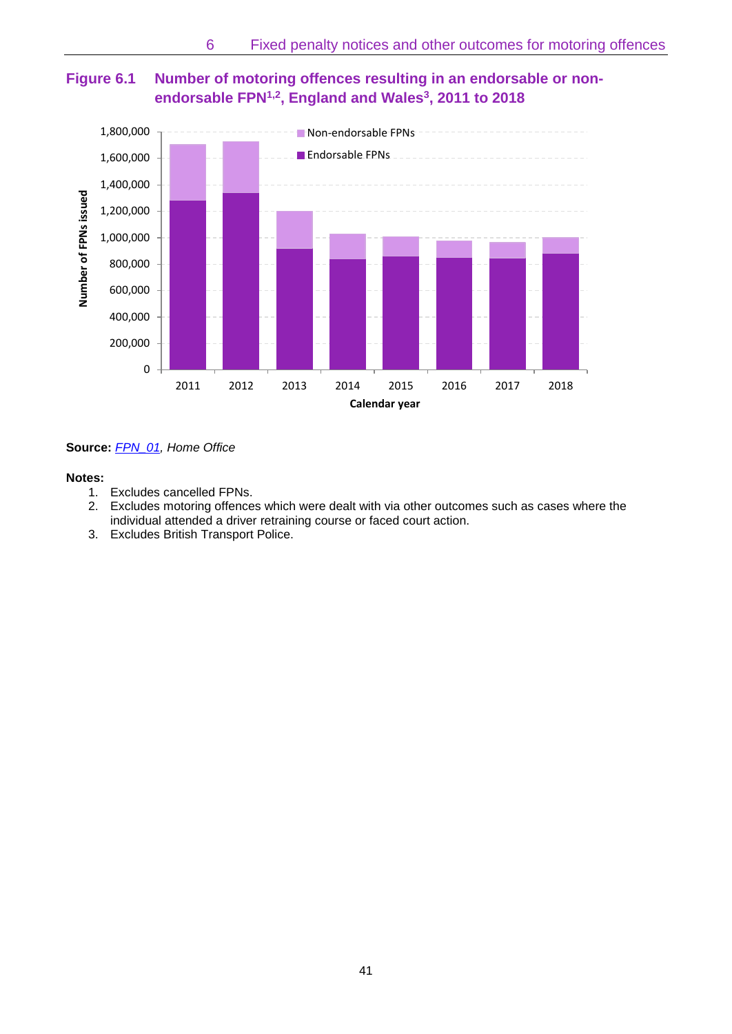## Figure 6.1 Number of motoring offences resulting in an endorsable or non-endorsable FPN[1,2], England and Wales[3], 2011 to 2018

**Source:** *FPN_01, Home Office*

**Notes:**

1. Excludes cancelled FPNs.
2. Excludes motoring offences which were dealt with via other outcomes such as cases where the individual attended a driver retraining course or faced court action.
3. Excludes British Transport Police.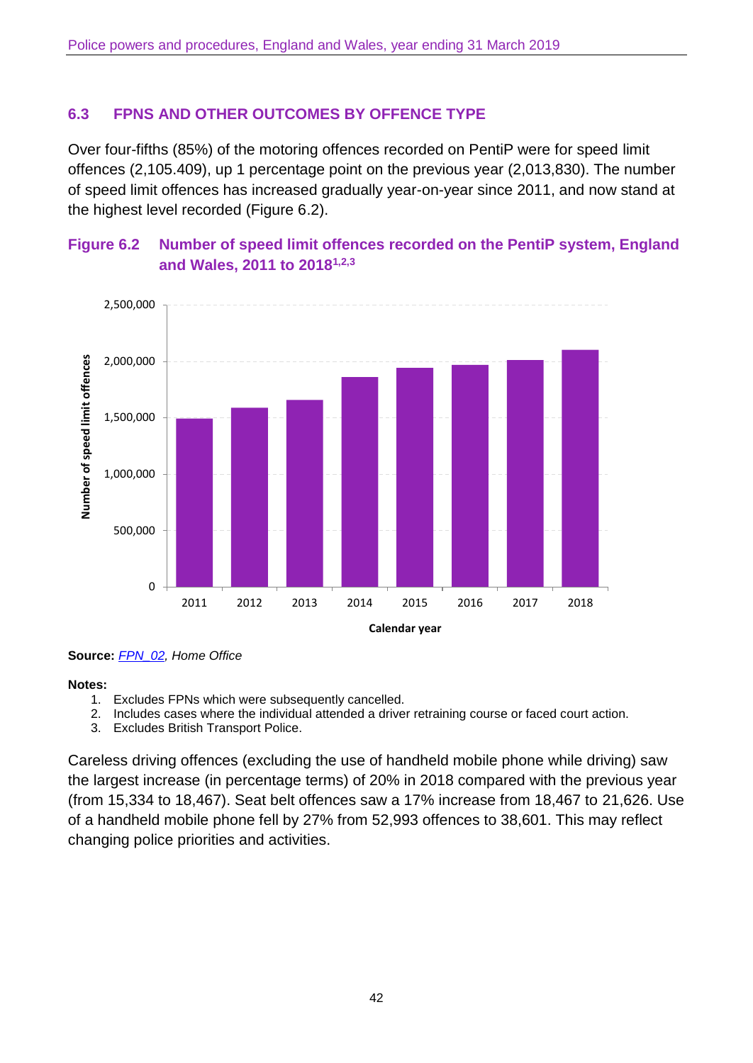## 6.3 FPNS AND OTHER OUTCOMES BY OFFENCE TYPE

Over four-fifths (85%) of the motoring offences recorded on PentiP were for speed limit offences (2,105.409), up 1 percentage point on the previous year (2,013,830). The number of speed limit offences has increased gradually year-on-year since 2011, and now stand at the highest level recorded (Figure 6.2).

### Figure 6.2 Number of speed limit offences recorded on the PentiP system, England and Wales, 2011 to 2018[1,2,3]

**Source:** *FPN_02, Home Office*

**Notes:**

1. Excludes FPNs which were subsequently cancelled.
2. Includes cases where the individual attended a driver retraining course or faced court action.
3. Excludes British Transport Police.

Careless driving offences (excluding the use of handheld mobile phone while driving) saw the largest increase (in percentage terms) of 20% in 2018 compared with the previous year (from 15,334 to 18,467). Seat belt offences saw a 17% increase from 18,467 to 21,626. Use of a handheld mobile phone fell by 27% from 52,993 offences to 38,601. This may reflect changing police priorities and activities.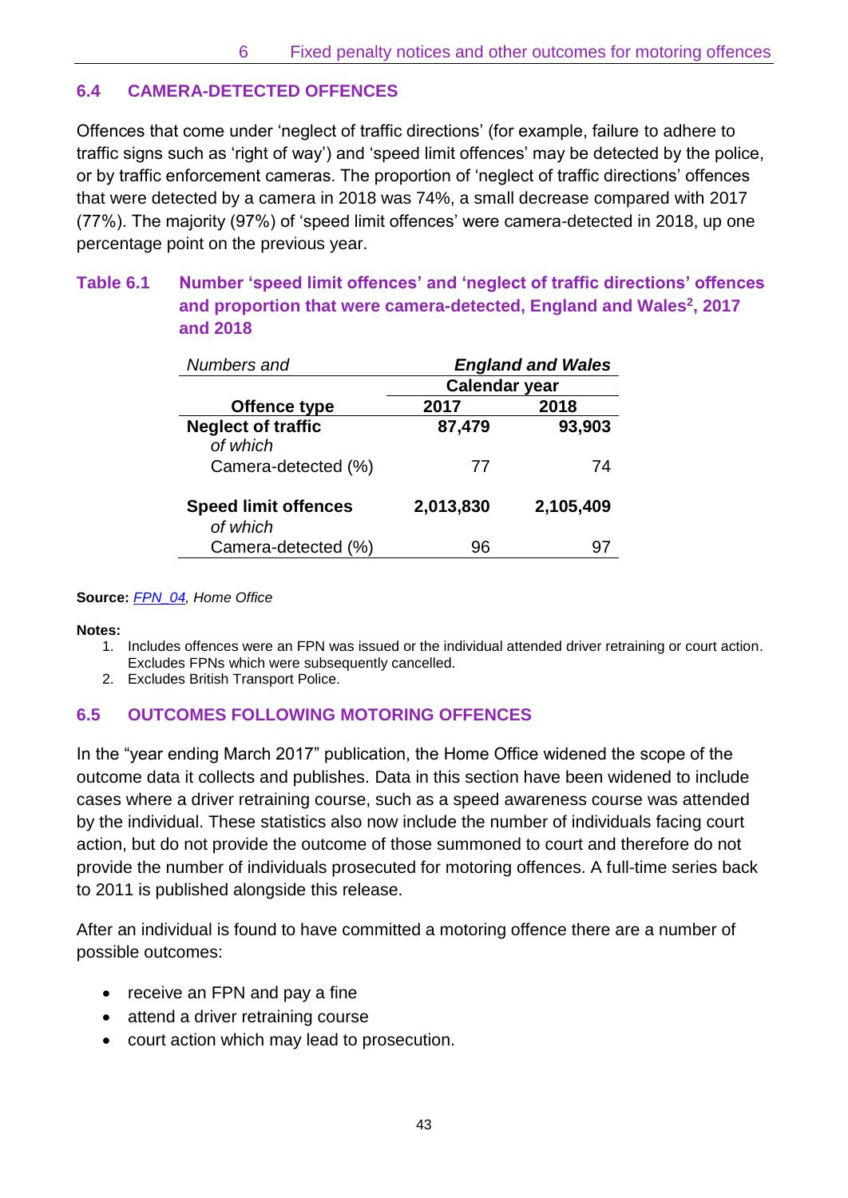## 6.4 CAMERA-DETECTED OFFENCES

Offences that come under 'neglect of traffic directions' (for example, failure to adhere to traffic signs such as 'right of way') and 'speed limit offences' may be detected by the police, or by traffic enforcement cameras. The proportion of 'neglect of traffic directions' offences that were detected by a camera in 2018 was 74%, a small decrease compared with 2017 (77%). The majority (97%) of 'speed limit offences' were camera-detected in 2018, up one percentage point on the previous year.

**Table 6.1 Number 'speed limit offences' and 'neglect of traffic directions' offences and proportion that were camera-detected, England and Wales[2], 2017 and 2018**

| *Numbers and* | ***England and Wales*** | |
|---|---|---|
| | **Calendar year** | |
| **Offence type** | **2017** | **2018** |
| **Neglect of traffic** | **87,479** | **93,903** |
| *of which* | | |
| Camera-detected (%) | 77 | 74 |
| **Speed limit offences** | **2,013,830** | **2,105,409** |
| *of which* | | |
| Camera-detected (%) | 96 | 97 |

**Source:** *FPN_04, Home Office*

**Notes:**

1. Includes offences were an FPN was issued or the individual attended driver retraining or court action. Excludes FPNs which were subsequently cancelled.
2. Excludes British Transport Police.

## 6.5 OUTCOMES FOLLOWING MOTORING OFFENCES

In the "year ending March 2017" publication, the Home Office widened the scope of the outcome data it collects and publishes. Data in this section have been widened to include cases where a driver retraining course, such as a speed awareness course was attended by the individual. These statistics also now include the number of individuals facing court action, but do not provide the outcome of those summoned to court and therefore do not provide the number of individuals prosecuted for motoring offences. A full-time series back to 2011 is published alongside this release.

After an individual is found to have committed a motoring offence there are a number of possible outcomes:

- receive an FPN and pay a fine
- attend a driver retraining course
- court action which may lead to prosecution.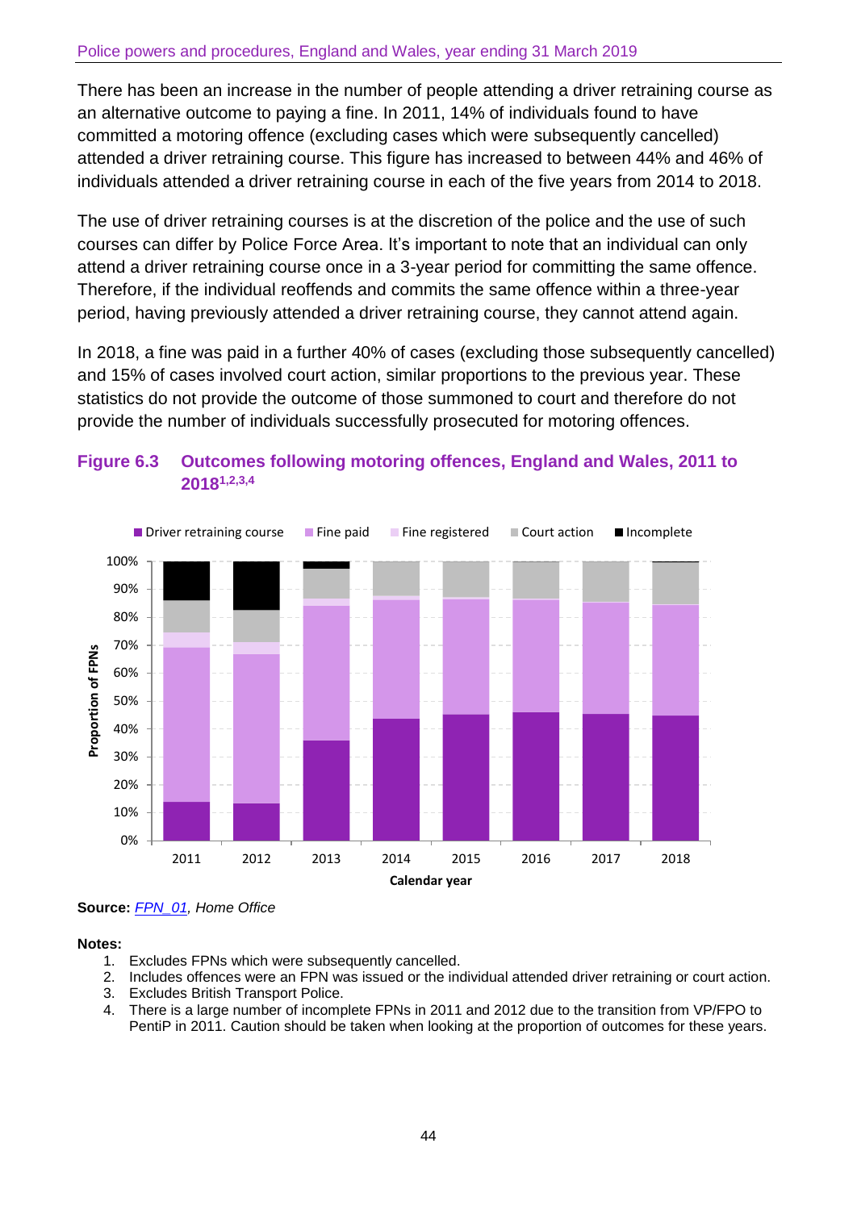There has been an increase in the number of people attending a driver retraining course as an alternative outcome to paying a fine. In 2011, 14% of individuals found to have committed a motoring offence (excluding cases which were subsequently cancelled) attended a driver retraining course. This figure has increased to between 44% and 46% of individuals attended a driver retraining course in each of the five years from 2014 to 2018.

The use of driver retraining courses is at the discretion of the police and the use of such courses can differ by Police Force Area. It's important to note that an individual can only attend a driver retraining course once in a 3-year period for committing the same offence. Therefore, if the individual reoffends and commits the same offence within a three-year period, having previously attended a driver retraining course, they cannot attend again.

In 2018, a fine was paid in a further 40% of cases (excluding those subsequently cancelled) and 15% of cases involved court action, similar proportions to the previous year. These statistics do not provide the outcome of those summoned to court and therefore do not provide the number of individuals successfully prosecuted for motoring offences.

### Figure 6.3 Outcomes following motoring offences, England and Wales, 2011 to 2018[1,2,3,4]

**Source:** *FPN_01, Home Office*

**Notes:**

1. Excludes FPNs which were subsequently cancelled.
2. Includes offences were an FPN was issued or the individual attended driver retraining or court action.
3. Excludes British Transport Police.
4. There is a large number of incomplete FPNs in 2011 and 2012 due to the transition from VP/FPO to PentiP in 2011. Caution should be taken when looking at the proportion of outcomes for these years.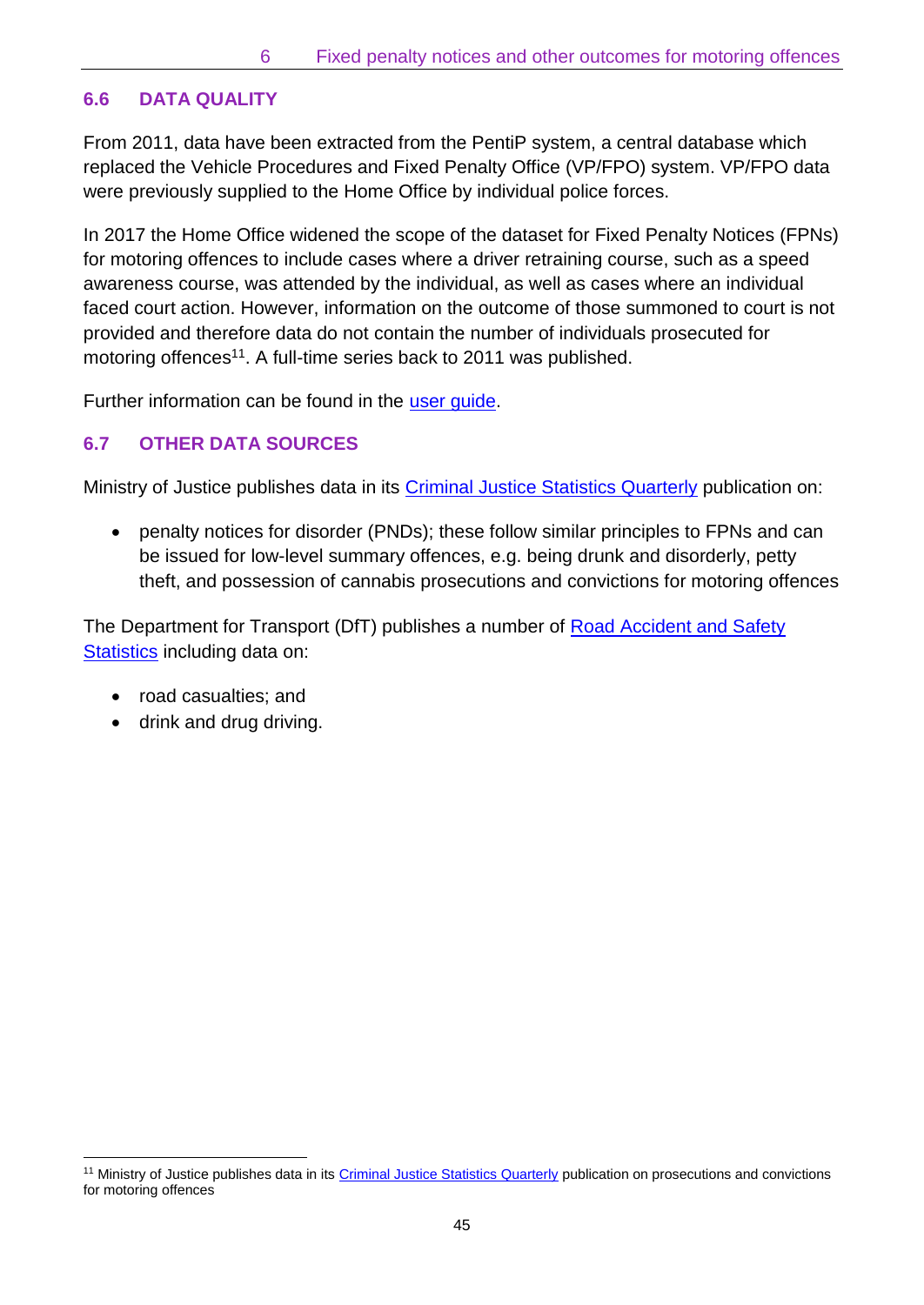## 6.6 DATA QUALITY

From 2011, data have been extracted from the PentiP system, a central database which replaced the Vehicle Procedures and Fixed Penalty Office (VP/FPO) system. VP/FPO data were previously supplied to the Home Office by individual police forces.

In 2017 the Home Office widened the scope of the dataset for Fixed Penalty Notices (FPNs) for motoring offences to include cases where a driver retraining course, such as a speed awareness course, was attended by the individual, as well as cases where an individual faced court action. However, information on the outcome of those summoned to court is not provided and therefore data do not contain the number of individuals prosecuted for motoring offences[11]. A full-time series back to 2011 was published.

Further information can be found in the user guide.

## 6.7 OTHER DATA SOURCES

Ministry of Justice publishes data in its Criminal Justice Statistics Quarterly publication on:

- penalty notices for disorder (PNDs); these follow similar principles to FPNs and can be issued for low-level summary offences, e.g. being drunk and disorderly, petty theft, and possession of cannabis prosecutions and convictions for motoring offences

The Department for Transport (DfT) publishes a number of Road Accident and Safety Statistics including data on:

- road casualties; and
- drink and drug driving.

[11] Ministry of Justice publishes data in its Criminal Justice Statistics Quarterly publication on prosecutions and convictions for motoring offences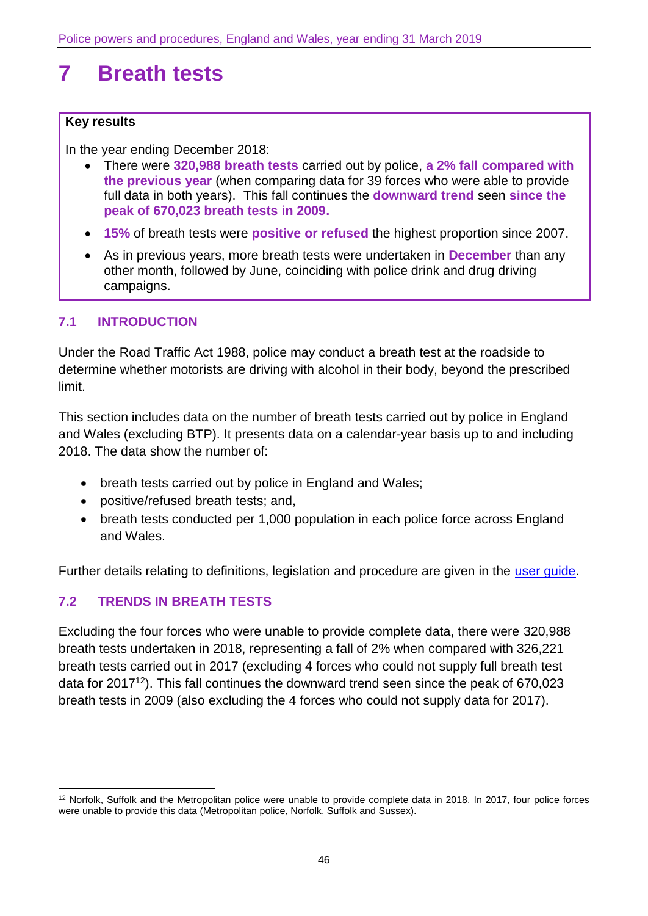# 7 Breath tests

**Key results**

In the year ending December 2018:

- There were **320,988 breath tests** carried out by police, **a 2% fall compared with the previous year** (when comparing data for 39 forces who were able to provide full data in both years). This fall continues the **downward trend** seen **since the peak of 670,023 breath tests in 2009.**
- **15%** of breath tests were **positive or refused** the highest proportion since 2007.
- As in previous years, more breath tests were undertaken in **December** than any other month, followed by June, coinciding with police drink and drug driving campaigns.

## 7.1 INTRODUCTION

Under the Road Traffic Act 1988, police may conduct a breath test at the roadside to determine whether motorists are driving with alcohol in their body, beyond the prescribed limit.

This section includes data on the number of breath tests carried out by police in England and Wales (excluding BTP). It presents data on a calendar-year basis up to and including 2018. The data show the number of:

- breath tests carried out by police in England and Wales;
- positive/refused breath tests; and,
- breath tests conducted per 1,000 population in each police force across England and Wales.

Further details relating to definitions, legislation and procedure are given in the user guide.

## 7.2 TRENDS IN BREATH TESTS

Excluding the four forces who were unable to provide complete data, there were 320,988 breath tests undertaken in 2018, representing a fall of 2% when compared with 326,221 breath tests carried out in 2017 (excluding 4 forces who could not supply full breath test data for 2017[12]). This fall continues the downward trend seen since the peak of 670,023 breath tests in 2009 (also excluding the 4 forces who could not supply data for 2017).

[12] Norfolk, Suffolk and the Metropolitan police were unable to provide complete data in 2018. In 2017, four police forces were unable to provide this data (Metropolitan police, Norfolk, Suffolk and Sussex).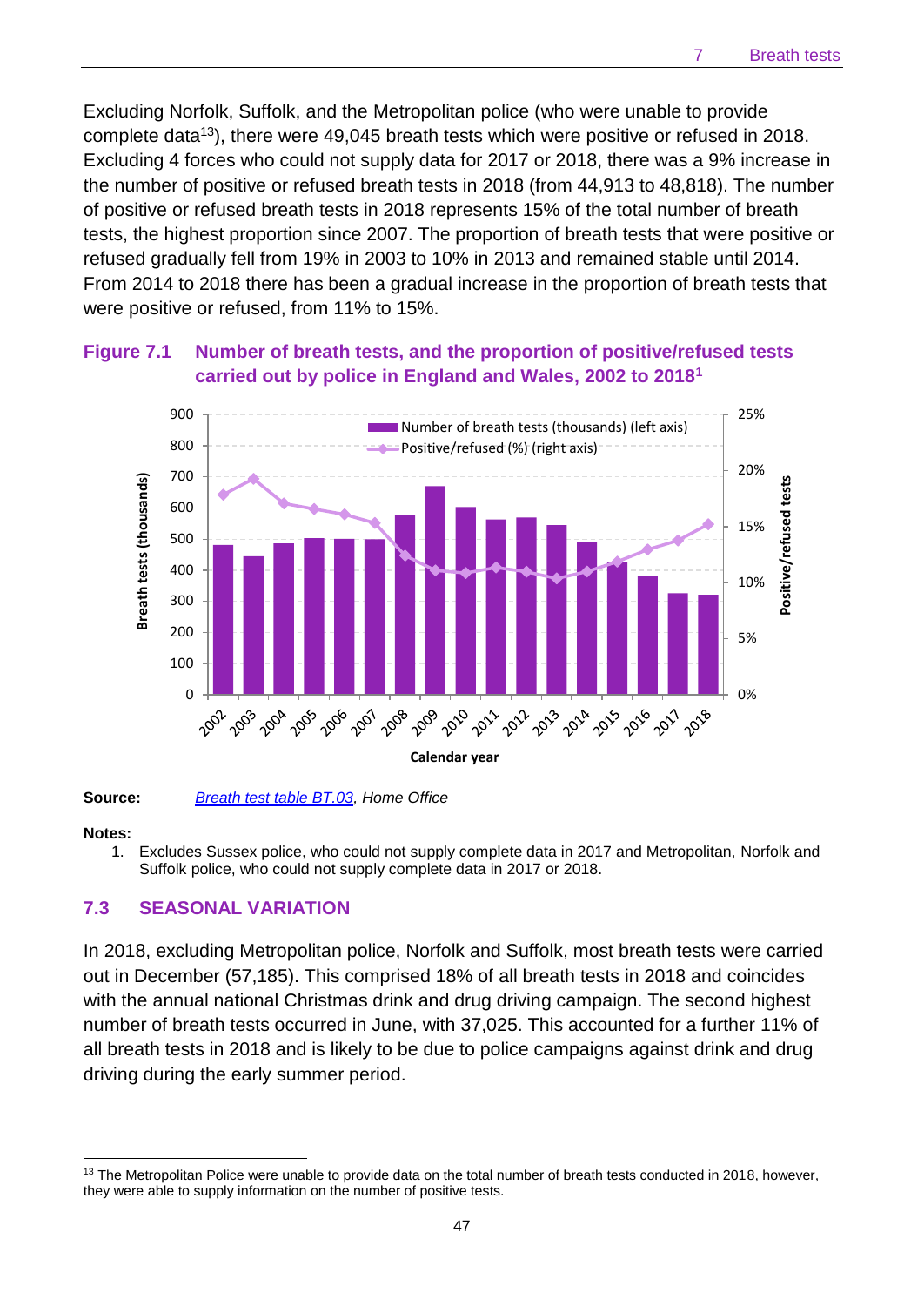Excluding Norfolk, Suffolk, and the Metropolitan police (who were unable to provide complete data[13]), there were 49,045 breath tests which were positive or refused in 2018. Excluding 4 forces who could not supply data for 2017 or 2018, there was a 9% increase in the number of positive or refused breath tests in 2018 (from 44,913 to 48,818). The number of positive or refused breath tests in 2018 represents 15% of the total number of breath tests, the highest proportion since 2007. The proportion of breath tests that were positive or refused gradually fell from 19% in 2003 to 10% in 2013 and remained stable until 2014. From 2014 to 2018 there has been a gradual increase in the proportion of breath tests that were positive or refused, from 11% to 15%.

**Figure 7.1 Number of breath tests, and the proportion of positive/refused tests carried out by police in England and Wales, 2002 to 2018[1]**

**Source:** *Breath test table BT.03, Home Office*

**Notes:**

1. Excludes Sussex police, who could not supply complete data in 2017 and Metropolitan, Norfolk and Suffolk police, who could not supply complete data in 2017 or 2018.

## 7.3 SEASONAL VARIATION

In 2018, excluding Metropolitan police, Norfolk and Suffolk, most breath tests were carried out in December (57,185). This comprised 18% of all breath tests in 2018 and coincides with the annual national Christmas drink and drug driving campaign. The second highest number of breath tests occurred in June, with 37,025. This accounted for a further 11% of all breath tests in 2018 and is likely to be due to police campaigns against drink and drug driving during the early summer period.

[13] The Metropolitan Police were unable to provide data on the total number of breath tests conducted in 2018, however, they were able to supply information on the number of positive tests.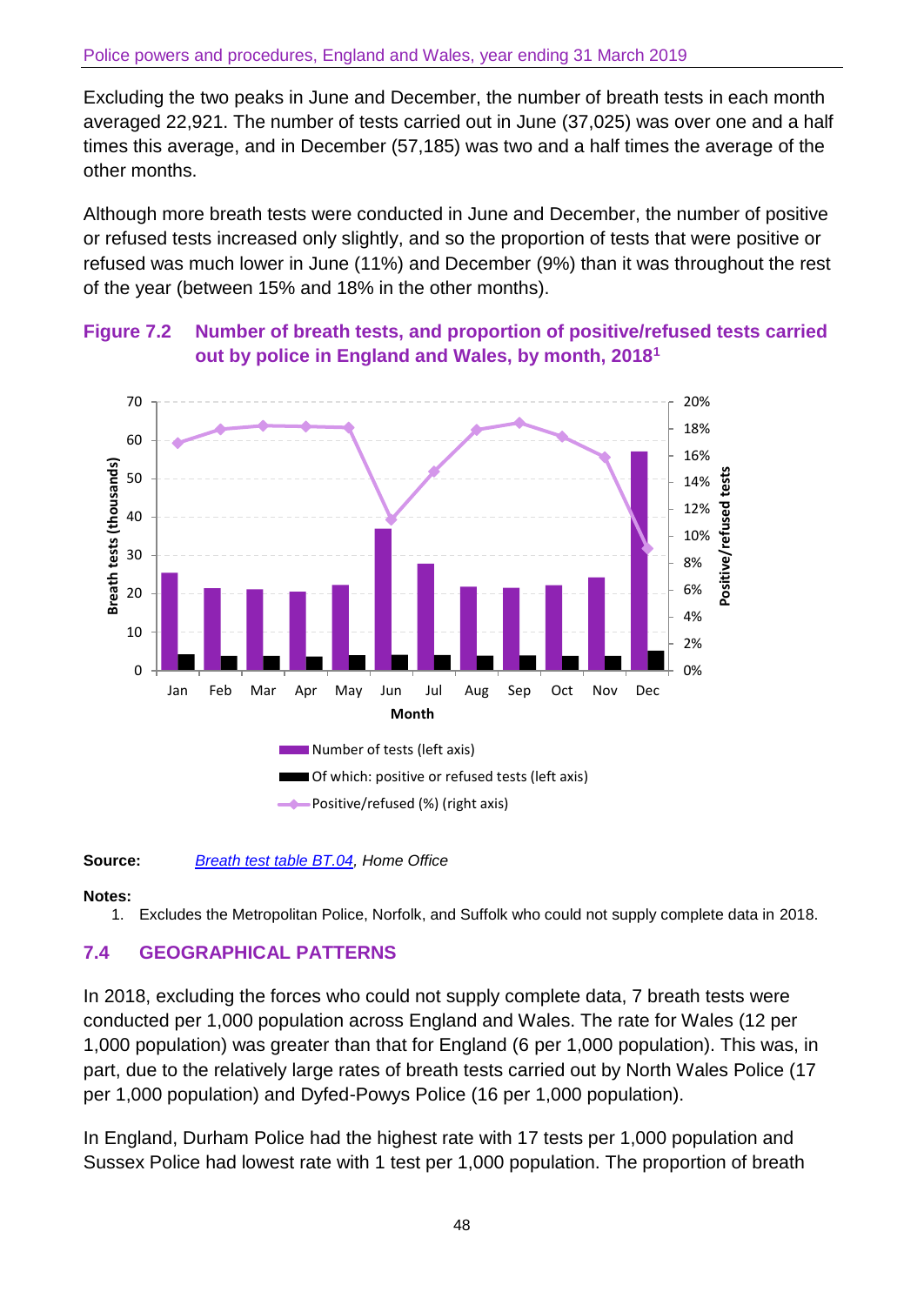Excluding the two peaks in June and December, the number of breath tests in each month averaged 22,921. The number of tests carried out in June (37,025) was over one and a half times this average, and in December (57,185) was two and a half times the average of the other months.

Although more breath tests were conducted in June and December, the number of positive or refused tests increased only slightly, and so the proportion of tests that were positive or refused was much lower in June (11%) and December (9%) than it was throughout the rest of the year (between 15% and 18% in the other months).

**Figure 7.2 Number of breath tests, and proportion of positive/refused tests carried out by police in England and Wales, by month, 2018[1]**

**Source:** *Breath test table BT.04, Home Office*

**Notes:**

1. Excludes the Metropolitan Police, Norfolk, and Suffolk who could not supply complete data in 2018.

## 7.4 GEOGRAPHICAL PATTERNS

In 2018, excluding the forces who could not supply complete data, 7 breath tests were conducted per 1,000 population across England and Wales. The rate for Wales (12 per 1,000 population) was greater than that for England (6 per 1,000 population). This was, in part, due to the relatively large rates of breath tests carried out by North Wales Police (17 per 1,000 population) and Dyfed-Powys Police (16 per 1,000 population).

In England, Durham Police had the highest rate with 17 tests per 1,000 population and Sussex Police had lowest rate with 1 test per 1,000 population. The proportion of breath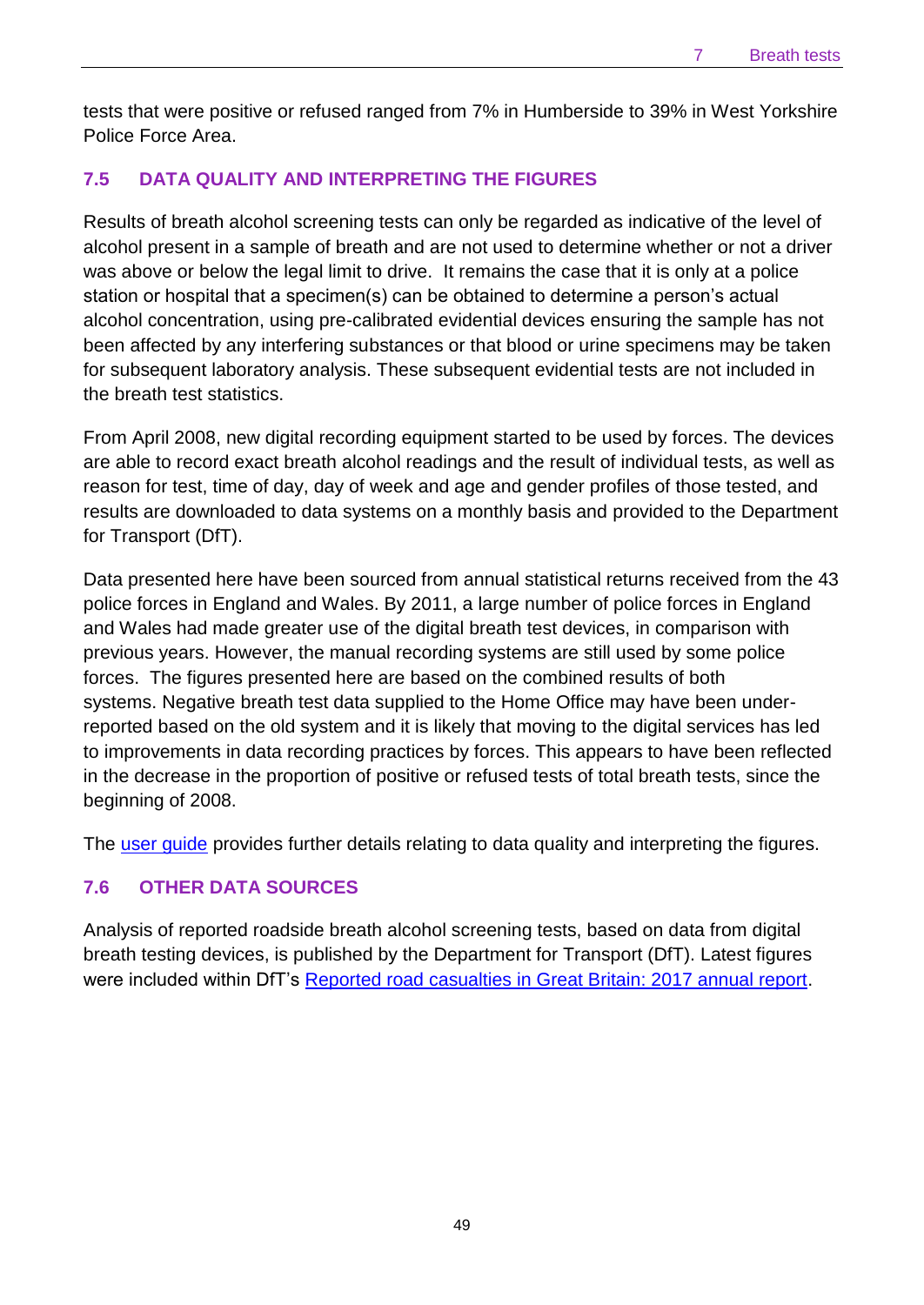tests that were positive or refused ranged from 7% in Humberside to 39% in West Yorkshire Police Force Area.

### 7.5 DATA QUALITY AND INTERPRETING THE FIGURES

Results of breath alcohol screening tests can only be regarded as indicative of the level of alcohol present in a sample of breath and are not used to determine whether or not a driver was above or below the legal limit to drive. It remains the case that it is only at a police station or hospital that a specimen(s) can be obtained to determine a person's actual alcohol concentration, using pre-calibrated evidential devices ensuring the sample has not been affected by any interfering substances or that blood or urine specimens may be taken for subsequent laboratory analysis. These subsequent evidential tests are not included in the breath test statistics.

From April 2008, new digital recording equipment started to be used by forces. The devices are able to record exact breath alcohol readings and the result of individual tests, as well as reason for test, time of day, day of week and age and gender profiles of those tested, and results are downloaded to data systems on a monthly basis and provided to the Department for Transport (DfT).

Data presented here have been sourced from annual statistical returns received from the 43 police forces in England and Wales. By 2011, a large number of police forces in England and Wales had made greater use of the digital breath test devices, in comparison with previous years. However, the manual recording systems are still used by some police forces. The figures presented here are based on the combined results of both systems. Negative breath test data supplied to the Home Office may have been under-reported based on the old system and it is likely that moving to the digital services has led to improvements in data recording practices by forces. This appears to have been reflected in the decrease in the proportion of positive or refused tests of total breath tests, since the beginning of 2008.

The user guide provides further details relating to data quality and interpreting the figures.

### 7.6 OTHER DATA SOURCES

Analysis of reported roadside breath alcohol screening tests, based on data from digital breath testing devices, is published by the Department for Transport (DfT). Latest figures were included within DfT's Reported road casualties in Great Britain: 2017 annual report.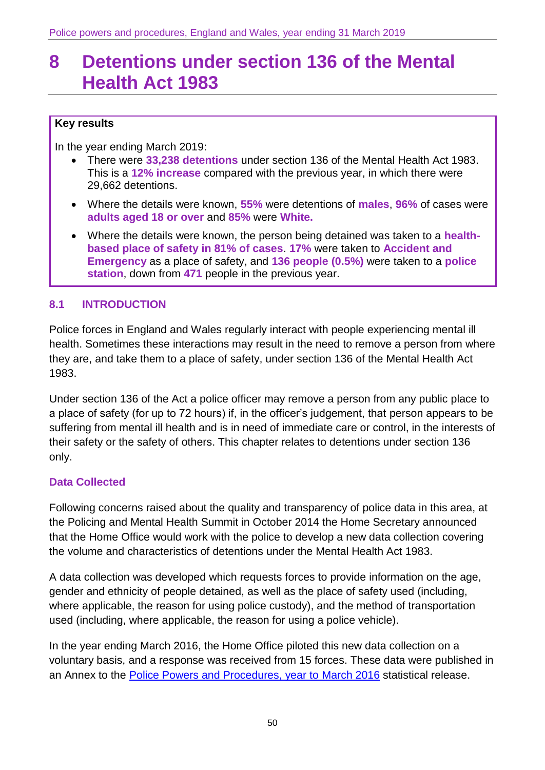# 8 Detentions under section 136 of the Mental Health Act 1983

**Key results**

In the year ending March 2019:

- There were **33,238 detentions** under section 136 of the Mental Health Act 1983. This is a **12% increase** compared with the previous year, in which there were 29,662 detentions.
- Where the details were known, **55%** were detentions of **males**, **96%** of cases were **adults aged 18 or over** and **85%** were **White.**
- Where the details were known, the person being detained was taken to a **health-based place of safety in 81% of cases**. **17%** were taken to **Accident and Emergency** as a place of safety, and **136 people (0.5%)** were taken to a **police station**, down from **471** people in the previous year.

## 8.1 INTRODUCTION

Police forces in England and Wales regularly interact with people experiencing mental ill health. Sometimes these interactions may result in the need to remove a person from where they are, and take them to a place of safety, under section 136 of the Mental Health Act 1983.

Under section 136 of the Act a police officer may remove a person from any public place to a place of safety (for up to 72 hours) if, in the officer's judgement, that person appears to be suffering from mental ill health and is in need of immediate care or control, in the interests of their safety or the safety of others. This chapter relates to detentions under section 136 only.

### Data Collected

Following concerns raised about the quality and transparency of police data in this area, at the Policing and Mental Health Summit in October 2014 the Home Secretary announced that the Home Office would work with the police to develop a new data collection covering the volume and characteristics of detentions under the Mental Health Act 1983.

A data collection was developed which requests forces to provide information on the age, gender and ethnicity of people detained, as well as the place of safety used (including, where applicable, the reason for using police custody), and the method of transportation used (including, where applicable, the reason for using a police vehicle).

In the year ending March 2016, the Home Office piloted this new data collection on a voluntary basis, and a response was received from 15 forces. These data were published in an Annex to the Police Powers and Procedures, year to March 2016 statistical release.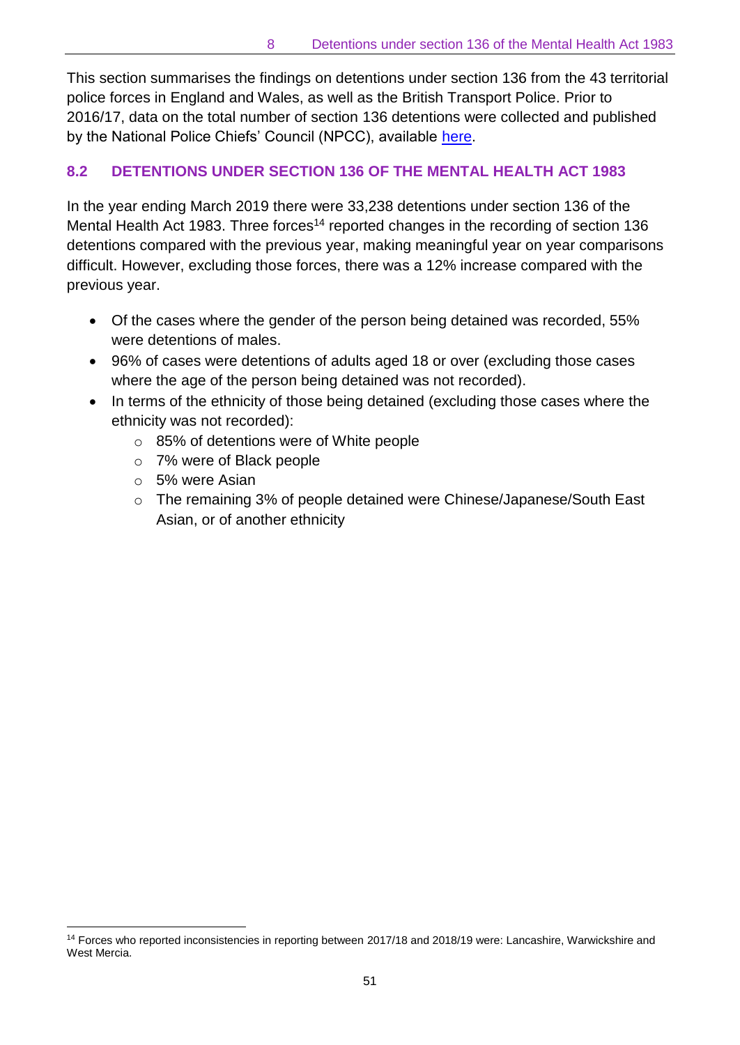This section summarises the findings on detentions under section 136 from the 43 territorial police forces in England and Wales, as well as the British Transport Police. Prior to 2016/17, data on the total number of section 136 detentions were collected and published by the National Police Chiefs' Council (NPCC), available here.

## 8.2 DETENTIONS UNDER SECTION 136 OF THE MENTAL HEALTH ACT 1983

In the year ending March 2019 there were 33,238 detentions under section 136 of the Mental Health Act 1983. Three forces[14] reported changes in the recording of section 136 detentions compared with the previous year, making meaningful year on year comparisons difficult. However, excluding those forces, there was a 12% increase compared with the previous year.

- Of the cases where the gender of the person being detained was recorded, 55% were detentions of males.
- 96% of cases were detentions of adults aged 18 or over (excluding those cases where the age of the person being detained was not recorded).
- In terms of the ethnicity of those being detained (excluding those cases where the ethnicity was not recorded):
  - 85% of detentions were of White people
  - 7% were of Black people
  - 5% were Asian
  - The remaining 3% of people detained were Chinese/Japanese/South East Asian, or of another ethnicity

[14] Forces who reported inconsistencies in reporting between 2017/18 and 2018/19 were: Lancashire, Warwickshire and West Mercia.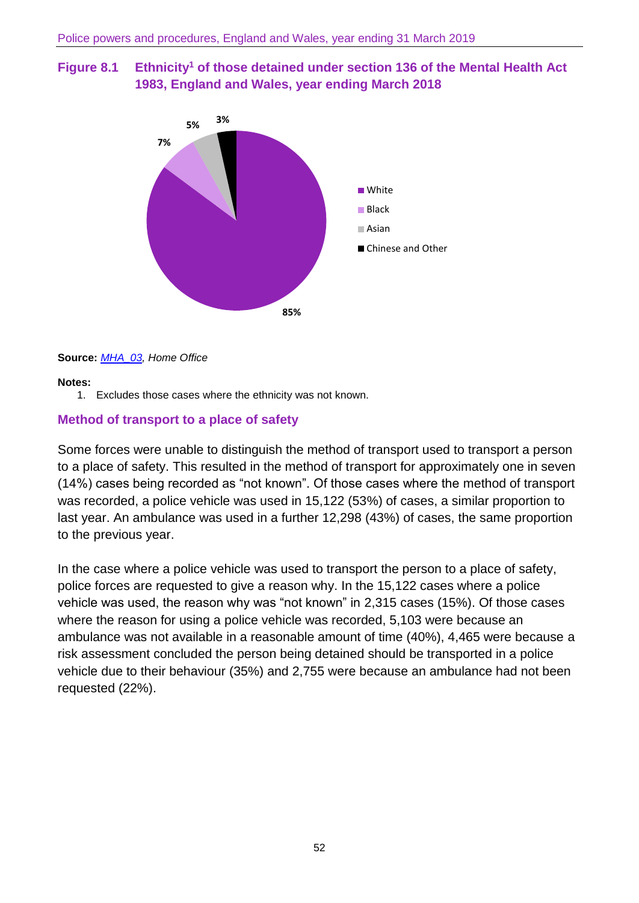**Figure 8.1 Ethnicity[1] of those detained under section 136 of the Mental Health Act 1983, England and Wales, year ending March 2018**

| Ethnicity | Percentage |
|---|---|
| White | 85% |
| Black | 7% |
| Asian | 5% |
| Chinese and Other | 3% |

**Source:** *MHA_03*, *Home Office*

**Notes:**

1. Excludes those cases where the ethnicity was not known.

### Method of transport to a place of safety

Some forces were unable to distinguish the method of transport used to transport a person to a place of safety. This resulted in the method of transport for approximately one in seven (14%) cases being recorded as "not known". Of those cases where the method of transport was recorded, a police vehicle was used in 15,122 (53%) of cases, a similar proportion to last year. An ambulance was used in a further 12,298 (43%) of cases, the same proportion to the previous year.

In the case where a police vehicle was used to transport the person to a place of safety, police forces are requested to give a reason why. In the 15,122 cases where a police vehicle was used, the reason why was "not known" in 2,315 cases (15%). Of those cases where the reason for using a police vehicle was recorded, 5,103 were because an ambulance was not available in a reasonable amount of time (40%), 4,465 were because a risk assessment concluded the person being detained should be transported in a police vehicle due to their behaviour (35%) and 2,755 were because an ambulance had not been requested (22%).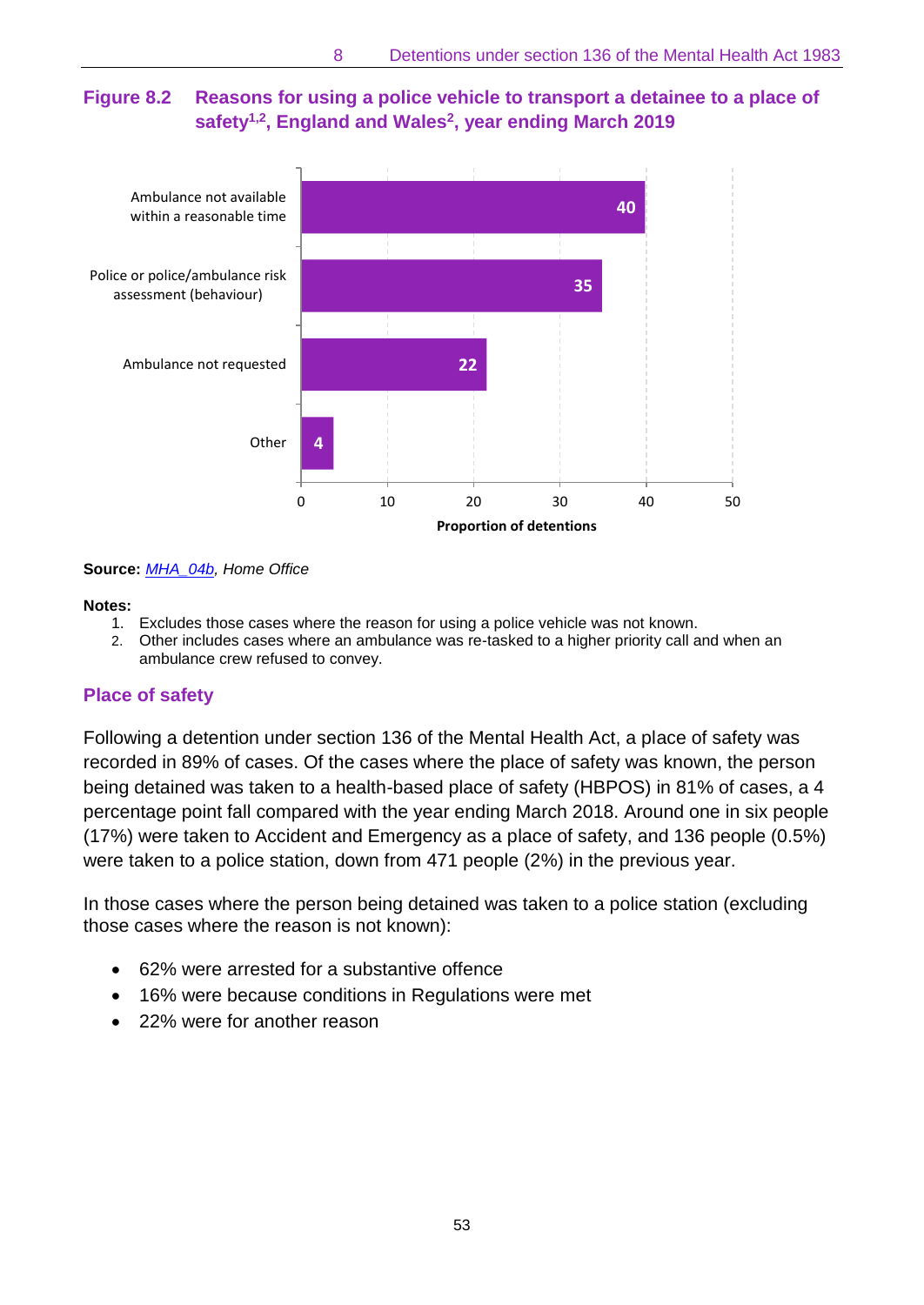**Figure 8.2 Reasons for using a police vehicle to transport a detainee to a place of safety[1,2], England and Wales[2], year ending March 2019**

| Reason | Proportion of detentions |
|---|---|
| Ambulance not available within a reasonable time | 40 |
| Police or police/ambulance risk assessment (behaviour) | 35 |
| Ambulance not requested | 22 |
| Other | 4 |

**Source:** *MHA_04b, Home Office*

**Notes:**

1. Excludes those cases where the reason for using a police vehicle was not known.
2. Other includes cases where an ambulance was re-tasked to a higher priority call and when an ambulance crew refused to convey.

## Place of safety

Following a detention under section 136 of the Mental Health Act, a place of safety was recorded in 89% of cases. Of the cases where the place of safety was known, the person being detained was taken to a health-based place of safety (HBPOS) in 81% of cases, a 4 percentage point fall compared with the year ending March 2018. Around one in six people (17%) were taken to Accident and Emergency as a place of safety, and 136 people (0.5%) were taken to a police station, down from 471 people (2%) in the previous year.

In those cases where the person being detained was taken to a police station (excluding those cases where the reason is not known):

- 62% were arrested for a substantive offence
- 16% were because conditions in Regulations were met
- 22% were for another reason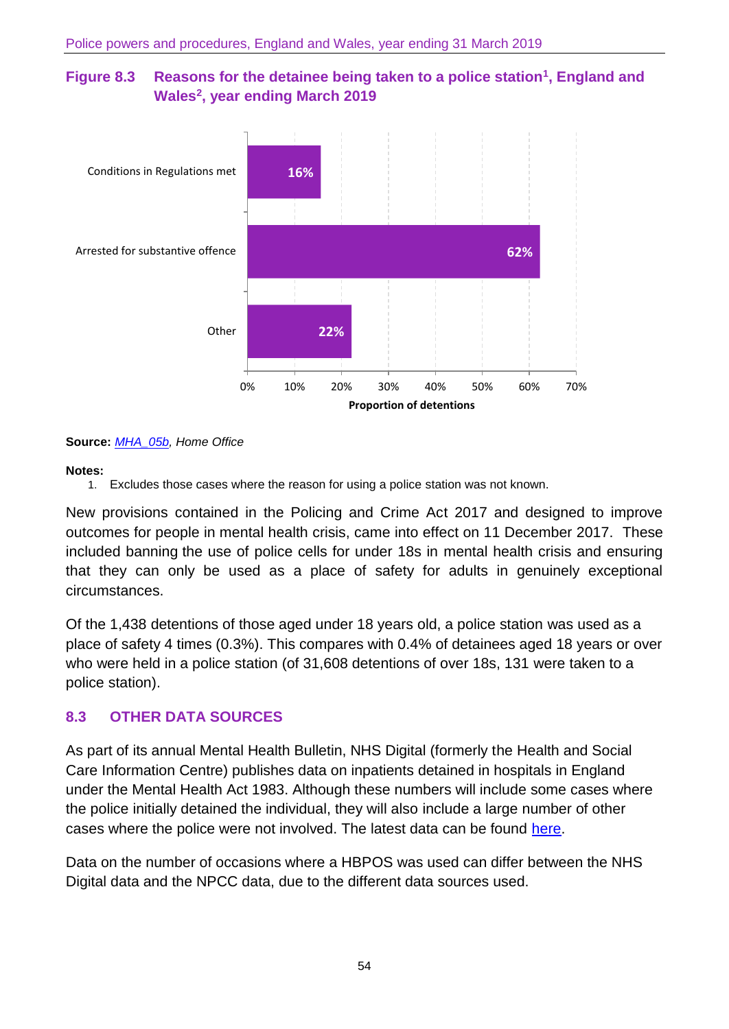**Figure 8.3 Reasons for the detainee being taken to a police station[1], England and Wales[2], year ending March 2019**

| Reason | Proportion of detentions |
|---|---|
| Conditions in Regulations met | 16% |
| Arrested for substantive offence | 62% |
| Other | 22% |

**Source:** *MHA_05b, Home Office*

**Notes:**

1. Excludes those cases where the reason for using a police station was not known.

New provisions contained in the Policing and Crime Act 2017 and designed to improve outcomes for people in mental health crisis, came into effect on 11 December 2017. These included banning the use of police cells for under 18s in mental health crisis and ensuring that they can only be used as a place of safety for adults in genuinely exceptional circumstances.

Of the 1,438 detentions of those aged under 18 years old, a police station was used as a place of safety 4 times (0.3%). This compares with 0.4% of detainees aged 18 years or over who were held in a police station (of 31,608 detentions of over 18s, 131 were taken to a police station).

## 8.3 OTHER DATA SOURCES

As part of its annual Mental Health Bulletin, NHS Digital (formerly the Health and Social Care Information Centre) publishes data on inpatients detained in hospitals in England under the Mental Health Act 1983. Although these numbers will include some cases where the police initially detained the individual, they will also include a large number of other cases where the police were not involved. The latest data can be found here.

Data on the number of occasions where a HBPOS was used can differ between the NHS Digital data and the NPCC data, due to the different data sources used.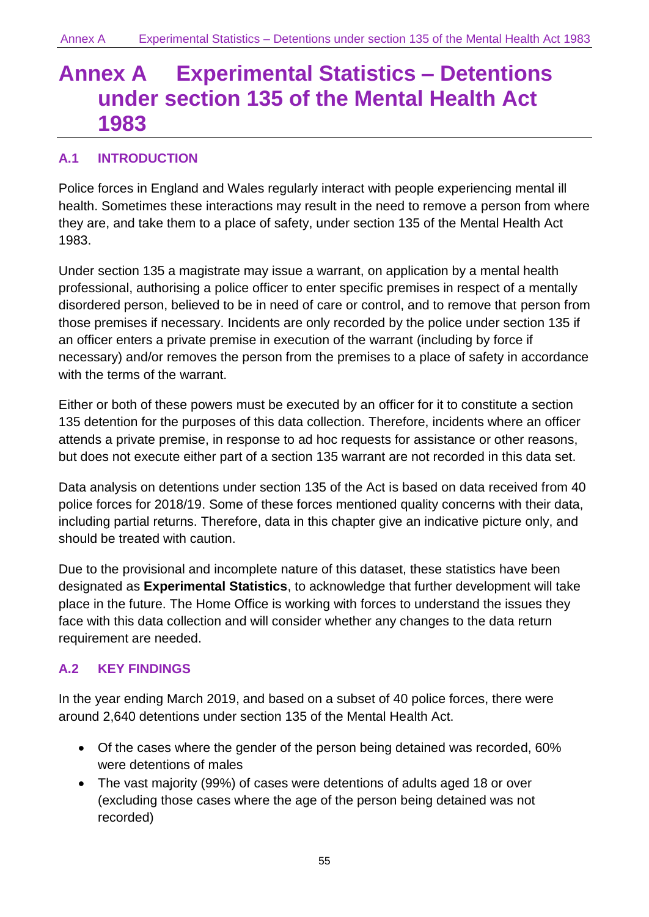# Annex A Experimental Statistics – Detentions under section 135 of the Mental Health Act 1983

## A.1 INTRODUCTION

Police forces in England and Wales regularly interact with people experiencing mental ill health. Sometimes these interactions may result in the need to remove a person from where they are, and take them to a place of safety, under section 135 of the Mental Health Act 1983.

Under section 135 a magistrate may issue a warrant, on application by a mental health professional, authorising a police officer to enter specific premises in respect of a mentally disordered person, believed to be in need of care or control, and to remove that person from those premises if necessary. Incidents are only recorded by the police under section 135 if an officer enters a private premise in execution of the warrant (including by force if necessary) and/or removes the person from the premises to a place of safety in accordance with the terms of the warrant.

Either or both of these powers must be executed by an officer for it to constitute a section 135 detention for the purposes of this data collection. Therefore, incidents where an officer attends a private premise, in response to ad hoc requests for assistance or other reasons, but does not execute either part of a section 135 warrant are not recorded in this data set.

Data analysis on detentions under section 135 of the Act is based on data received from 40 police forces for 2018/19. Some of these forces mentioned quality concerns with their data, including partial returns. Therefore, data in this chapter give an indicative picture only, and should be treated with caution.

Due to the provisional and incomplete nature of this dataset, these statistics have been designated as **Experimental Statistics**, to acknowledge that further development will take place in the future. The Home Office is working with forces to understand the issues they face with this data collection and will consider whether any changes to the data return requirement are needed.

## A.2 KEY FINDINGS

In the year ending March 2019, and based on a subset of 40 police forces, there were around 2,640 detentions under section 135 of the Mental Health Act.

- Of the cases where the gender of the person being detained was recorded, 60% were detentions of males
- The vast majority (99%) of cases were detentions of adults aged 18 or over (excluding those cases where the age of the person being detained was not recorded)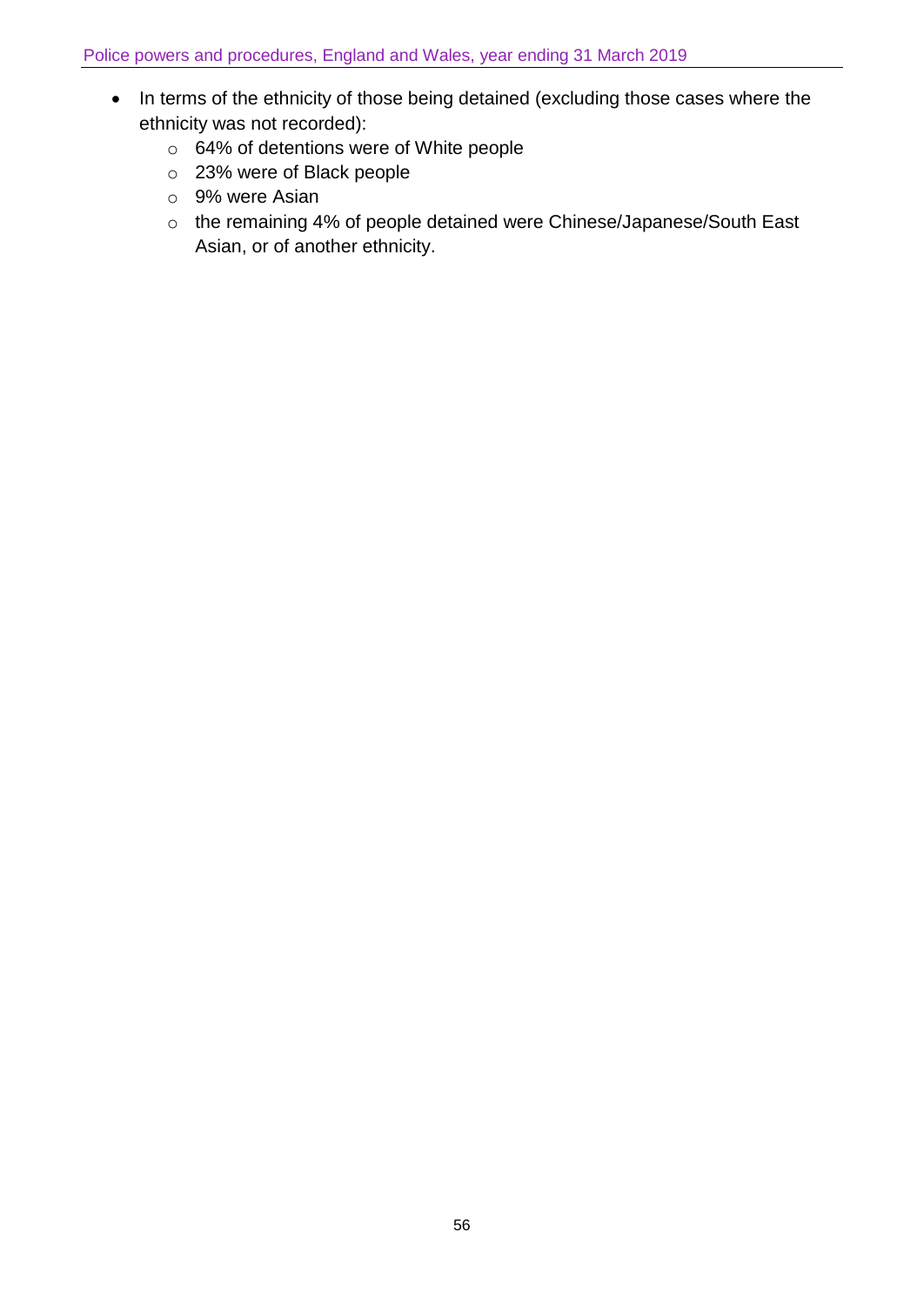- In terms of the ethnicity of those being detained (excluding those cases where the ethnicity was not recorded):
  - 64% of detentions were of White people
  - 23% were of Black people
  - 9% were Asian
  - the remaining 4% of people detained were Chinese/Japanese/South East Asian, or of another ethnicity.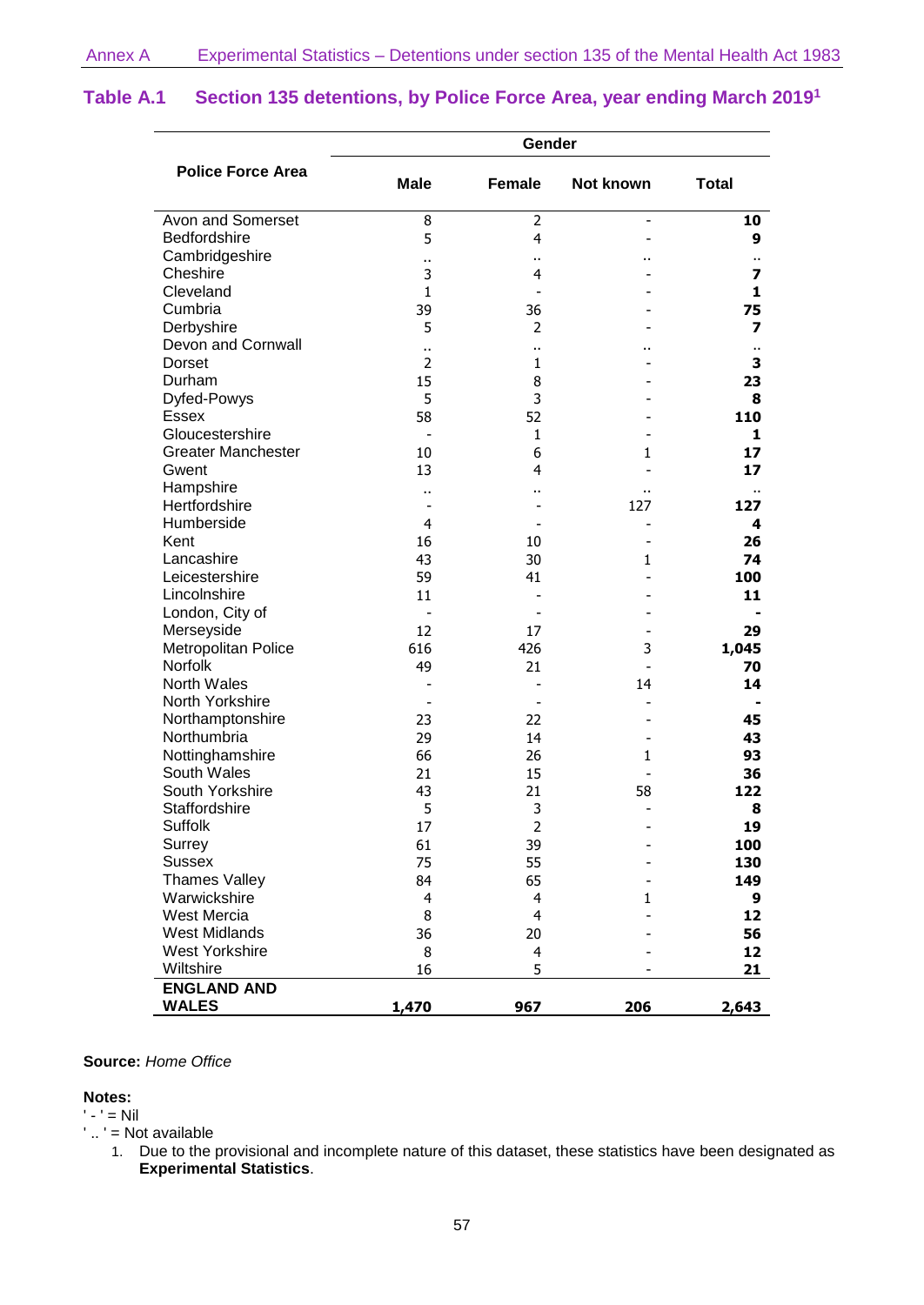## Table A.1 Section 135 detentions, by Police Force Area, year ending March 2019[1]

| Police Force Area | Gender | | | |
|---|---|---|---|---|
| | Male | Female | Not known | Total |
| Avon and Somerset | 8 | 2 | - | **10** |
| Bedfordshire | 5 | 4 | - | **9** |
| Cambridgeshire | .. | .. | .. | **..** |
| Cheshire | 3 | 4 | - | **7** |
| Cleveland | 1 | - | - | **1** |
| Cumbria | 39 | 36 | - | **75** |
| Derbyshire | 5 | 2 | - | **7** |
| Devon and Cornwall | .. | .. | .. | **..** |
| Dorset | 2 | 1 | - | **3** |
| Durham | 15 | 8 | - | **23** |
| Dyfed-Powys | 5 | 3 | - | **8** |
| Essex | 58 | 52 | - | **110** |
| Gloucestershire | - | 1 | - | **1** |
| Greater Manchester | 10 | 6 | 1 | **17** |
| Gwent | 13 | 4 | - | **17** |
| Hampshire | .. | .. | .. | **..** |
| Hertfordshire | - | - | 127 | **127** |
| Humberside | 4 | - | - | **4** |
| Kent | 16 | 10 | - | **26** |
| Lancashire | 43 | 30 | 1 | **74** |
| Leicestershire | 59 | 41 | - | **100** |
| Lincolnshire | 11 | - | - | **11** |
| London, City of | - | - | - | **-** |
| Merseyside | 12 | 17 | - | **29** |
| Metropolitan Police | 616 | 426 | 3 | **1,045** |
| Norfolk | 49 | 21 | - | **70** |
| North Wales | - | - | 14 | **14** |
| North Yorkshire | - | - | - | **-** |
| Northamptonshire | 23 | 22 | - | **45** |
| Northumbria | 29 | 14 | - | **43** |
| Nottinghamshire | 66 | 26 | 1 | **93** |
| South Wales | 21 | 15 | - | **36** |
| South Yorkshire | 43 | 21 | 58 | **122** |
| Staffordshire | 5 | 3 | - | **8** |
| Suffolk | 17 | 2 | - | **19** |
| Surrey | 61 | 39 | - | **100** |
| Sussex | 75 | 55 | - | **130** |
| Thames Valley | 84 | 65 | - | **149** |
| Warwickshire | 4 | 4 | 1 | **9** |
| West Mercia | 8 | 4 | - | **12** |
| West Midlands | 36 | 20 | - | **56** |
| West Yorkshire | 8 | 4 | - | **12** |
| Wiltshire | 16 | 5 | - | **21** |
| **ENGLAND AND WALES** | **1,470** | **967** | **206** | **2,643** |

**Source:** *Home Office*

**Notes:**

' - ' = Nil

' .. ' = Not available

1. Due to the provisional and incomplete nature of this dataset, these statistics have been designated as **Experimental Statistics**.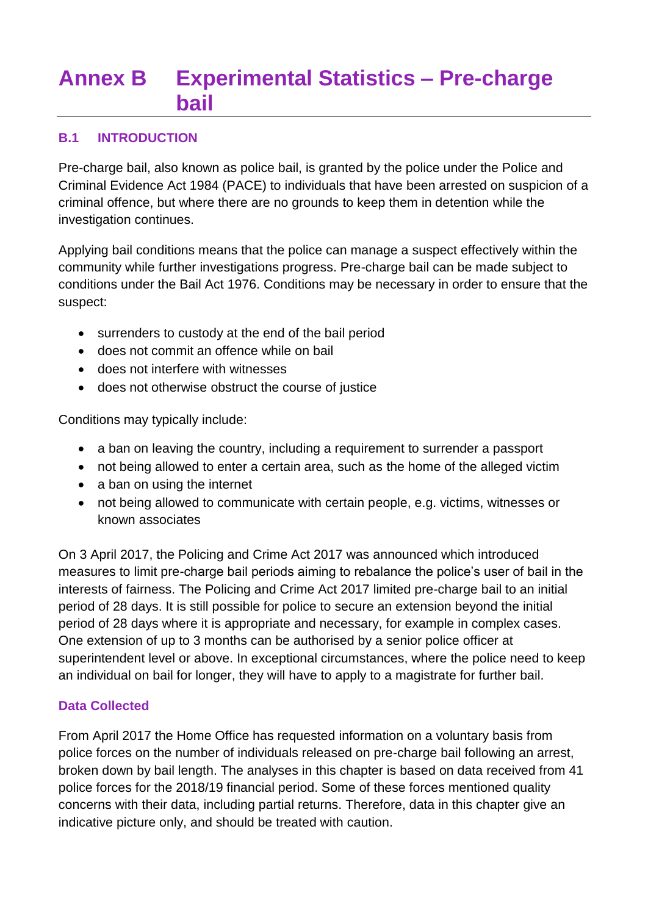# Annex B Experimental Statistics – Pre-charge bail

## B.1 INTRODUCTION

Pre-charge bail, also known as police bail, is granted by the police under the Police and Criminal Evidence Act 1984 (PACE) to individuals that have been arrested on suspicion of a criminal offence, but where there are no grounds to keep them in detention while the investigation continues.

Applying bail conditions means that the police can manage a suspect effectively within the community while further investigations progress. Pre-charge bail can be made subject to conditions under the Bail Act 1976. Conditions may be necessary in order to ensure that the suspect:

- surrenders to custody at the end of the bail period
- does not commit an offence while on bail
- does not interfere with witnesses
- does not otherwise obstruct the course of justice

Conditions may typically include:

- a ban on leaving the country, including a requirement to surrender a passport
- not being allowed to enter a certain area, such as the home of the alleged victim
- a ban on using the internet
- not being allowed to communicate with certain people, e.g. victims, witnesses or known associates

On 3 April 2017, the Policing and Crime Act 2017 was announced which introduced measures to limit pre-charge bail periods aiming to rebalance the police's user of bail in the interests of fairness. The Policing and Crime Act 2017 limited pre-charge bail to an initial period of 28 days. It is still possible for police to secure an extension beyond the initial period of 28 days where it is appropriate and necessary, for example in complex cases. One extension of up to 3 months can be authorised by a senior police officer at superintendent level or above. In exceptional circumstances, where the police need to keep an individual on bail for longer, they will have to apply to a magistrate for further bail.

### Data Collected

From April 2017 the Home Office has requested information on a voluntary basis from police forces on the number of individuals released on pre-charge bail following an arrest, broken down by bail length. The analyses in this chapter is based on data received from 41 police forces for the 2018/19 financial period. Some of these forces mentioned quality concerns with their data, including partial returns. Therefore, data in this chapter give an indicative picture only, and should be treated with caution.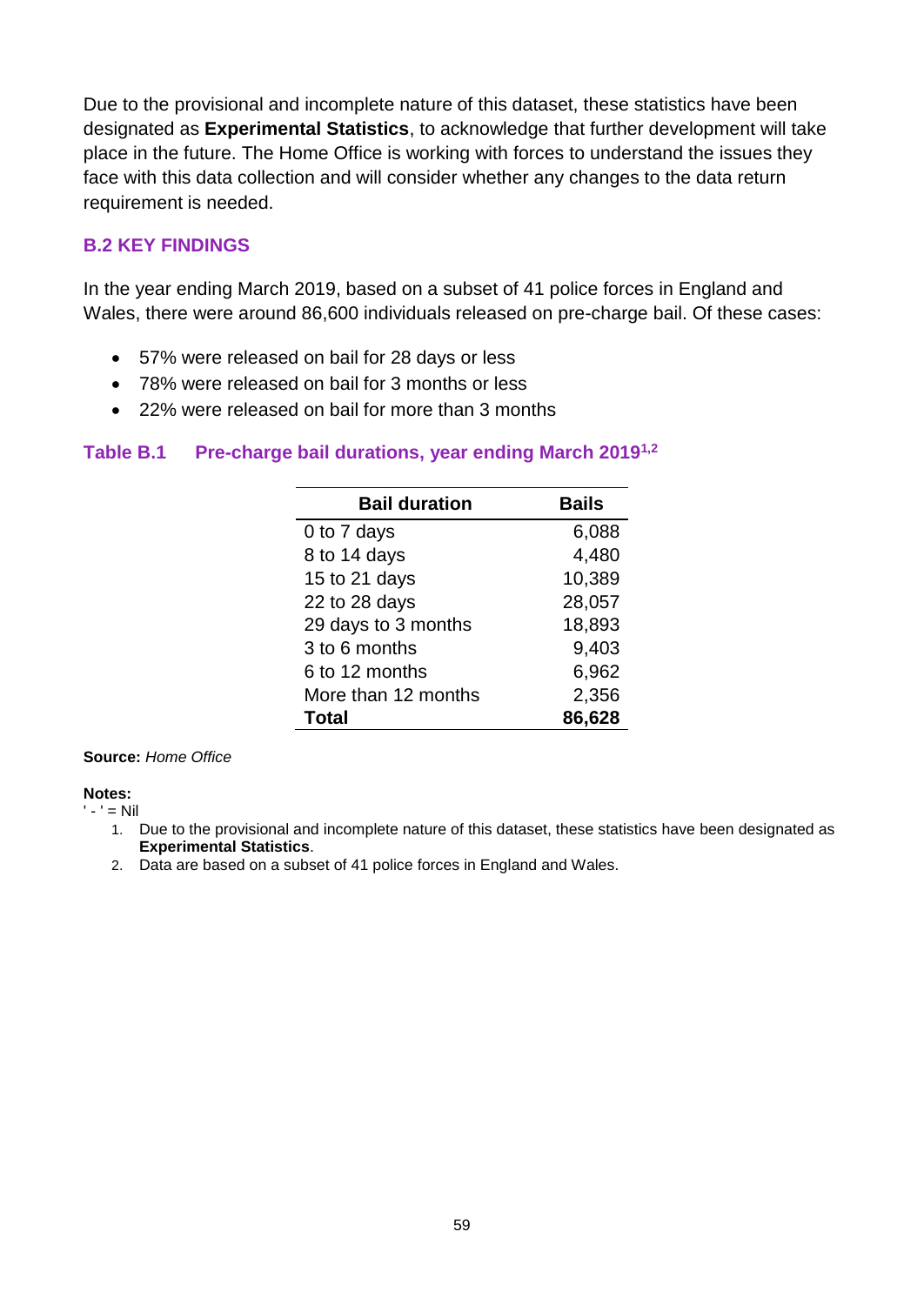Due to the provisional and incomplete nature of this dataset, these statistics have been designated as **Experimental Statistics**, to acknowledge that further development will take place in the future. The Home Office is working with forces to understand the issues they face with this data collection and will consider whether any changes to the data return requirement is needed.

## B.2 KEY FINDINGS

In the year ending March 2019, based on a subset of 41 police forces in England and Wales, there were around 86,600 individuals released on pre-charge bail. Of these cases:

- 57% were released on bail for 28 days or less
- 78% were released on bail for 3 months or less
- 22% were released on bail for more than 3 months

### Table B.1 Pre-charge bail durations, year ending March 2019[1,2]

| Bail duration | Bails |
|---|---|
| 0 to 7 days | 6,088 |
| 8 to 14 days | 4,480 |
| 15 to 21 days | 10,389 |
| 22 to 28 days | 28,057 |
| 29 days to 3 months | 18,893 |
| 3 to 6 months | 9,403 |
| 6 to 12 months | 6,962 |
| More than 12 months | 2,356 |
| **Total** | **86,628** |

**Source:** *Home Office*

**Notes:**

' - ' = Nil

1. Due to the provisional and incomplete nature of this dataset, these statistics have been designated as **Experimental Statistics**.
2. Data are based on a subset of 41 police forces in England and Wales.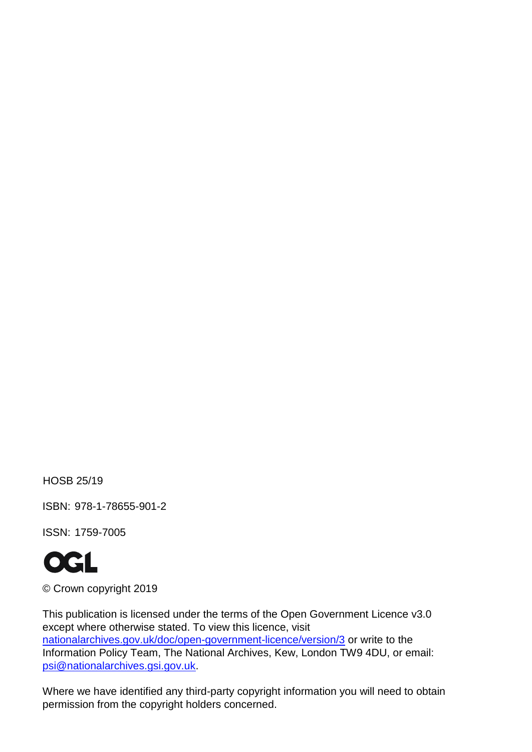HOSB 25/19

ISBN: 978-1-78655-901-2

ISSN: 1759-7005

OGL

© Crown copyright 2019

This publication is licensed under the terms of the Open Government Licence v3.0 except where otherwise stated. To view this licence, visit nationalarchives.gov.uk/doc/open-government-licence/version/3 or write to the Information Policy Team, The National Archives, Kew, London TW9 4DU, or email: psi@nationalarchives.gsi.gov.uk.

Where we have identified any third-party copyright information you will need to obtain permission from the copyright holders concerned.